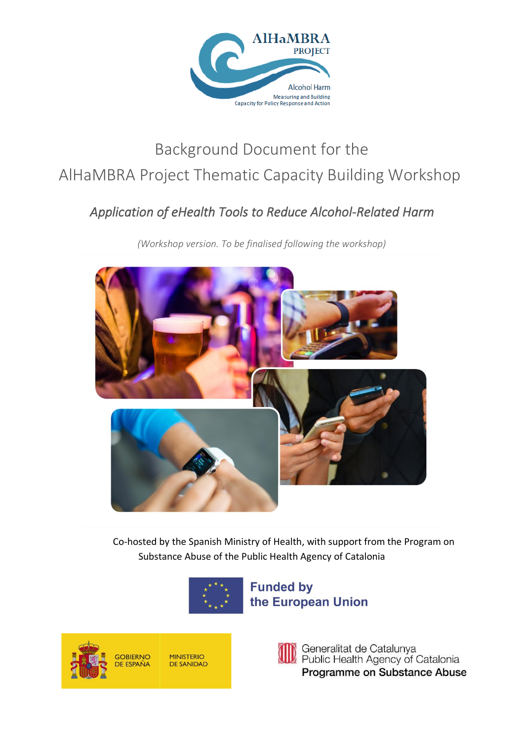AlHaMBRA PROJECT

Alcohol Harm
Measuring and Building
Capacity for Policy Response and Action

# Background Document for the AlHaMBRA Project Thematic Capacity Building Workshop

## *Application of eHealth Tools to Reduce Alcohol-Related Harm*

*(Workshop version. To be finalised following the workshop)*

Co-hosted by the Spanish Ministry of Health, with support from the Program on Substance Abuse of the Public Health Agency of Catalonia

Funded by the European Union

GOBIERNO DE ESPAÑA | MINISTERIO DE SANIDAD

Generalitat de Catalunya
Public Health Agency of Catalonia
**Programme on Substance Abuse**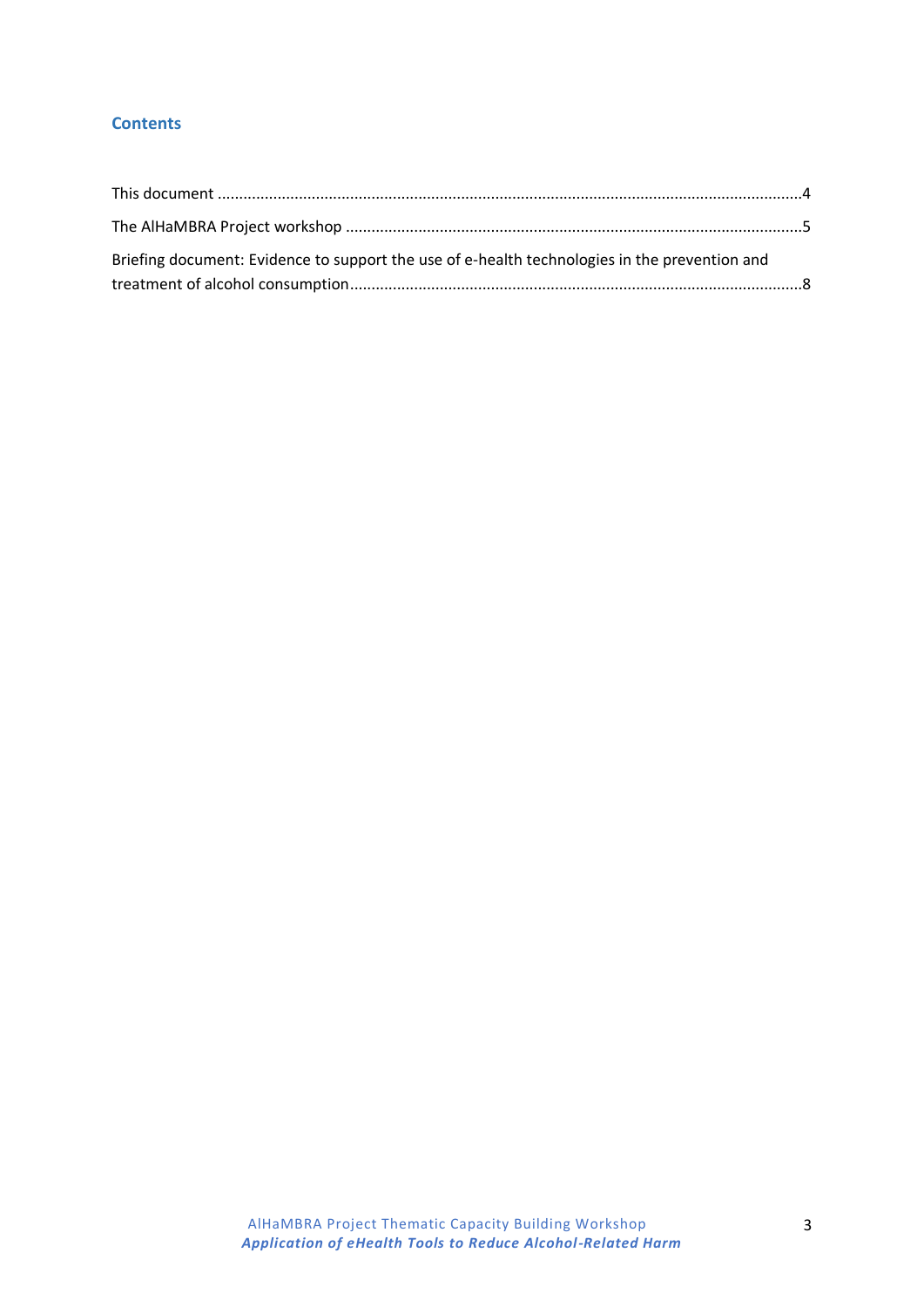## Contents

This document ....................................................................................................................................4

The AlHaMBRA Project workshop ...........................................................................................................5

Briefing document: Evidence to support the use of e-health technologies in the prevention and treatment of alcohol consumption..........................................................................................................8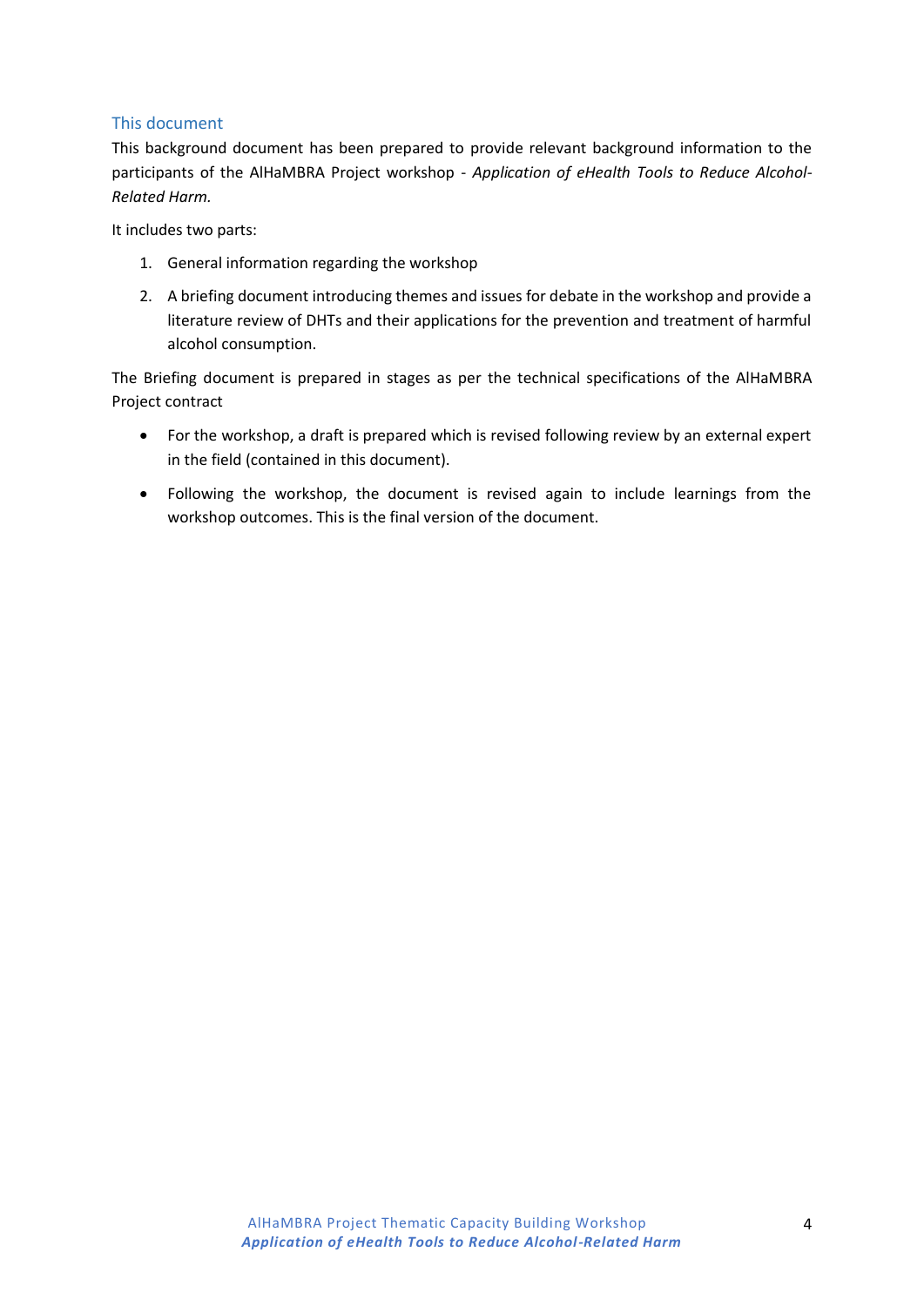## This document

This background document has been prepared to provide relevant background information to the participants of the AlHaMBRA Project workshop - *Application of eHealth Tools to Reduce Alcohol-Related Harm.*

It includes two parts:

1. General information regarding the workshop
2. A briefing document introducing themes and issues for debate in the workshop and provide a literature review of DHTs and their applications for the prevention and treatment of harmful alcohol consumption.

The Briefing document is prepared in stages as per the technical specifications of the AlHaMBRA Project contract

- For the workshop, a draft is prepared which is revised following review by an external expert in the field (contained in this document).
- Following the workshop, the document is revised again to include learnings from the workshop outcomes. This is the final version of the document.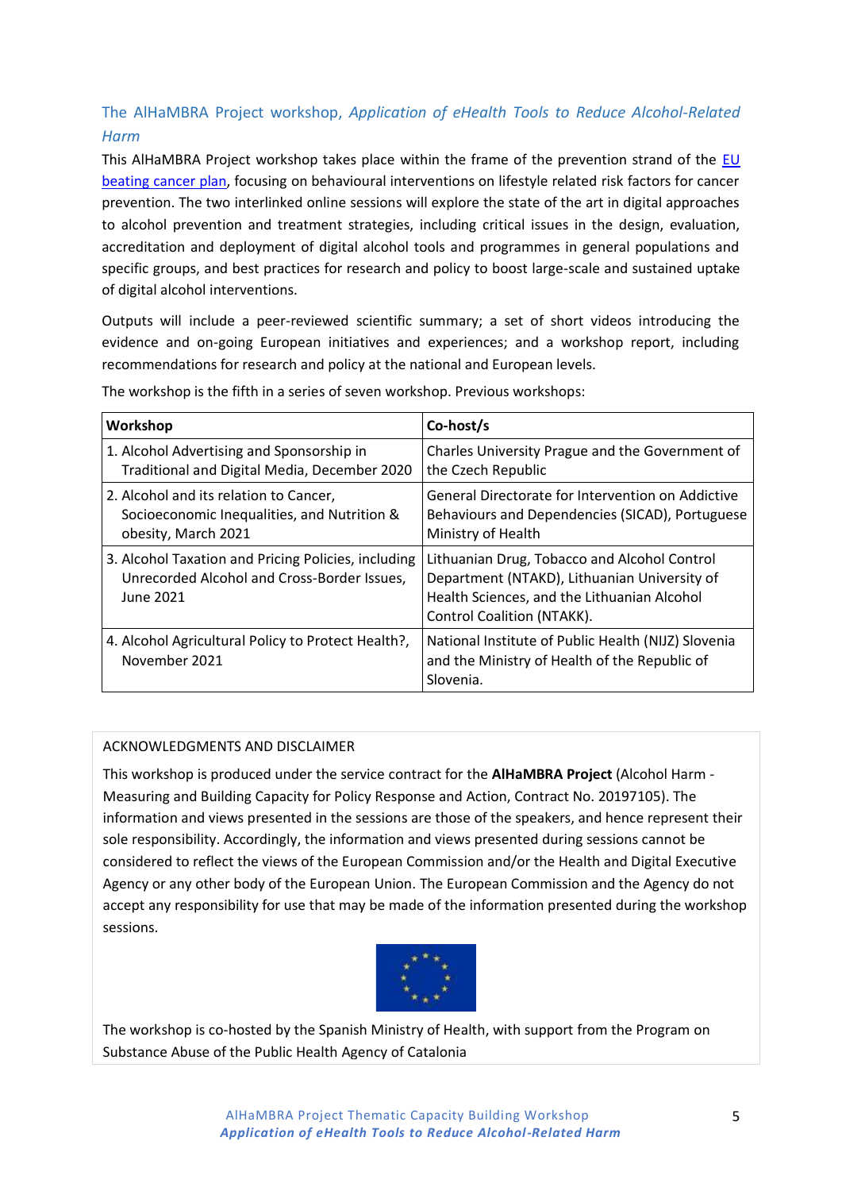## The AlHaMBRA Project workshop, *Application of eHealth Tools to Reduce Alcohol-Related Harm*

This AlHaMBRA Project workshop takes place within the frame of the prevention strand of the EU beating cancer plan, focusing on behavioural interventions on lifestyle related risk factors for cancer prevention. The two interlinked online sessions will explore the state of the art in digital approaches to alcohol prevention and treatment strategies, including critical issues in the design, evaluation, accreditation and deployment of digital alcohol tools and programmes in general populations and specific groups, and best practices for research and policy to boost large-scale and sustained uptake of digital alcohol interventions.

Outputs will include a peer-reviewed scientific summary; a set of short videos introducing the evidence and on-going European initiatives and experiences; and a workshop report, including recommendations for research and policy at the national and European levels.

The workshop is the fifth in a series of seven workshop. Previous workshops:

| Workshop | Co-host/s |
|---|---|
| 1. Alcohol Advertising and Sponsorship in Traditional and Digital Media, December 2020 | Charles University Prague and the Government of the Czech Republic |
| 2. Alcohol and its relation to Cancer, Socioeconomic Inequalities, and Nutrition & obesity, March 2021 | General Directorate for Intervention on Addictive Behaviours and Dependencies (SICAD), Portuguese Ministry of Health |
| 3. Alcohol Taxation and Pricing Policies, including Unrecorded Alcohol and Cross-Border Issues, June 2021 | Lithuanian Drug, Tobacco and Alcohol Control Department (NTAKD), Lithuanian University of Health Sciences, and the Lithuanian Alcohol Control Coalition (NTAKK). |
| 4. Alcohol Agricultural Policy to Protect Health?, November 2021 | National Institute of Public Health (NIJZ) Slovenia and the Ministry of Health of the Republic of Slovenia. |

ACKNOWLEDGMENTS AND DISCLAIMER

This workshop is produced under the service contract for the **AlHaMBRA Project** (Alcohol Harm - Measuring and Building Capacity for Policy Response and Action, Contract No. 20197105). The information and views presented in the sessions are those of the speakers, and hence represent their sole responsibility. Accordingly, the information and views presented during sessions cannot be considered to reflect the views of the European Commission and/or the Health and Digital Executive Agency or any other body of the European Union. The European Commission and the Agency do not accept any responsibility for use that may be made of the information presented during the workshop sessions.

The workshop is co-hosted by the Spanish Ministry of Health, with support from the Program on Substance Abuse of the Public Health Agency of Catalonia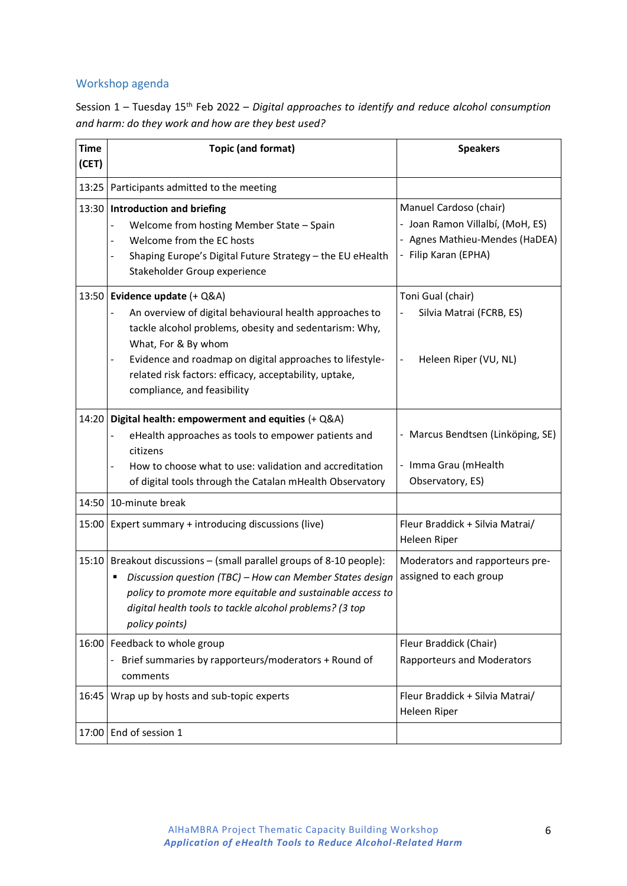## Workshop agenda

Session 1 – Tuesday 15th Feb 2022 – *Digital approaches to identify and reduce alcohol consumption and harm: do they work and how are they best used?*

| Time (CET) | Topic (and format) | Speakers |
|---|---|---|
| 13:25 | Participants admitted to the meeting | |
| 13:30 | **Introduction and briefing**<br>- Welcome from hosting Member State – Spain<br>- Welcome from the EC hosts<br>- Shaping Europe's Digital Future Strategy – the EU eHealth Stakeholder Group experience | Manuel Cardoso (chair)<br>- Joan Ramon Villalbí, (MoH, ES)<br>- Agnes Mathieu-Mendes (HaDEA)<br>- Filip Karan (EPHA) |
| 13:50 | **Evidence update** (+ Q&A)<br>- An overview of digital behavioural health approaches to tackle alcohol problems, obesity and sedentarism: Why, What, For & By whom<br>- Evidence and roadmap on digital approaches to lifestyle-related risk factors: efficacy, acceptability, uptake, compliance, and feasibility | Toni Gual (chair)<br>- Silvia Matrai (FCRB, ES)<br>- Heleen Riper (VU, NL) |
| 14:20 | **Digital health: empowerment and equities** (+ Q&A)<br>- eHealth approaches as tools to empower patients and citizens<br>- How to choose what to use: validation and accreditation of digital tools through the Catalan mHealth Observatory | - Marcus Bendtsen (Linköping, SE)<br>- Imma Grau (mHealth Observatory, ES) |
| 14:50 | 10-minute break | |
| 15:00 | Expert summary + introducing discussions (live) | Fleur Braddick + Silvia Matrai/ Heleen Riper |
| 15:10 | Breakout discussions – (small parallel groups of 8-10 people):<br>▪ *Discussion question (TBC) – How can Member States design policy to promote more equitable and sustainable access to digital health tools to tackle alcohol problems? (3 top policy points)* | Moderators and rapporteurs pre-assigned to each group |
| 16:00 | Feedback to whole group<br>- Brief summaries by rapporteurs/moderators + Round of comments | Fleur Braddick (Chair)<br>Rapporteurs and Moderators |
| 16:45 | Wrap up by hosts and sub-topic experts | Fleur Braddick + Silvia Matrai/ Heleen Riper |
| 17:00 | End of session 1 | |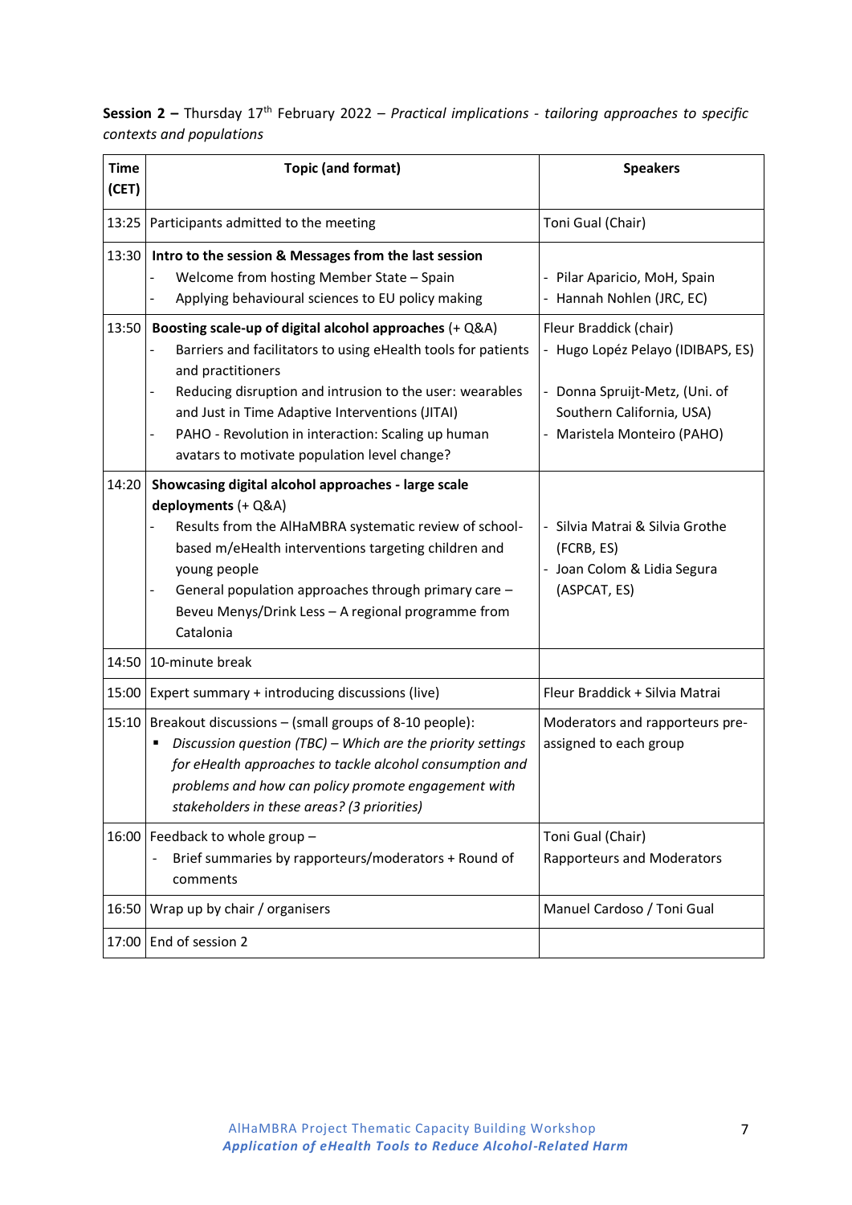**Session 2 –** Thursday 17th February 2022 – *Practical implications - tailoring approaches to specific contexts and populations*

| Time (CET) | Topic (and format) | Speakers |
|---|---|---|
| 13:25 | Participants admitted to the meeting | Toni Gual (Chair) |
| 13:30 | **Intro to the session & Messages from the last session**<br>- Welcome from hosting Member State – Spain<br>- Applying behavioural sciences to EU policy making | <br>- Pilar Aparicio, MoH, Spain<br>- Hannah Nohlen (JRC, EC) |
| 13:50 | **Boosting scale-up of digital alcohol approaches** (+ Q&A)<br>- Barriers and facilitators to using eHealth tools for patients and practitioners<br>- Reducing disruption and intrusion to the user: wearables and Just in Time Adaptive Interventions (JITAI)<br>- PAHO - Revolution in interaction: Scaling up human avatars to motivate population level change? | Fleur Braddick (chair)<br>- Hugo Lopéz Pelayo (IDIBAPS, ES)<br>- Donna Spruijt-Metz, (Uni. of Southern California, USA)<br>- Maristela Monteiro (PAHO) |
| 14:20 | **Showcasing digital alcohol approaches - large scale deployments** (+ Q&A)<br>- Results from the AlHaMBRA systematic review of school-based m/eHealth interventions targeting children and young people<br>- General population approaches through primary care – Beveu Menys/Drink Less – A regional programme from Catalonia | <br>- Silvia Matrai & Silvia Grothe (FCRB, ES)<br>- Joan Colom & Lidia Segura (ASPCAT, ES) |
| 14:50 | 10-minute break | |
| 15:00 | Expert summary + introducing discussions (live) | Fleur Braddick + Silvia Matrai |
| 15:10 | Breakout discussions – (small groups of 8-10 people):<br>▪ *Discussion question (TBC) – Which are the priority settings for eHealth approaches to tackle alcohol consumption and problems and how can policy promote engagement with stakeholders in these areas? (3 priorities)* | Moderators and rapporteurs pre-assigned to each group |
| 16:00 | Feedback to whole group –<br>- Brief summaries by rapporteurs/moderators + Round of comments | Toni Gual (Chair)<br>Rapporteurs and Moderators |
| 16:50 | Wrap up by chair / organisers | Manuel Cardoso / Toni Gual |
| 17:00 | End of session 2 | |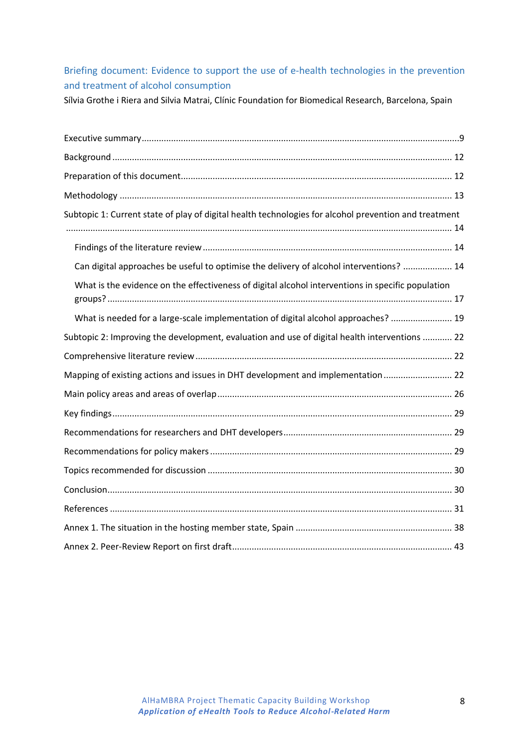## Briefing document: Evidence to support the use of e-health technologies in the prevention and treatment of alcohol consumption

Sílvia Grothe i Riera and Silvia Matrai, Clínic Foundation for Biomedical Research, Barcelona, Spain

- Executive summary ... 9
- Background ... 12
- Preparation of this document ... 12
- Methodology ... 13
- Subtopic 1: Current state of play of digital health technologies for alcohol prevention and treatment ... 14
  - Findings of the literature review ... 14
  - Can digital approaches be useful to optimise the delivery of alcohol interventions? ... 14
  - What is the evidence on the effectiveness of digital alcohol interventions in specific population groups? ... 17
  - What is needed for a large-scale implementation of digital alcohol approaches? ... 19
- Subtopic 2: Improving the development, evaluation and use of digital health interventions ... 22
- Comprehensive literature review ... 22
- Mapping of existing actions and issues in DHT development and implementation ... 22
- Main policy areas and areas of overlap ... 26
- Key findings ... 29
- Recommendations for researchers and DHT developers ... 29
- Recommendations for policy makers ... 29
- Topics recommended for discussion ... 30
- Conclusion ... 30
- References ... 31
- Annex 1. The situation in the hosting member state, Spain ... 38
- Annex 2. Peer-Review Report on first draft ... 43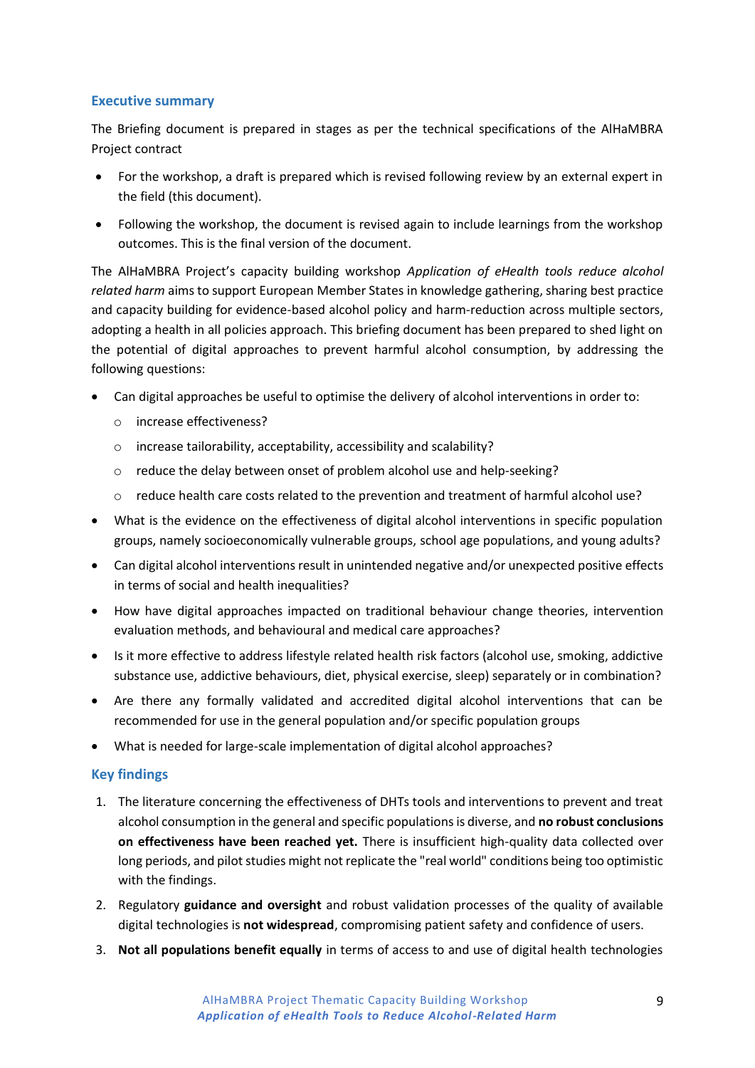## Executive summary

The Briefing document is prepared in stages as per the technical specifications of the AlHaMBRA Project contract

- For the workshop, a draft is prepared which is revised following review by an external expert in the field (this document).
- Following the workshop, the document is revised again to include learnings from the workshop outcomes. This is the final version of the document.

The AlHaMBRA Project's capacity building workshop *Application of eHealth tools reduce alcohol related harm* aims to support European Member States in knowledge gathering, sharing best practice and capacity building for evidence-based alcohol policy and harm-reduction across multiple sectors, adopting a health in all policies approach. This briefing document has been prepared to shed light on the potential of digital approaches to prevent harmful alcohol consumption, by addressing the following questions:

- Can digital approaches be useful to optimise the delivery of alcohol interventions in order to:
  - increase effectiveness?
  - increase tailorability, acceptability, accessibility and scalability?
  - reduce the delay between onset of problem alcohol use and help-seeking?
  - reduce health care costs related to the prevention and treatment of harmful alcohol use?
- What is the evidence on the effectiveness of digital alcohol interventions in specific population groups, namely socioeconomically vulnerable groups, school age populations, and young adults?
- Can digital alcohol interventions result in unintended negative and/or unexpected positive effects in terms of social and health inequalities?
- How have digital approaches impacted on traditional behaviour change theories, intervention evaluation methods, and behavioural and medical care approaches?
- Is it more effective to address lifestyle related health risk factors (alcohol use, smoking, addictive substance use, addictive behaviours, diet, physical exercise, sleep) separately or in combination?
- Are there any formally validated and accredited digital alcohol interventions that can be recommended for use in the general population and/or specific population groups
- What is needed for large-scale implementation of digital alcohol approaches?

## Key findings

1. The literature concerning the effectiveness of DHTs tools and interventions to prevent and treat alcohol consumption in the general and specific populations is diverse, and **no robust conclusions on effectiveness have been reached yet.** There is insufficient high-quality data collected over long periods, and pilot studies might not replicate the "real world" conditions being too optimistic with the findings.
2. Regulatory **guidance and oversight** and robust validation processes of the quality of available digital technologies is **not widespread**, compromising patient safety and confidence of users.
3. **Not all populations benefit equally** in terms of access to and use of digital health technologies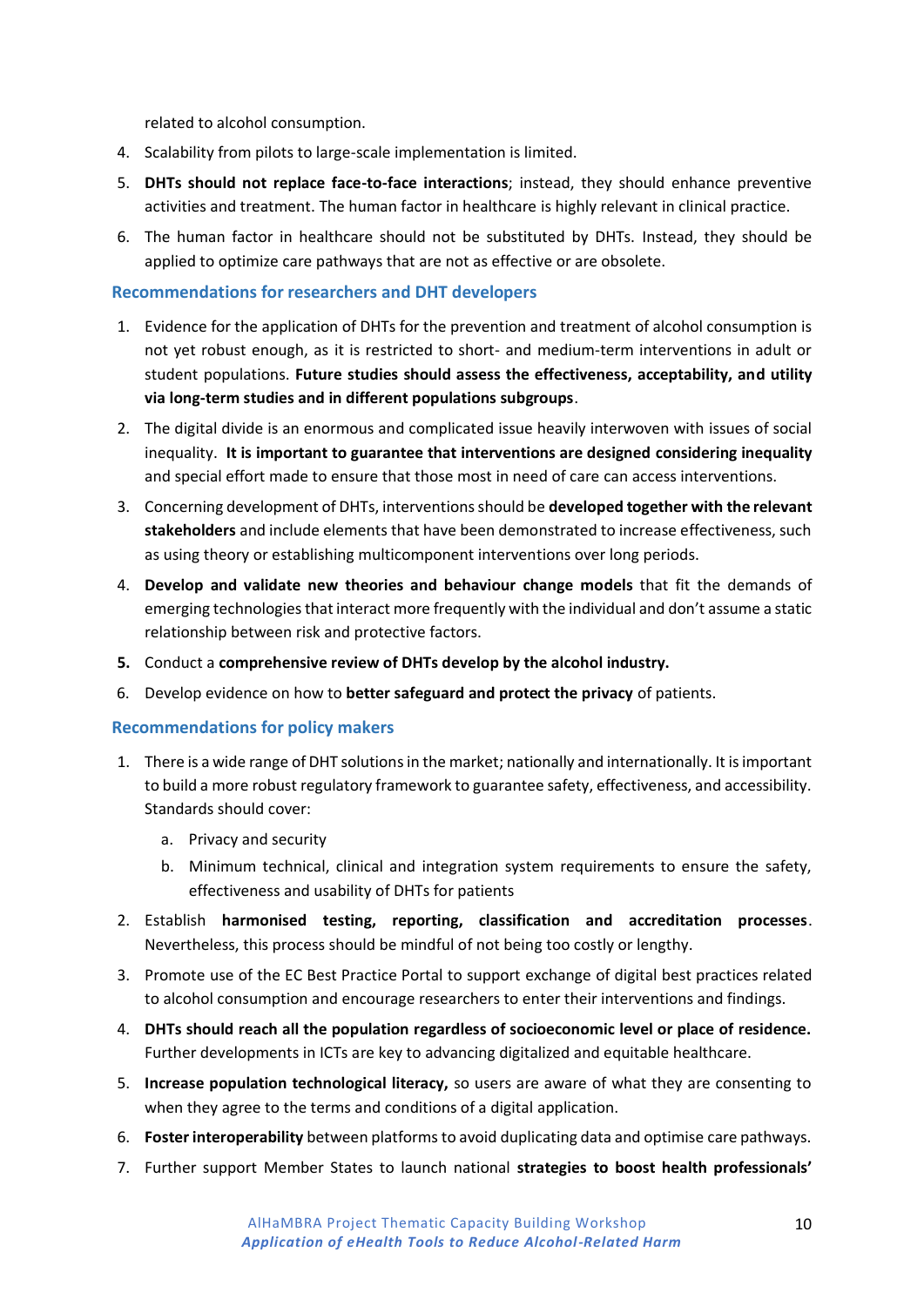related to alcohol consumption.

4. Scalability from pilots to large-scale implementation is limited.
5. **DHTs should not replace face-to-face interactions**; instead, they should enhance preventive activities and treatment. The human factor in healthcare is highly relevant in clinical practice.
6. The human factor in healthcare should not be substituted by DHTs. Instead, they should be applied to optimize care pathways that are not as effective or are obsolete.

### Recommendations for researchers and DHT developers

1. Evidence for the application of DHTs for the prevention and treatment of alcohol consumption is not yet robust enough, as it is restricted to short- and medium-term interventions in adult or student populations. **Future studies should assess the effectiveness, acceptability, and utility via long-term studies and in different populations subgroups**.
2. The digital divide is an enormous and complicated issue heavily interwoven with issues of social inequality. **It is important to guarantee that interventions are designed considering inequality** and special effort made to ensure that those most in need of care can access interventions.
3. Concerning development of DHTs, interventions should be **developed together with the relevant stakeholders** and include elements that have been demonstrated to increase effectiveness, such as using theory or establishing multicomponent interventions over long periods.
4. **Develop and validate new theories and behaviour change models** that fit the demands of emerging technologies that interact more frequently with the individual and don't assume a static relationship between risk and protective factors.
5. Conduct a **comprehensive review of DHTs develop by the alcohol industry.**
6. Develop evidence on how to **better safeguard and protect the privacy** of patients.

### Recommendations for policy makers

1. There is a wide range of DHT solutions in the market; nationally and internationally. It is important to build a more robust regulatory framework to guarantee safety, effectiveness, and accessibility. Standards should cover:
   a. Privacy and security
   b. Minimum technical, clinical and integration system requirements to ensure the safety, effectiveness and usability of DHTs for patients
2. Establish **harmonised testing, reporting, classification and accreditation processes**. Nevertheless, this process should be mindful of not being too costly or lengthy.
3. Promote use of the EC Best Practice Portal to support exchange of digital best practices related to alcohol consumption and encourage researchers to enter their interventions and findings.
4. **DHTs should reach all the population regardless of socioeconomic level or place of residence.** Further developments in ICTs are key to advancing digitalized and equitable healthcare.
5. **Increase population technological literacy,** so users are aware of what they are consenting to when they agree to the terms and conditions of a digital application.
6. **Foster interoperability** between platforms to avoid duplicating data and optimise care pathways.
7. Further support Member States to launch national **strategies to boost health professionals'**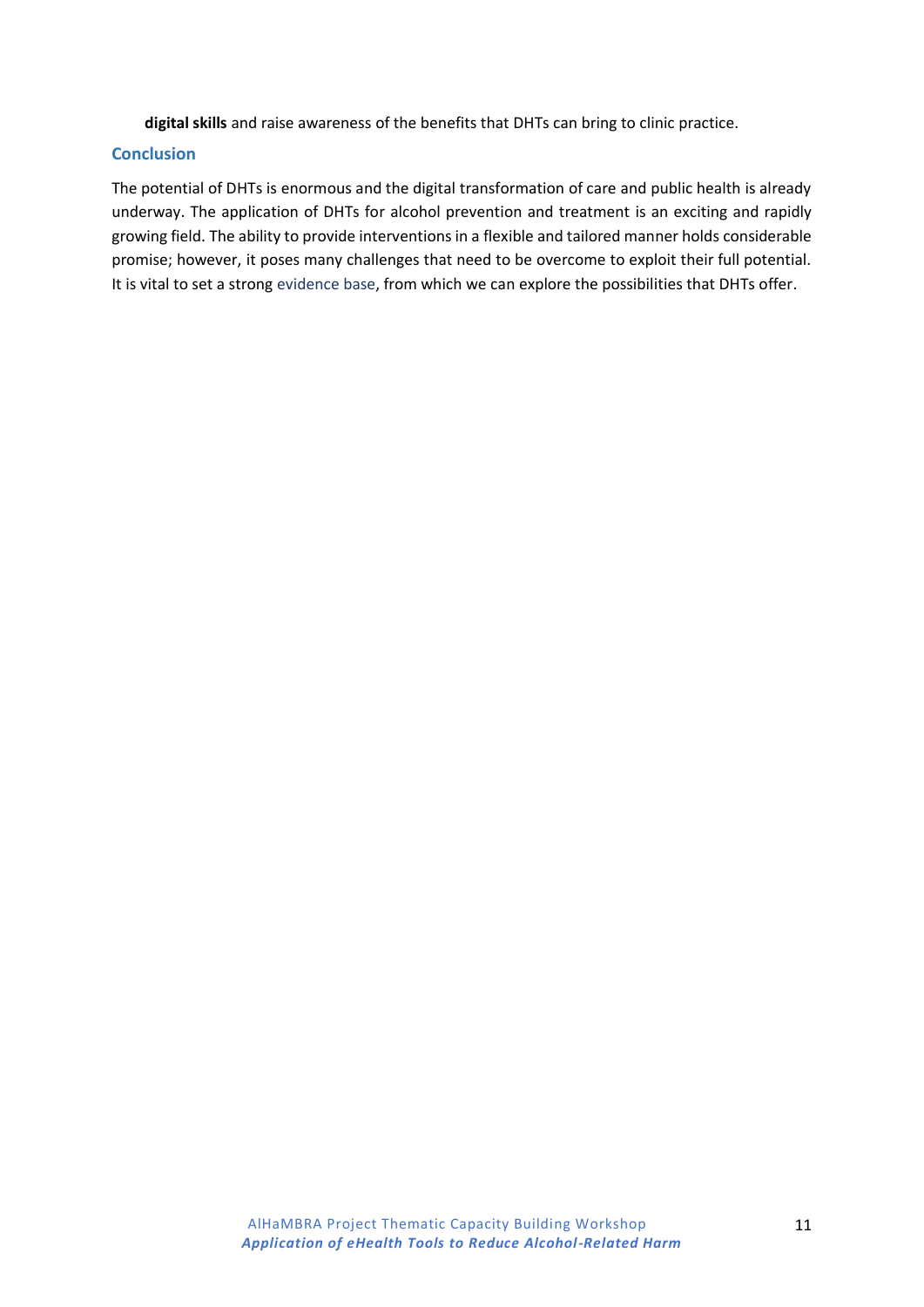**digital skills** and raise awareness of the benefits that DHTs can bring to clinic practice.

## Conclusion

The potential of DHTs is enormous and the digital transformation of care and public health is already underway. The application of DHTs for alcohol prevention and treatment is an exciting and rapidly growing field. The ability to provide interventions in a flexible and tailored manner holds considerable promise; however, it poses many challenges that need to be overcome to exploit their full potential. It is vital to set a strong evidence base, from which we can explore the possibilities that DHTs offer.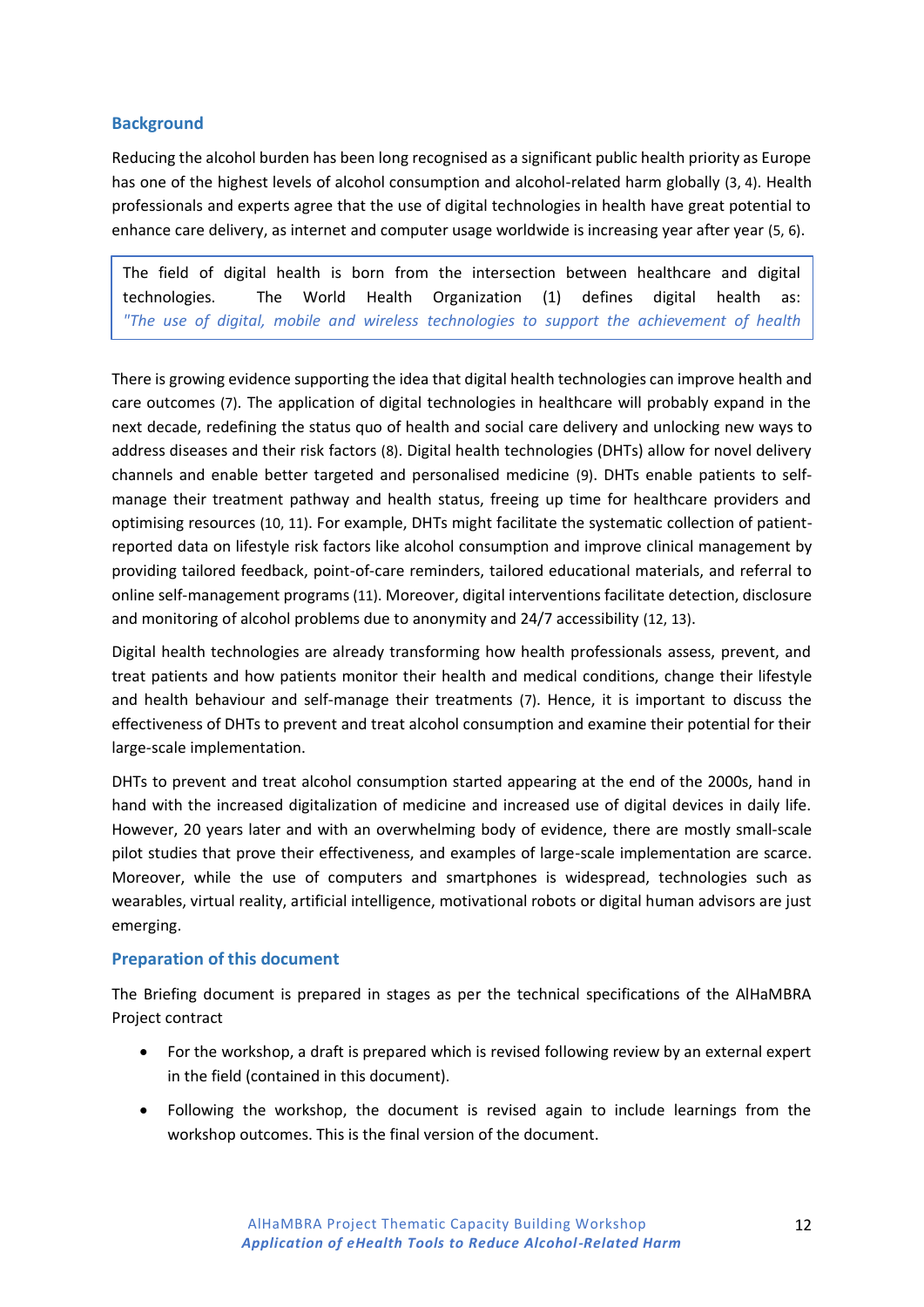## Background

Reducing the alcohol burden has been long recognised as a significant public health priority as Europe has one of the highest levels of alcohol consumption and alcohol-related harm globally (3, 4). Health professionals and experts agree that the use of digital technologies in health have great potential to enhance care delivery, as internet and computer usage worldwide is increasing year after year (5, 6).

> The field of digital health is born from the intersection between healthcare and digital technologies. The World Health Organization (1) defines digital health as: *"The use of digital, mobile and wireless technologies to support the achievement of health*

There is growing evidence supporting the idea that digital health technologies can improve health and care outcomes (7). The application of digital technologies in healthcare will probably expand in the next decade, redefining the status quo of health and social care delivery and unlocking new ways to address diseases and their risk factors (8). Digital health technologies (DHTs) allow for novel delivery channels and enable better targeted and personalised medicine (9). DHTs enable patients to self-manage their treatment pathway and health status, freeing up time for healthcare providers and optimising resources (10, 11). For example, DHTs might facilitate the systematic collection of patient-reported data on lifestyle risk factors like alcohol consumption and improve clinical management by providing tailored feedback, point-of-care reminders, tailored educational materials, and referral to online self-management programs (11). Moreover, digital interventions facilitate detection, disclosure and monitoring of alcohol problems due to anonymity and 24/7 accessibility (12, 13).

Digital health technologies are already transforming how health professionals assess, prevent, and treat patients and how patients monitor their health and medical conditions, change their lifestyle and health behaviour and self-manage their treatments (7). Hence, it is important to discuss the effectiveness of DHTs to prevent and treat alcohol consumption and examine their potential for their large-scale implementation.

DHTs to prevent and treat alcohol consumption started appearing at the end of the 2000s, hand in hand with the increased digitalization of medicine and increased use of digital devices in daily life. However, 20 years later and with an overwhelming body of evidence, there are mostly small-scale pilot studies that prove their effectiveness, and examples of large-scale implementation are scarce. Moreover, while the use of computers and smartphones is widespread, technologies such as wearables, virtual reality, artificial intelligence, motivational robots or digital human advisors are just emerging.

## Preparation of this document

The Briefing document is prepared in stages as per the technical specifications of the AlHaMBRA Project contract

- For the workshop, a draft is prepared which is revised following review by an external expert in the field (contained in this document).
- Following the workshop, the document is revised again to include learnings from the workshop outcomes. This is the final version of the document.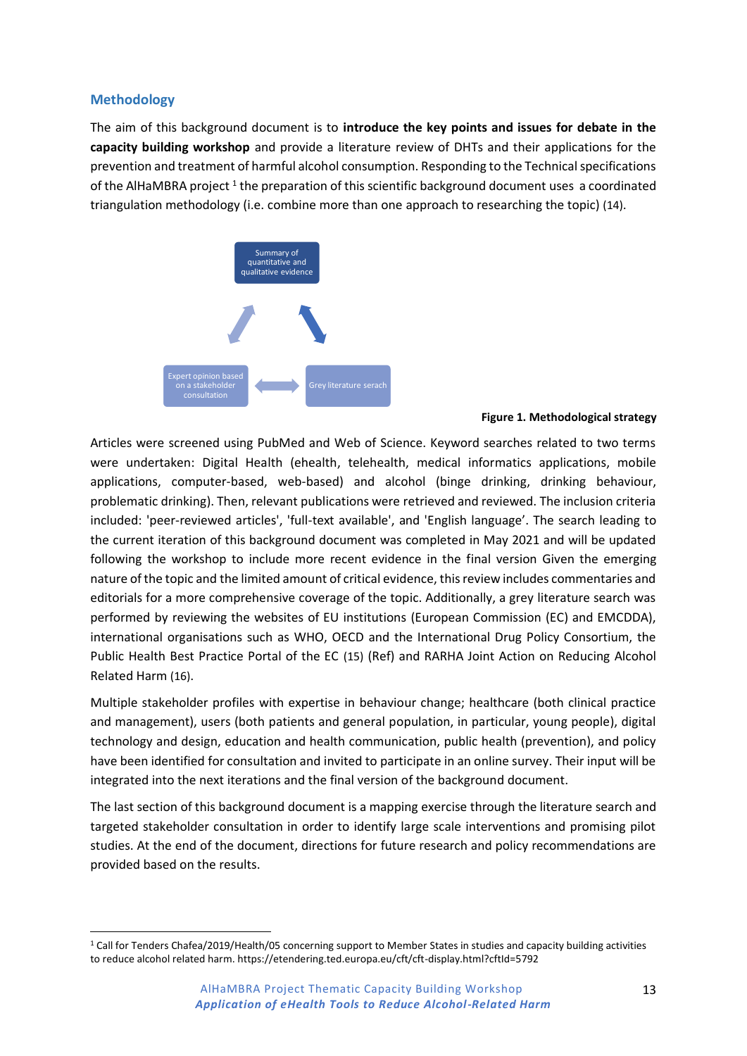## Methodology

The aim of this background document is to **introduce the key points and issues for debate in the capacity building workshop** and provide a literature review of DHTs and their applications for the prevention and treatment of harmful alcohol consumption. Responding to the Technical specifications of the AlHaMBRA project [1] the preparation of this scientific background document uses a coordinated triangulation methodology (i.e. combine more than one approach to researching the topic) (14).

Summary of quantitative and qualitative evidence

Expert opinion based on a stakeholder consultation

Grey literature serach

**Figure 1. Methodological strategy**

Articles were screened using PubMed and Web of Science. Keyword searches related to two terms were undertaken: Digital Health (ehealth, telehealth, medical informatics applications, mobile applications, computer-based, web-based) and alcohol (binge drinking, drinking behaviour, problematic drinking). Then, relevant publications were retrieved and reviewed. The inclusion criteria included: 'peer-reviewed articles', 'full-text available', and 'English language'. The search leading to the current iteration of this background document was completed in May 2021 and will be updated following the workshop to include more recent evidence in the final version Given the emerging nature of the topic and the limited amount of critical evidence, this review includes commentaries and editorials for a more comprehensive coverage of the topic. Additionally, a grey literature search was performed by reviewing the websites of EU institutions (European Commission (EC) and EMCDDA), international organisations such as WHO, OECD and the International Drug Policy Consortium, the Public Health Best Practice Portal of the EC (15) (Ref) and RARHA Joint Action on Reducing Alcohol Related Harm (16).

Multiple stakeholder profiles with expertise in behaviour change; healthcare (both clinical practice and management), users (both patients and general population, in particular, young people), digital technology and design, education and health communication, public health (prevention), and policy have been identified for consultation and invited to participate in an online survey. Their input will be integrated into the next iterations and the final version of the background document.

The last section of this background document is a mapping exercise through the literature search and targeted stakeholder consultation in order to identify large scale interventions and promising pilot studies. At the end of the document, directions for future research and policy recommendations are provided based on the results.

[1] Call for Tenders Chafea/2019/Health/05 concerning support to Member States in studies and capacity building activities to reduce alcohol related harm. https://etendering.ted.europa.eu/cft/cft-display.html?cftId=5792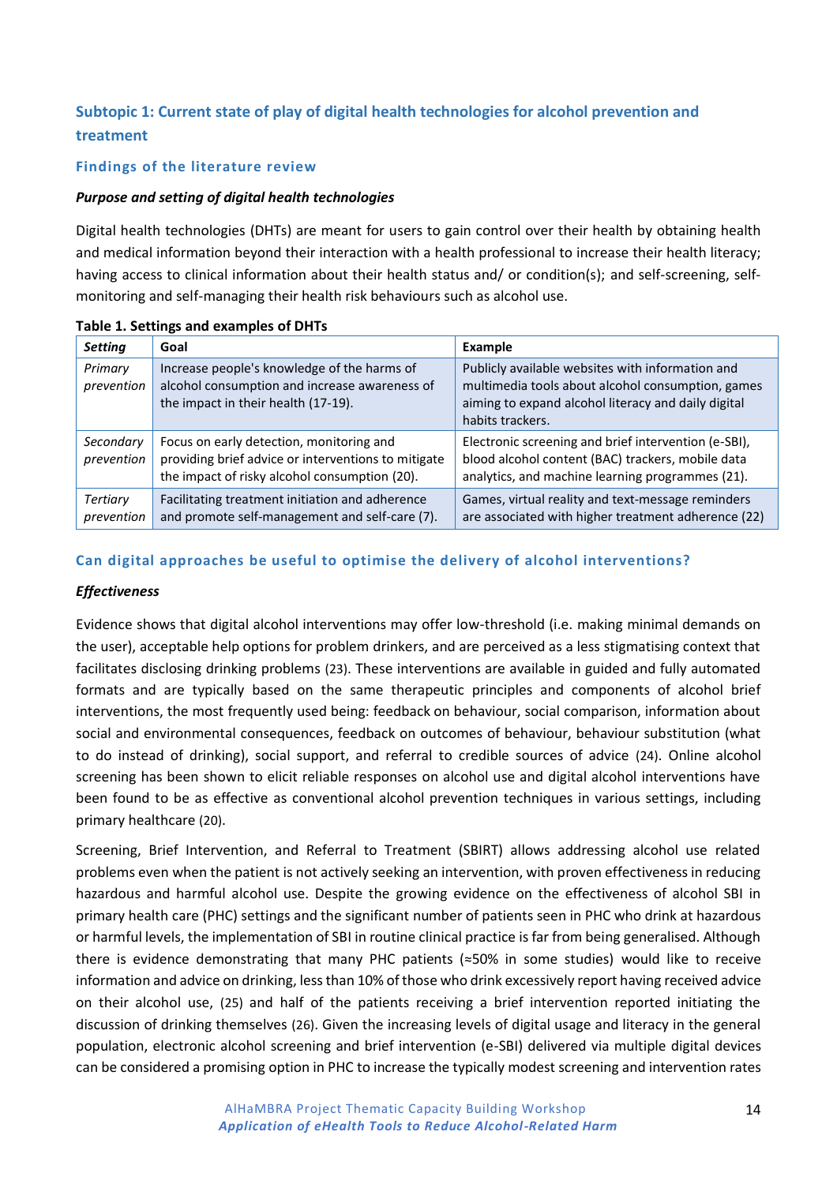## Subtopic 1: Current state of play of digital health technologies for alcohol prevention and treatment

### Findings of the literature review

***Purpose and setting of digital health technologies***

Digital health technologies (DHTs) are meant for users to gain control over their health by obtaining health and medical information beyond their interaction with a health professional to increase their health literacy; having access to clinical information about their health status and/ or condition(s); and self-screening, self-monitoring and self-managing their health risk behaviours such as alcohol use.

**Table 1. Settings and examples of DHTs**

| *Setting* | Goal | Example |
|---|---|---|
| *Primary prevention* | Increase people's knowledge of the harms of alcohol consumption and increase awareness of the impact in their health (17-19). | Publicly available websites with information and multimedia tools about alcohol consumption, games aiming to expand alcohol literacy and daily digital habits trackers. |
| *Secondary prevention* | Focus on early detection, monitoring and providing brief advice or interventions to mitigate the impact of risky alcohol consumption (20). | Electronic screening and brief intervention (e-SBI), blood alcohol content (BAC) trackers, mobile data analytics, and machine learning programmes (21). |
| *Tertiary prevention* | Facilitating treatment initiation and adherence and promote self-management and self-care (7). | Games, virtual reality and text-message reminders are associated with higher treatment adherence (22) |

### Can digital approaches be useful to optimise the delivery of alcohol interventions?

***Effectiveness***

Evidence shows that digital alcohol interventions may offer low-threshold (i.e. making minimal demands on the user), acceptable help options for problem drinkers, and are perceived as a less stigmatising context that facilitates disclosing drinking problems (23). These interventions are available in guided and fully automated formats and are typically based on the same therapeutic principles and components of alcohol brief interventions, the most frequently used being: feedback on behaviour, social comparison, information about social and environmental consequences, feedback on outcomes of behaviour, behaviour substitution (what to do instead of drinking), social support, and referral to credible sources of advice (24). Online alcohol screening has been shown to elicit reliable responses on alcohol use and digital alcohol interventions have been found to be as effective as conventional alcohol prevention techniques in various settings, including primary healthcare (20).

Screening, Brief Intervention, and Referral to Treatment (SBIRT) allows addressing alcohol use related problems even when the patient is not actively seeking an intervention, with proven effectiveness in reducing hazardous and harmful alcohol use. Despite the growing evidence on the effectiveness of alcohol SBI in primary health care (PHC) settings and the significant number of patients seen in PHC who drink at hazardous or harmful levels, the implementation of SBI in routine clinical practice is far from being generalised. Although there is evidence demonstrating that many PHC patients (≈50% in some studies) would like to receive information and advice on drinking, less than 10% of those who drink excessively report having received advice on their alcohol use, (25) and half of the patients receiving a brief intervention reported initiating the discussion of drinking themselves (26). Given the increasing levels of digital usage and literacy in the general population, electronic alcohol screening and brief intervention (e-SBI) delivered via multiple digital devices can be considered a promising option in PHC to increase the typically modest screening and intervention rates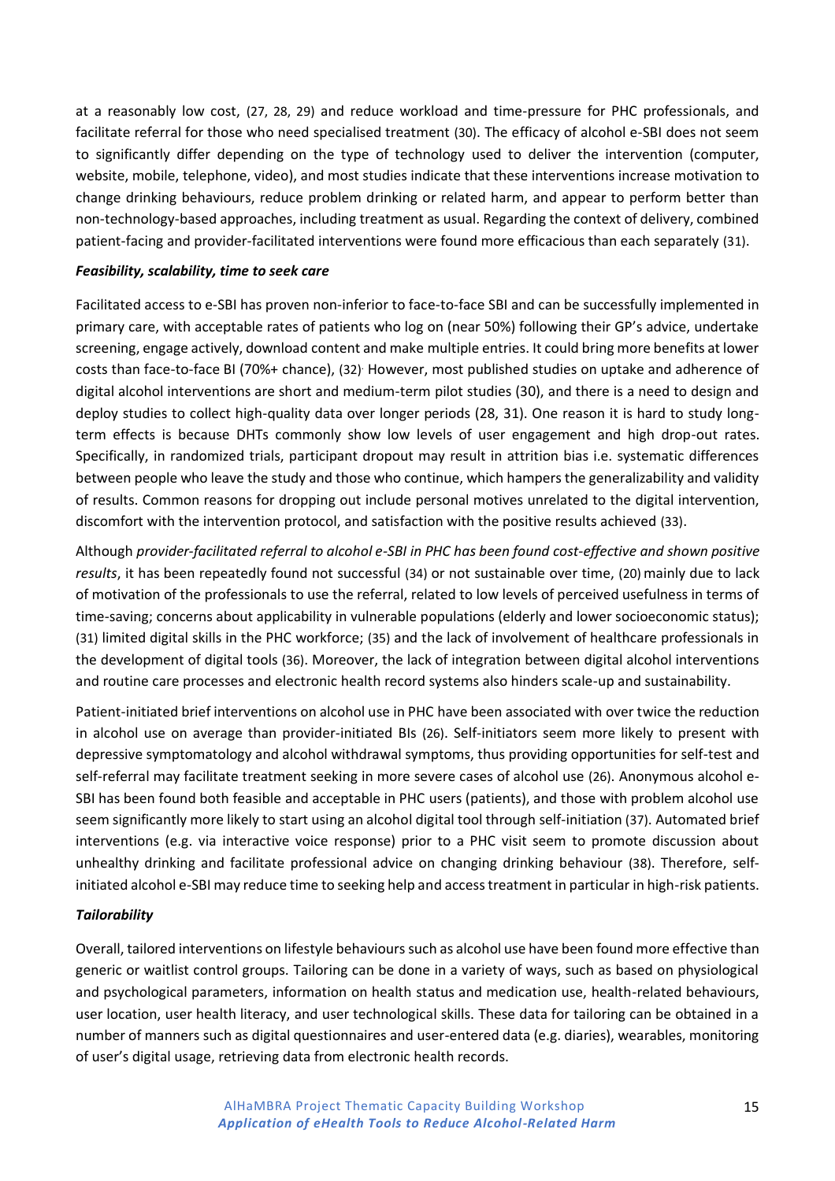at a reasonably low cost, (27, 28, 29) and reduce workload and time-pressure for PHC professionals, and facilitate referral for those who need specialised treatment (30). The efficacy of alcohol e-SBI does not seem to significantly differ depending on the type of technology used to deliver the intervention (computer, website, mobile, telephone, video), and most studies indicate that these interventions increase motivation to change drinking behaviours, reduce problem drinking or related harm, and appear to perform better than non-technology-based approaches, including treatment as usual. Regarding the context of delivery, combined patient-facing and provider-facilitated interventions were found more efficacious than each separately (31).

***Feasibility, scalability, time to seek care***

Facilitated access to e-SBI has proven non-inferior to face-to-face SBI and can be successfully implemented in primary care, with acceptable rates of patients who log on (near 50%) following their GP's advice, undertake screening, engage actively, download content and make multiple entries. It could bring more benefits at lower costs than face-to-face BI (70%+ chance), (32). However, most published studies on uptake and adherence of digital alcohol interventions are short and medium-term pilot studies (30), and there is a need to design and deploy studies to collect high-quality data over longer periods (28, 31). One reason it is hard to study long-term effects is because DHTs commonly show low levels of user engagement and high drop-out rates. Specifically, in randomized trials, participant dropout may result in attrition bias i.e. systematic differences between people who leave the study and those who continue, which hampers the generalizability and validity of results. Common reasons for dropping out include personal motives unrelated to the digital intervention, discomfort with the intervention protocol, and satisfaction with the positive results achieved (33).

Although *provider-facilitated referral to alcohol e-SBI in PHC has been found cost-effective and shown positive results*, it has been repeatedly found not successful (34) or not sustainable over time, (20) mainly due to lack of motivation of the professionals to use the referral, related to low levels of perceived usefulness in terms of time-saving; concerns about applicability in vulnerable populations (elderly and lower socioeconomic status); (31) limited digital skills in the PHC workforce; (35) and the lack of involvement of healthcare professionals in the development of digital tools (36). Moreover, the lack of integration between digital alcohol interventions and routine care processes and electronic health record systems also hinders scale-up and sustainability.

Patient-initiated brief interventions on alcohol use in PHC have been associated with over twice the reduction in alcohol use on average than provider-initiated BIs (26). Self-initiators seem more likely to present with depressive symptomatology and alcohol withdrawal symptoms, thus providing opportunities for self-test and self-referral may facilitate treatment seeking in more severe cases of alcohol use (26). Anonymous alcohol e-SBI has been found both feasible and acceptable in PHC users (patients), and those with problem alcohol use seem significantly more likely to start using an alcohol digital tool through self-initiation (37). Automated brief interventions (e.g. via interactive voice response) prior to a PHC visit seem to promote discussion about unhealthy drinking and facilitate professional advice on changing drinking behaviour (38). Therefore, self-initiated alcohol e-SBI may reduce time to seeking help and access treatment in particular in high-risk patients.

***Tailorability***

Overall, tailored interventions on lifestyle behaviours such as alcohol use have been found more effective than generic or waitlist control groups. Tailoring can be done in a variety of ways, such as based on physiological and psychological parameters, information on health status and medication use, health-related behaviours, user location, user health literacy, and user technological skills. These data for tailoring can be obtained in a number of manners such as digital questionnaires and user-entered data (e.g. diaries), wearables, monitoring of user's digital usage, retrieving data from electronic health records.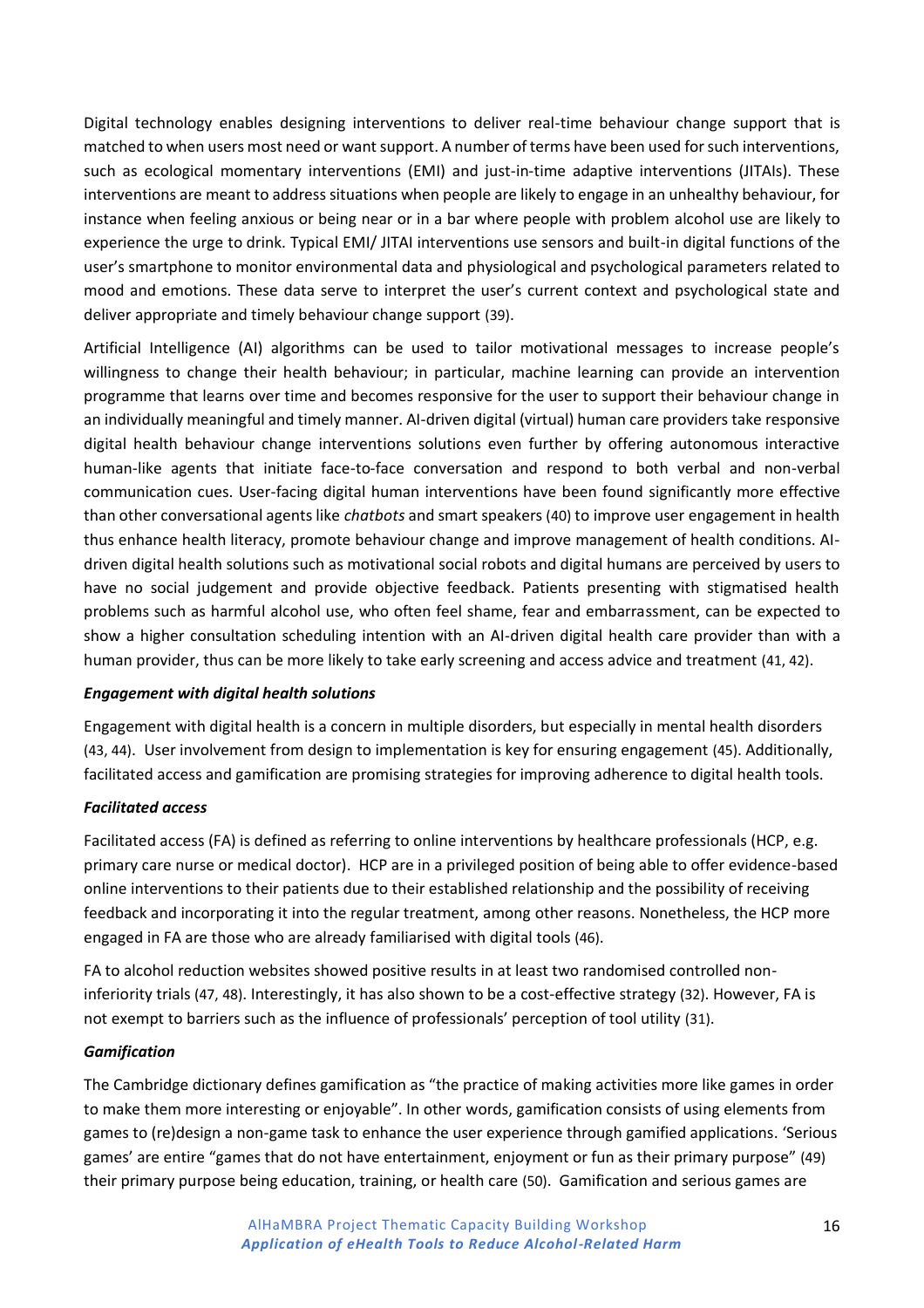Digital technology enables designing interventions to deliver real-time behaviour change support that is matched to when users most need or want support. A number of terms have been used for such interventions, such as ecological momentary interventions (EMI) and just-in-time adaptive interventions (JITAIs). These interventions are meant to address situations when people are likely to engage in an unhealthy behaviour, for instance when feeling anxious or being near or in a bar where people with problem alcohol use are likely to experience the urge to drink. Typical EMI/ JITAI interventions use sensors and built-in digital functions of the user's smartphone to monitor environmental data and physiological and psychological parameters related to mood and emotions. These data serve to interpret the user's current context and psychological state and deliver appropriate and timely behaviour change support (39).

Artificial Intelligence (AI) algorithms can be used to tailor motivational messages to increase people's willingness to change their health behaviour; in particular, machine learning can provide an intervention programme that learns over time and becomes responsive for the user to support their behaviour change in an individually meaningful and timely manner. AI-driven digital (virtual) human care providers take responsive digital health behaviour change interventions solutions even further by offering autonomous interactive human-like agents that initiate face-to-face conversation and respond to both verbal and non-verbal communication cues. User-facing digital human interventions have been found significantly more effective than other conversational agents like *chatbots* and smart speakers (40) to improve user engagement in health thus enhance health literacy, promote behaviour change and improve management of health conditions. AI-driven digital health solutions such as motivational social robots and digital humans are perceived by users to have no social judgement and provide objective feedback. Patients presenting with stigmatised health problems such as harmful alcohol use, who often feel shame, fear and embarrassment, can be expected to show a higher consultation scheduling intention with an AI-driven digital health care provider than with a human provider, thus can be more likely to take early screening and access advice and treatment (41, 42).

***Engagement with digital health solutions***

Engagement with digital health is a concern in multiple disorders, but especially in mental health disorders (43, 44). User involvement from design to implementation is key for ensuring engagement (45). Additionally, facilitated access and gamification are promising strategies for improving adherence to digital health tools.

***Facilitated access***

Facilitated access (FA) is defined as referring to online interventions by healthcare professionals (HCP, e.g. primary care nurse or medical doctor). HCP are in a privileged position of being able to offer evidence-based online interventions to their patients due to their established relationship and the possibility of receiving feedback and incorporating it into the regular treatment, among other reasons. Nonetheless, the HCP more engaged in FA are those who are already familiarised with digital tools (46).

FA to alcohol reduction websites showed positive results in at least two randomised controlled non-inferiority trials (47, 48). Interestingly, it has also shown to be a cost-effective strategy (32). However, FA is not exempt to barriers such as the influence of professionals' perception of tool utility (31).

***Gamification***

The Cambridge dictionary defines gamification as "the practice of making activities more like games in order to make them more interesting or enjoyable". In other words, gamification consists of using elements from games to (re)design a non-game task to enhance the user experience through gamified applications. 'Serious games' are entire "games that do not have entertainment, enjoyment or fun as their primary purpose" (49) their primary purpose being education, training, or health care (50). Gamification and serious games are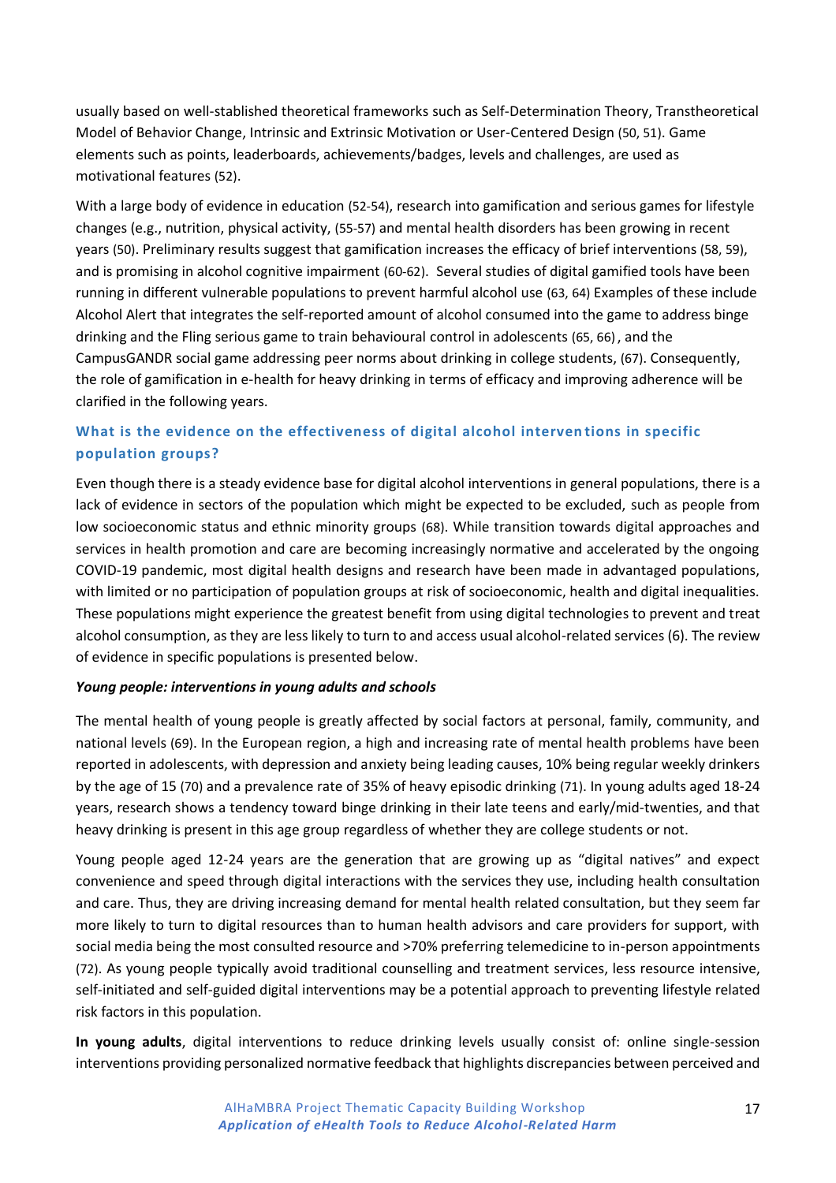usually based on well-stablished theoretical frameworks such as Self-Determination Theory, Transtheoretical Model of Behavior Change, Intrinsic and Extrinsic Motivation or User-Centered Design (50, 51). Game elements such as points, leaderboards, achievements/badges, levels and challenges, are used as motivational features (52).

With a large body of evidence in education (52-54), research into gamification and serious games for lifestyle changes (e.g., nutrition, physical activity, (55-57) and mental health disorders has been growing in recent years (50). Preliminary results suggest that gamification increases the efficacy of brief interventions (58, 59), and is promising in alcohol cognitive impairment (60-62). Several studies of digital gamified tools have been running in different vulnerable populations to prevent harmful alcohol use (63, 64) Examples of these include Alcohol Alert that integrates the self-reported amount of alcohol consumed into the game to address binge drinking and the Fling serious game to train behavioural control in adolescents (65, 66), and the CampusGANDR social game addressing peer norms about drinking in college students, (67). Consequently, the role of gamification in e-health for heavy drinking in terms of efficacy and improving adherence will be clarified in the following years.

### What is the evidence on the effectiveness of digital alcohol interventions in specific population groups?

Even though there is a steady evidence base for digital alcohol interventions in general populations, there is a lack of evidence in sectors of the population which might be expected to be excluded, such as people from low socioeconomic status and ethnic minority groups (68). While transition towards digital approaches and services in health promotion and care are becoming increasingly normative and accelerated by the ongoing COVID-19 pandemic, most digital health designs and research have been made in advantaged populations, with limited or no participation of population groups at risk of socioeconomic, health and digital inequalities. These populations might experience the greatest benefit from using digital technologies to prevent and treat alcohol consumption, as they are less likely to turn to and access usual alcohol-related services (6). The review of evidence in specific populations is presented below.

#### *Young people: interventions in young adults and schools*

The mental health of young people is greatly affected by social factors at personal, family, community, and national levels (69). In the European region, a high and increasing rate of mental health problems have been reported in adolescents, with depression and anxiety being leading causes, 10% being regular weekly drinkers by the age of 15 (70) and a prevalence rate of 35% of heavy episodic drinking (71). In young adults aged 18-24 years, research shows a tendency toward binge drinking in their late teens and early/mid-twenties, and that heavy drinking is present in this age group regardless of whether they are college students or not.

Young people aged 12-24 years are the generation that are growing up as "digital natives" and expect convenience and speed through digital interactions with the services they use, including health consultation and care. Thus, they are driving increasing demand for mental health related consultation, but they seem far more likely to turn to digital resources than to human health advisors and care providers for support, with social media being the most consulted resource and >70% preferring telemedicine to in-person appointments (72). As young people typically avoid traditional counselling and treatment services, less resource intensive, self-initiated and self-guided digital interventions may be a potential approach to preventing lifestyle related risk factors in this population.

**In young adults**, digital interventions to reduce drinking levels usually consist of: online single-session interventions providing personalized normative feedback that highlights discrepancies between perceived and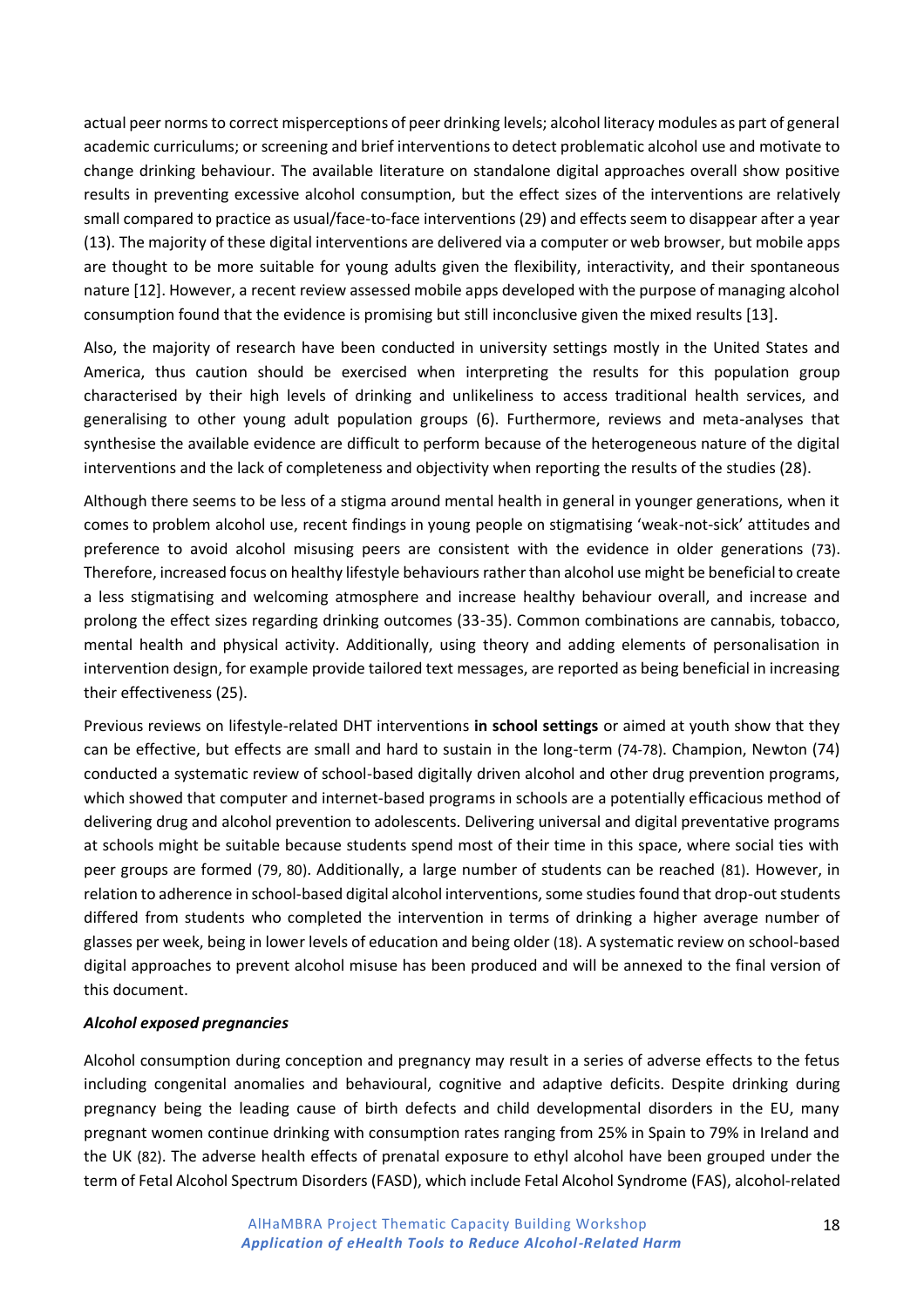actual peer norms to correct misperceptions of peer drinking levels; alcohol literacy modules as part of general academic curriculums; or screening and brief interventions to detect problematic alcohol use and motivate to change drinking behaviour. The available literature on standalone digital approaches overall show positive results in preventing excessive alcohol consumption, but the effect sizes of the interventions are relatively small compared to practice as usual/face-to-face interventions (29) and effects seem to disappear after a year (13). The majority of these digital interventions are delivered via a computer or web browser, but mobile apps are thought to be more suitable for young adults given the flexibility, interactivity, and their spontaneous nature [12]. However, a recent review assessed mobile apps developed with the purpose of managing alcohol consumption found that the evidence is promising but still inconclusive given the mixed results [13].

Also, the majority of research have been conducted in university settings mostly in the United States and America, thus caution should be exercised when interpreting the results for this population group characterised by their high levels of drinking and unlikeliness to access traditional health services, and generalising to other young adult population groups (6). Furthermore, reviews and meta-analyses that synthesise the available evidence are difficult to perform because of the heterogeneous nature of the digital interventions and the lack of completeness and objectivity when reporting the results of the studies (28).

Although there seems to be less of a stigma around mental health in general in younger generations, when it comes to problem alcohol use, recent findings in young people on stigmatising 'weak-not-sick' attitudes and preference to avoid alcohol misusing peers are consistent with the evidence in older generations (73). Therefore, increased focus on healthy lifestyle behaviours rather than alcohol use might be beneficial to create a less stigmatising and welcoming atmosphere and increase healthy behaviour overall, and increase and prolong the effect sizes regarding drinking outcomes (33-35). Common combinations are cannabis, tobacco, mental health and physical activity. Additionally, using theory and adding elements of personalisation in intervention design, for example provide tailored text messages, are reported as being beneficial in increasing their effectiveness (25).

Previous reviews on lifestyle-related DHT interventions **in school settings** or aimed at youth show that they can be effective, but effects are small and hard to sustain in the long-term (74-78). Champion, Newton (74) conducted a systematic review of school-based digitally driven alcohol and other drug prevention programs, which showed that computer and internet-based programs in schools are a potentially efficacious method of delivering drug and alcohol prevention to adolescents. Delivering universal and digital preventative programs at schools might be suitable because students spend most of their time in this space, where social ties with peer groups are formed (79, 80). Additionally, a large number of students can be reached (81). However, in relation to adherence in school-based digital alcohol interventions, some studies found that drop-out students differed from students who completed the intervention in terms of drinking a higher average number of glasses per week, being in lower levels of education and being older (18). A systematic review on school-based digital approaches to prevent alcohol misuse has been produced and will be annexed to the final version of this document.

***Alcohol exposed pregnancies***

Alcohol consumption during conception and pregnancy may result in a series of adverse effects to the fetus including congenital anomalies and behavioural, cognitive and adaptive deficits. Despite drinking during pregnancy being the leading cause of birth defects and child developmental disorders in the EU, many pregnant women continue drinking with consumption rates ranging from 25% in Spain to 79% in Ireland and the UK (82). The adverse health effects of prenatal exposure to ethyl alcohol have been grouped under the term of Fetal Alcohol Spectrum Disorders (FASD), which include Fetal Alcohol Syndrome (FAS), alcohol-related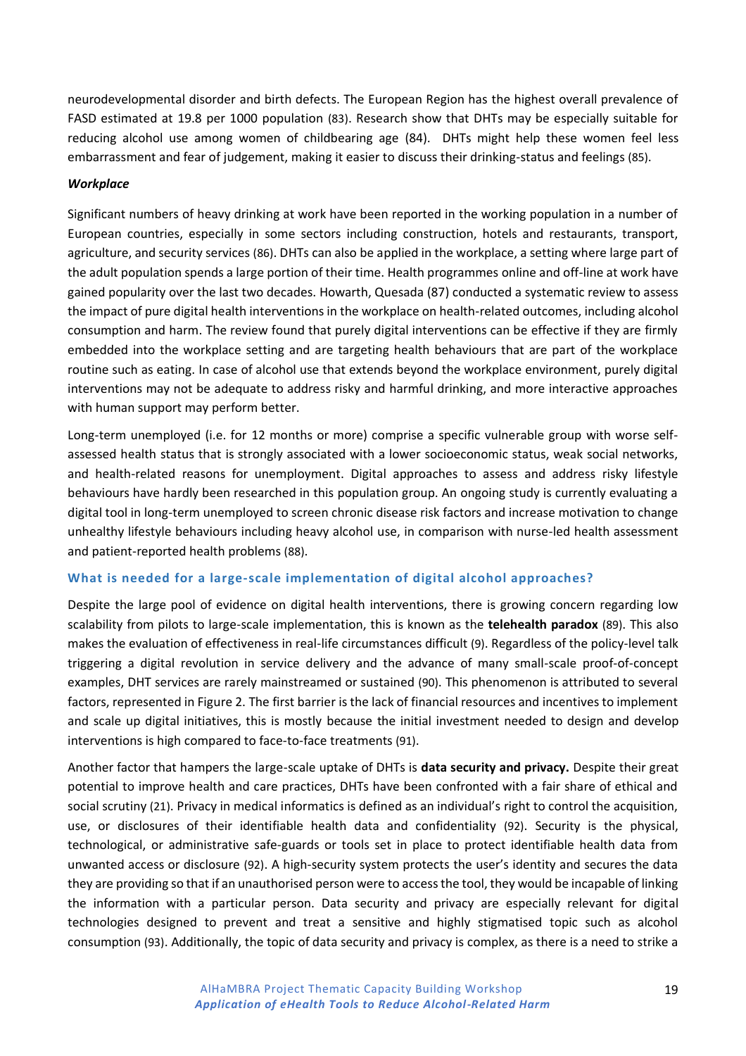neurodevelopmental disorder and birth defects. The European Region has the highest overall prevalence of FASD estimated at 19.8 per 1000 population (83). Research show that DHTs may be especially suitable for reducing alcohol use among women of childbearing age (84). DHTs might help these women feel less embarrassment and fear of judgement, making it easier to discuss their drinking-status and feelings (85).

***Workplace***

Significant numbers of heavy drinking at work have been reported in the working population in a number of European countries, especially in some sectors including construction, hotels and restaurants, transport, agriculture, and security services (86). DHTs can also be applied in the workplace, a setting where large part of the adult population spends a large portion of their time. Health programmes online and off-line at work have gained popularity over the last two decades. Howarth, Quesada (87) conducted a systematic review to assess the impact of pure digital health interventions in the workplace on health-related outcomes, including alcohol consumption and harm. The review found that purely digital interventions can be effective if they are firmly embedded into the workplace setting and are targeting health behaviours that are part of the workplace routine such as eating. In case of alcohol use that extends beyond the workplace environment, purely digital interventions may not be adequate to address risky and harmful drinking, and more interactive approaches with human support may perform better.

Long-term unemployed (i.e. for 12 months or more) comprise a specific vulnerable group with worse self-assessed health status that is strongly associated with a lower socioeconomic status, weak social networks, and health-related reasons for unemployment. Digital approaches to assess and address risky lifestyle behaviours have hardly been researched in this population group. An ongoing study is currently evaluating a digital tool in long-term unemployed to screen chronic disease risk factors and increase motivation to change unhealthy lifestyle behaviours including heavy alcohol use, in comparison with nurse-led health assessment and patient-reported health problems (88).

### What is needed for a large-scale implementation of digital alcohol approaches?

Despite the large pool of evidence on digital health interventions, there is growing concern regarding low scalability from pilots to large-scale implementation, this is known as the **telehealth paradox** (89). This also makes the evaluation of effectiveness in real-life circumstances difficult (9). Regardless of the policy-level talk triggering a digital revolution in service delivery and the advance of many small-scale proof-of-concept examples, DHT services are rarely mainstreamed or sustained (90). This phenomenon is attributed to several factors, represented in Figure 2. The first barrier is the lack of financial resources and incentives to implement and scale up digital initiatives, this is mostly because the initial investment needed to design and develop interventions is high compared to face-to-face treatments (91).

Another factor that hampers the large-scale uptake of DHTs is **data security and privacy.** Despite their great potential to improve health and care practices, DHTs have been confronted with a fair share of ethical and social scrutiny (21). Privacy in medical informatics is defined as an individual's right to control the acquisition, use, or disclosures of their identifiable health data and confidentiality (92). Security is the physical, technological, or administrative safe-guards or tools set in place to protect identifiable health data from unwanted access or disclosure (92). A high-security system protects the user's identity and secures the data they are providing so that if an unauthorised person were to access the tool, they would be incapable of linking the information with a particular person. Data security and privacy are especially relevant for digital technologies designed to prevent and treat a sensitive and highly stigmatised topic such as alcohol consumption (93). Additionally, the topic of data security and privacy is complex, as there is a need to strike a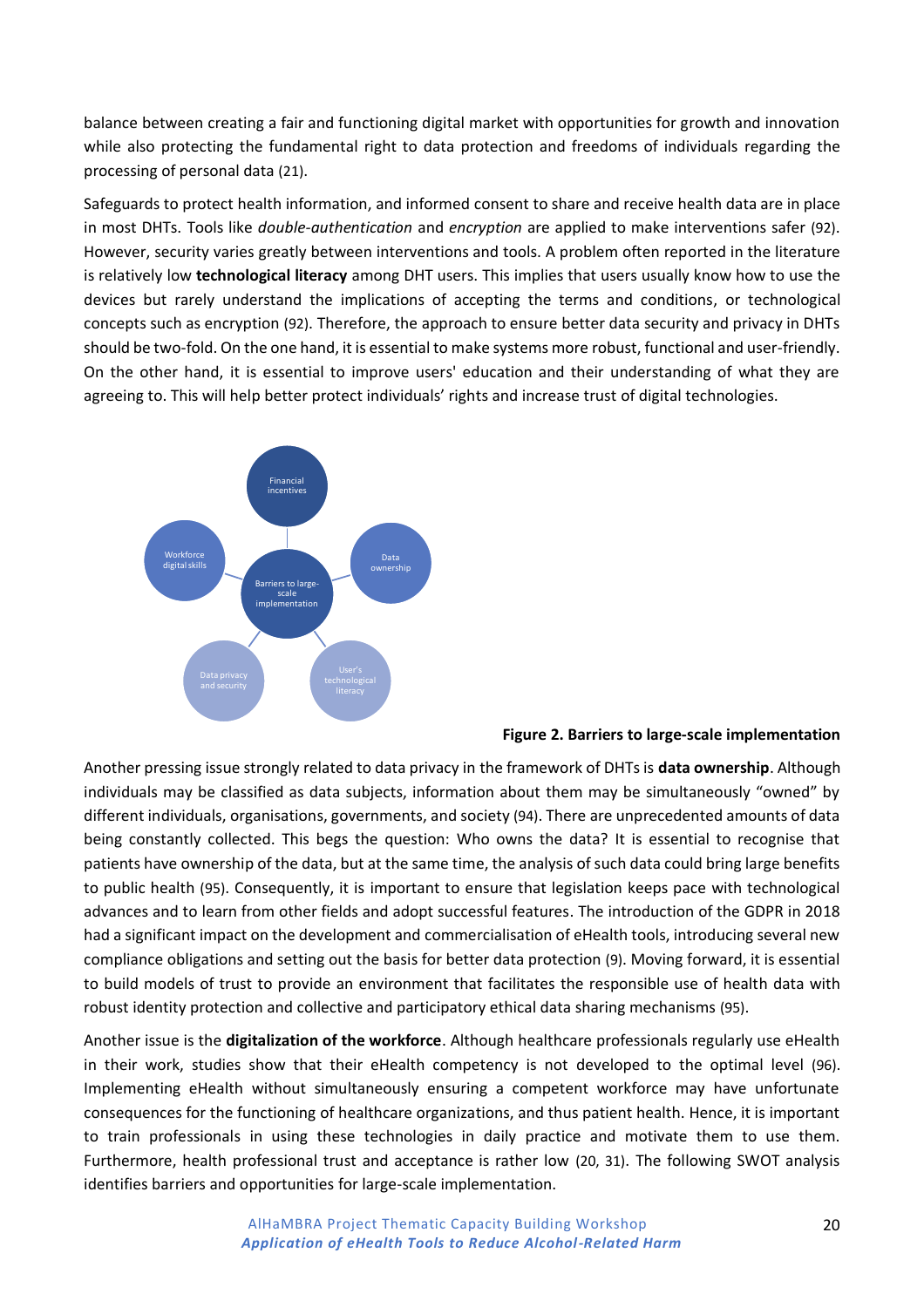balance between creating a fair and functioning digital market with opportunities for growth and innovation while also protecting the fundamental right to data protection and freedoms of individuals regarding the processing of personal data (21).

Safeguards to protect health information, and informed consent to share and receive health data are in place in most DHTs. Tools like *double-authentication* and *encryption* are applied to make interventions safer (92). However, security varies greatly between interventions and tools. A problem often reported in the literature is relatively low **technological literacy** among DHT users. This implies that users usually know how to use the devices but rarely understand the implications of accepting the terms and conditions, or technological concepts such as encryption (92). Therefore, the approach to ensure better data security and privacy in DHTs should be two-fold. On the one hand, it is essential to make systems more robust, functional and user-friendly. On the other hand, it is essential to improve users' education and their understanding of what they are agreeing to. This will help better protect individuals' rights and increase trust of digital technologies.

**Figure 2. Barriers to large-scale implementation**

Another pressing issue strongly related to data privacy in the framework of DHTs is **data ownership**. Although individuals may be classified as data subjects, information about them may be simultaneously "owned" by different individuals, organisations, governments, and society (94). There are unprecedented amounts of data being constantly collected. This begs the question: Who owns the data? It is essential to recognise that patients have ownership of the data, but at the same time, the analysis of such data could bring large benefits to public health (95). Consequently, it is important to ensure that legislation keeps pace with technological advances and to learn from other fields and adopt successful features. The introduction of the GDPR in 2018 had a significant impact on the development and commercialisation of eHealth tools, introducing several new compliance obligations and setting out the basis for better data protection (9). Moving forward, it is essential to build models of trust to provide an environment that facilitates the responsible use of health data with robust identity protection and collective and participatory ethical data sharing mechanisms (95).

Another issue is the **digitalization of the workforce**. Although healthcare professionals regularly use eHealth in their work, studies show that their eHealth competency is not developed to the optimal level (96). Implementing eHealth without simultaneously ensuring a competent workforce may have unfortunate consequences for the functioning of healthcare organizations, and thus patient health. Hence, it is important to train professionals in using these technologies in daily practice and motivate them to use them. Furthermore, health professional trust and acceptance is rather low (20, 31). The following SWOT analysis identifies barriers and opportunities for large-scale implementation.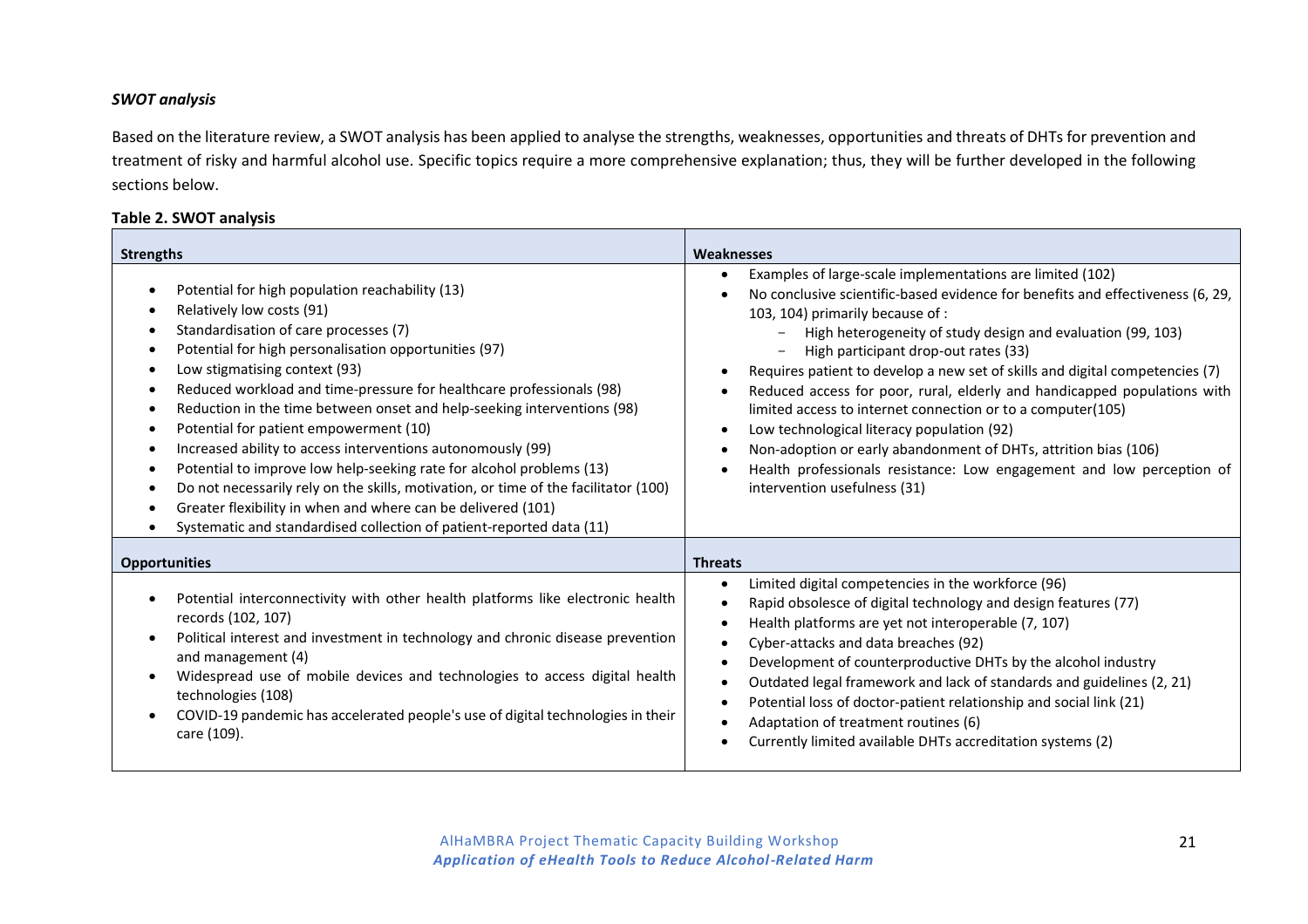### *SWOT analysis*

Based on the literature review, a SWOT analysis has been applied to analyse the strengths, weaknesses, opportunities and threats of DHTs for prevention and treatment of risky and harmful alcohol use. Specific topics require a more comprehensive explanation; thus, they will be further developed in the following sections below.

**Table 2. SWOT analysis**

| **Strengths** | **Weaknesses** |
|---|---|
| • Potential for high population reachability (13)<br>• Relatively low costs (91)<br>• Standardisation of care processes (7)<br>• Potential for high personalisation opportunities (97)<br>• Low stigmatising context (93)<br>• Reduced workload and time-pressure for healthcare professionals (98)<br>• Reduction in the time between onset and help-seeking interventions (98)<br>• Potential for patient empowerment (10)<br>• Increased ability to access interventions autonomously (99)<br>• Potential to improve low help-seeking rate for alcohol problems (13)<br>• Do not necessarily rely on the skills, motivation, or time of the facilitator (100)<br>• Greater flexibility in when and where can be delivered (101)<br>• Systematic and standardised collection of patient-reported data (11) | • Examples of large-scale implementations are limited (102)<br>• No conclusive scientific-based evidence for benefits and effectiveness (6, 29, 103, 104) primarily because of :<br>&nbsp;&nbsp;&nbsp;&nbsp;− High heterogeneity of study design and evaluation (99, 103)<br>&nbsp;&nbsp;&nbsp;&nbsp;− High participant drop-out rates (33)<br>• Requires patient to develop a new set of skills and digital competencies (7)<br>• Reduced access for poor, rural, elderly and handicapped populations with limited access to internet connection or to a computer(105)<br>• Low technological literacy population (92)<br>• Non-adoption or early abandonment of DHTs, attrition bias (106)<br>• Health professionals resistance: Low engagement and low perception of intervention usefulness (31) |
| **Opportunities** | **Threats** |
| • Potential interconnectivity with other health platforms like electronic health records (102, 107)<br>• Political interest and investment in technology and chronic disease prevention and management (4)<br>• Widespread use of mobile devices and technologies to access digital health technologies (108)<br>• COVID-19 pandemic has accelerated people's use of digital technologies in their care (109). | • Limited digital competencies in the workforce (96)<br>• Rapid obsolesce of digital technology and design features (77)<br>• Health platforms are yet not interoperable (7, 107)<br>• Cyber-attacks and data breaches (92)<br>• Development of counterproductive DHTs by the alcohol industry<br>• Outdated legal framework and lack of standards and guidelines (2, 21)<br>• Potential loss of doctor-patient relationship and social link (21)<br>• Adaptation of treatment routines (6)<br>• Currently limited available DHTs accreditation systems (2) |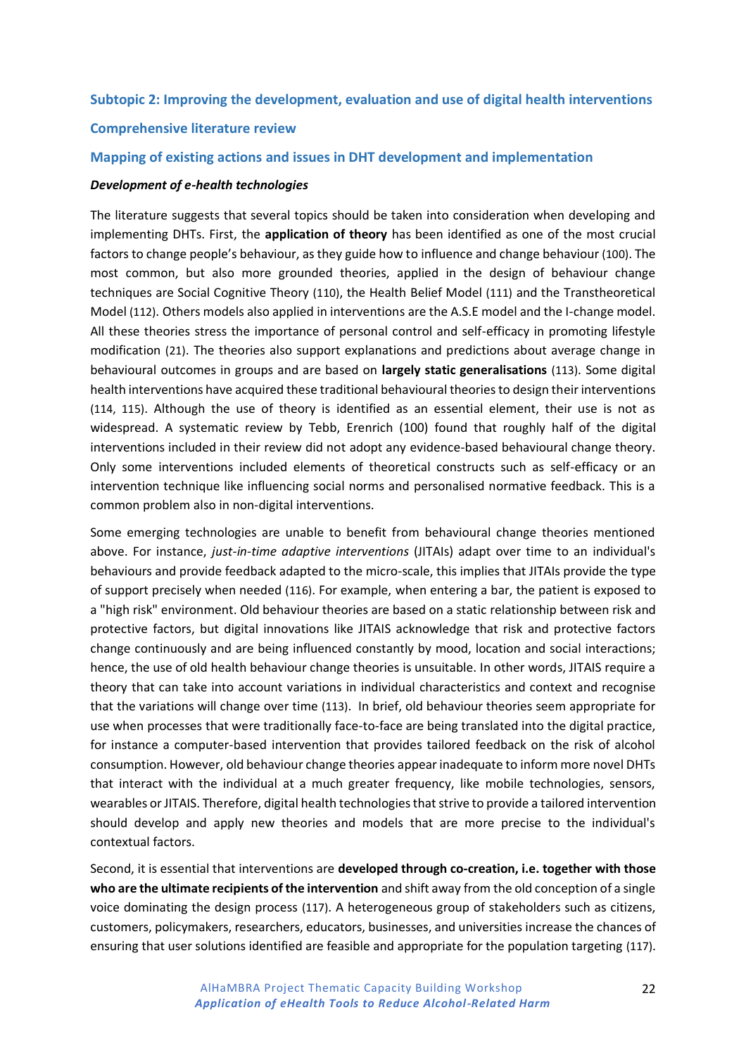## Subtopic 2: Improving the development, evaluation and use of digital health interventions

### Comprehensive literature review

### Mapping of existing actions and issues in DHT development and implementation

#### *Development of e-health technologies*

The literature suggests that several topics should be taken into consideration when developing and implementing DHTs. First, the **application of theory** has been identified as one of the most crucial factors to change people's behaviour, as they guide how to influence and change behaviour (100). The most common, but also more grounded theories, applied in the design of behaviour change techniques are Social Cognitive Theory (110), the Health Belief Model (111) and the Transtheoretical Model (112). Others models also applied in interventions are the A.S.E model and the I-change model. All these theories stress the importance of personal control and self-efficacy in promoting lifestyle modification (21). The theories also support explanations and predictions about average change in behavioural outcomes in groups and are based on **largely static generalisations** (113). Some digital health interventions have acquired these traditional behavioural theories to design their interventions (114, 115). Although the use of theory is identified as an essential element, their use is not as widespread. A systematic review by Tebb, Erenrich (100) found that roughly half of the digital interventions included in their review did not adopt any evidence-based behavioural change theory. Only some interventions included elements of theoretical constructs such as self-efficacy or an intervention technique like influencing social norms and personalised normative feedback. This is a common problem also in non-digital interventions.

Some emerging technologies are unable to benefit from behavioural change theories mentioned above. For instance, *just-in-time adaptive interventions* (JITAIs) adapt over time to an individual's behaviours and provide feedback adapted to the micro-scale, this implies that JITAIs provide the type of support precisely when needed (116). For example, when entering a bar, the patient is exposed to a "high risk" environment. Old behaviour theories are based on a static relationship between risk and protective factors, but digital innovations like JITAIS acknowledge that risk and protective factors change continuously and are being influenced constantly by mood, location and social interactions; hence, the use of old health behaviour change theories is unsuitable. In other words, JITAIS require a theory that can take into account variations in individual characteristics and context and recognise that the variations will change over time (113). In brief, old behaviour theories seem appropriate for use when processes that were traditionally face-to-face are being translated into the digital practice, for instance a computer-based intervention that provides tailored feedback on the risk of alcohol consumption. However, old behaviour change theories appear inadequate to inform more novel DHTs that interact with the individual at a much greater frequency, like mobile technologies, sensors, wearables or JITAIS. Therefore, digital health technologies that strive to provide a tailored intervention should develop and apply new theories and models that are more precise to the individual's contextual factors.

Second, it is essential that interventions are **developed through co-creation, i.e. together with those who are the ultimate recipients of the intervention** and shift away from the old conception of a single voice dominating the design process (117). A heterogeneous group of stakeholders such as citizens, customers, policymakers, researchers, educators, businesses, and universities increase the chances of ensuring that user solutions identified are feasible and appropriate for the population targeting (117).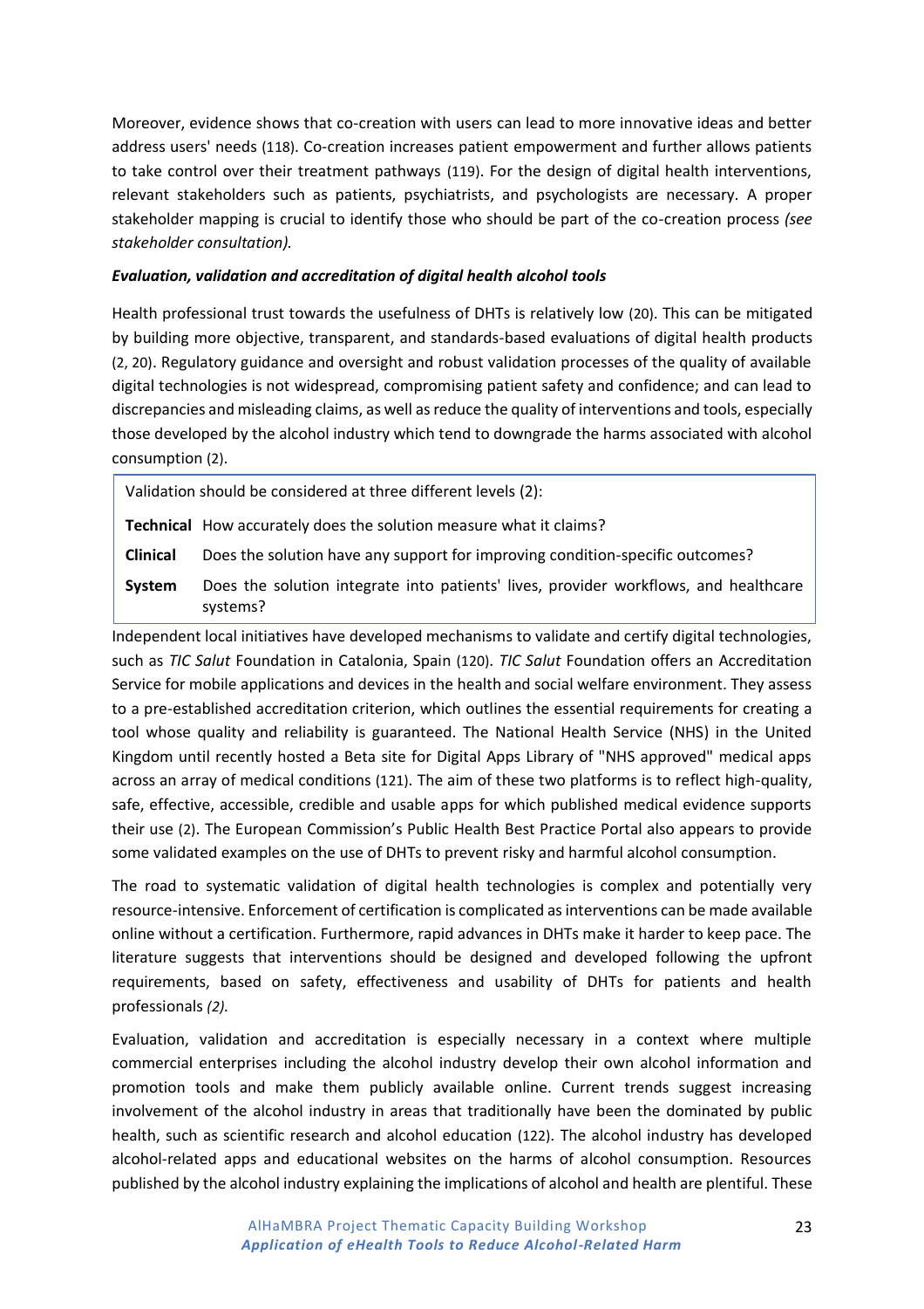Moreover, evidence shows that co-creation with users can lead to more innovative ideas and better address users' needs (118). Co-creation increases patient empowerment and further allows patients to take control over their treatment pathways (119). For the design of digital health interventions, relevant stakeholders such as patients, psychiatrists, and psychologists are necessary. A proper stakeholder mapping is crucial to identify those who should be part of the co-creation process *(see stakeholder consultation).*

***Evaluation, validation and accreditation of digital health alcohol tools***

Health professional trust towards the usefulness of DHTs is relatively low (20). This can be mitigated by building more objective, transparent, and standards-based evaluations of digital health products (2, 20). Regulatory guidance and oversight and robust validation processes of the quality of available digital technologies is not widespread, compromising patient safety and confidence; and can lead to discrepancies and misleading claims, as well as reduce the quality of interventions and tools, especially those developed by the alcohol industry which tend to downgrade the harms associated with alcohol consumption (2).

Validation should be considered at three different levels (2):

| | |
|---|---|
| **Technical** | How accurately does the solution measure what it claims? |
| **Clinical** | Does the solution have any support for improving condition-specific outcomes? |
| **System** | Does the solution integrate into patients' lives, provider workflows, and healthcare systems? |

Independent local initiatives have developed mechanisms to validate and certify digital technologies, such as *TIC Salut* Foundation in Catalonia, Spain (120). *TIC Salut* Foundation offers an Accreditation Service for mobile applications and devices in the health and social welfare environment. They assess to a pre-established accreditation criterion, which outlines the essential requirements for creating a tool whose quality and reliability is guaranteed. The National Health Service (NHS) in the United Kingdom until recently hosted a Beta site for Digital Apps Library of "NHS approved" medical apps across an array of medical conditions (121). The aim of these two platforms is to reflect high-quality, safe, effective, accessible, credible and usable apps for which published medical evidence supports their use (2). The European Commission's Public Health Best Practice Portal also appears to provide some validated examples on the use of DHTs to prevent risky and harmful alcohol consumption.

The road to systematic validation of digital health technologies is complex and potentially very resource-intensive. Enforcement of certification is complicated as interventions can be made available online without a certification. Furthermore, rapid advances in DHTs make it harder to keep pace. The literature suggests that interventions should be designed and developed following the upfront requirements, based on safety, effectiveness and usability of DHTs for patients and health professionals *(2).*

Evaluation, validation and accreditation is especially necessary in a context where multiple commercial enterprises including the alcohol industry develop their own alcohol information and promotion tools and make them publicly available online. Current trends suggest increasing involvement of the alcohol industry in areas that traditionally have been the dominated by public health, such as scientific research and alcohol education (122). The alcohol industry has developed alcohol-related apps and educational websites on the harms of alcohol consumption. Resources published by the alcohol industry explaining the implications of alcohol and health are plentiful. These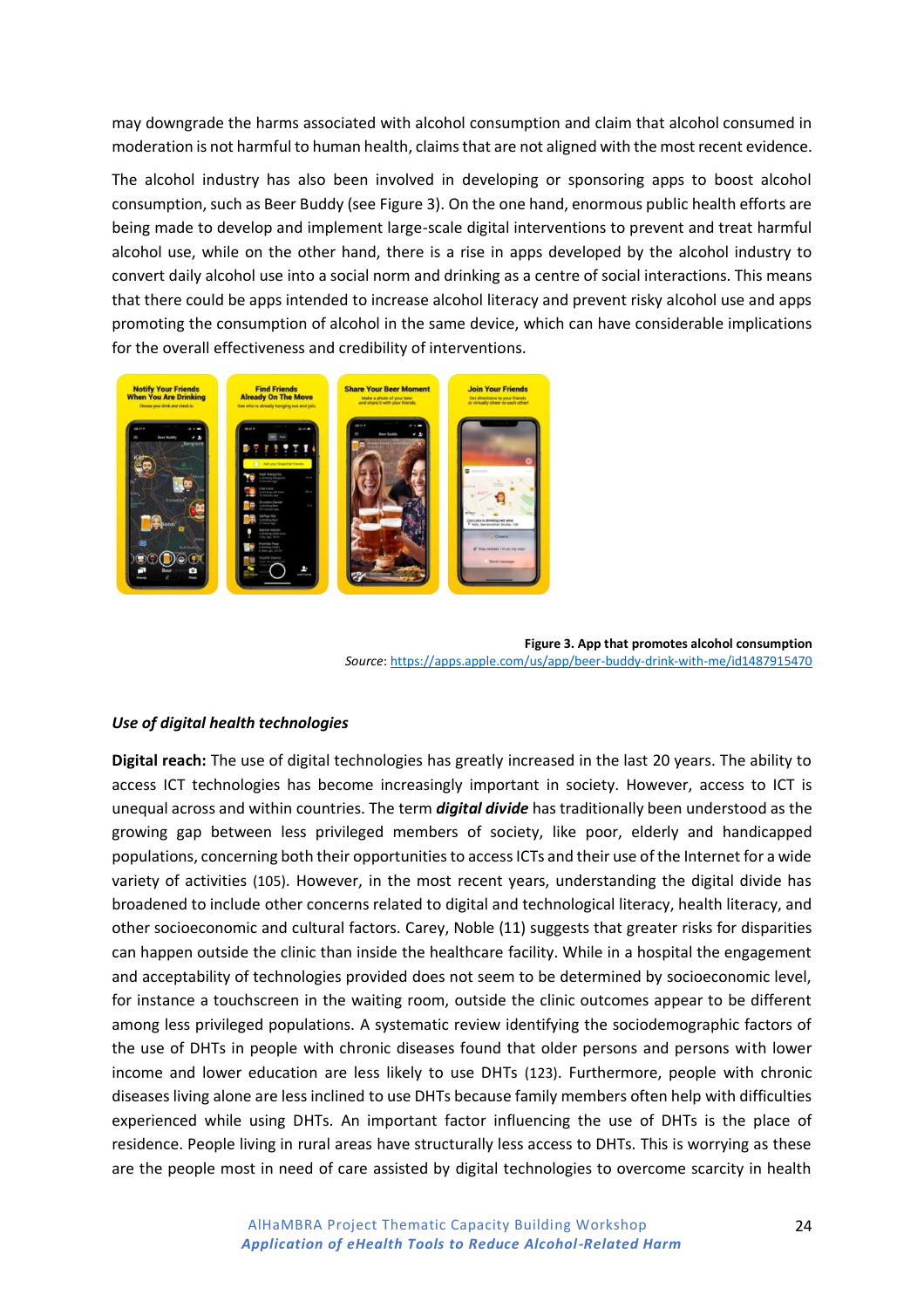may downgrade the harms associated with alcohol consumption and claim that alcohol consumed in moderation is not harmful to human health, claims that are not aligned with the most recent evidence.

The alcohol industry has also been involved in developing or sponsoring apps to boost alcohol consumption, such as Beer Buddy (see Figure 3). On the one hand, enormous public health efforts are being made to develop and implement large-scale digital interventions to prevent and treat harmful alcohol use, while on the other hand, there is a rise in apps developed by the alcohol industry to convert daily alcohol use into a social norm and drinking as a centre of social interactions. This means that there could be apps intended to increase alcohol literacy and prevent risky alcohol use and apps promoting the consumption of alcohol in the same device, which can have considerable implications for the overall effectiveness and credibility of interventions.

**Figure 3. App that promotes alcohol consumption**
*Source*: https://apps.apple.com/us/app/beer-buddy-drink-with-me/id1487915470

### *Use of digital health technologies*

**Digital reach:** The use of digital technologies has greatly increased in the last 20 years. The ability to access ICT technologies has become increasingly important in society. However, access to ICT is unequal across and within countries. The term ***digital divide*** has traditionally been understood as the growing gap between less privileged members of society, like poor, elderly and handicapped populations, concerning both their opportunities to access ICTs and their use of the Internet for a wide variety of activities (105). However, in the most recent years, understanding the digital divide has broadened to include other concerns related to digital and technological literacy, health literacy, and other socioeconomic and cultural factors. Carey, Noble (11) suggests that greater risks for disparities can happen outside the clinic than inside the healthcare facility. While in a hospital the engagement and acceptability of technologies provided does not seem to be determined by socioeconomic level, for instance a touchscreen in the waiting room, outside the clinic outcomes appear to be different among less privileged populations. A systematic review identifying the sociodemographic factors of the use of DHTs in people with chronic diseases found that older persons and persons with lower income and lower education are less likely to use DHTs (123). Furthermore, people with chronic diseases living alone are less inclined to use DHTs because family members often help with difficulties experienced while using DHTs. An important factor influencing the use of DHTs is the place of residence. People living in rural areas have structurally less access to DHTs. This is worrying as these are the people most in need of care assisted by digital technologies to overcome scarcity in health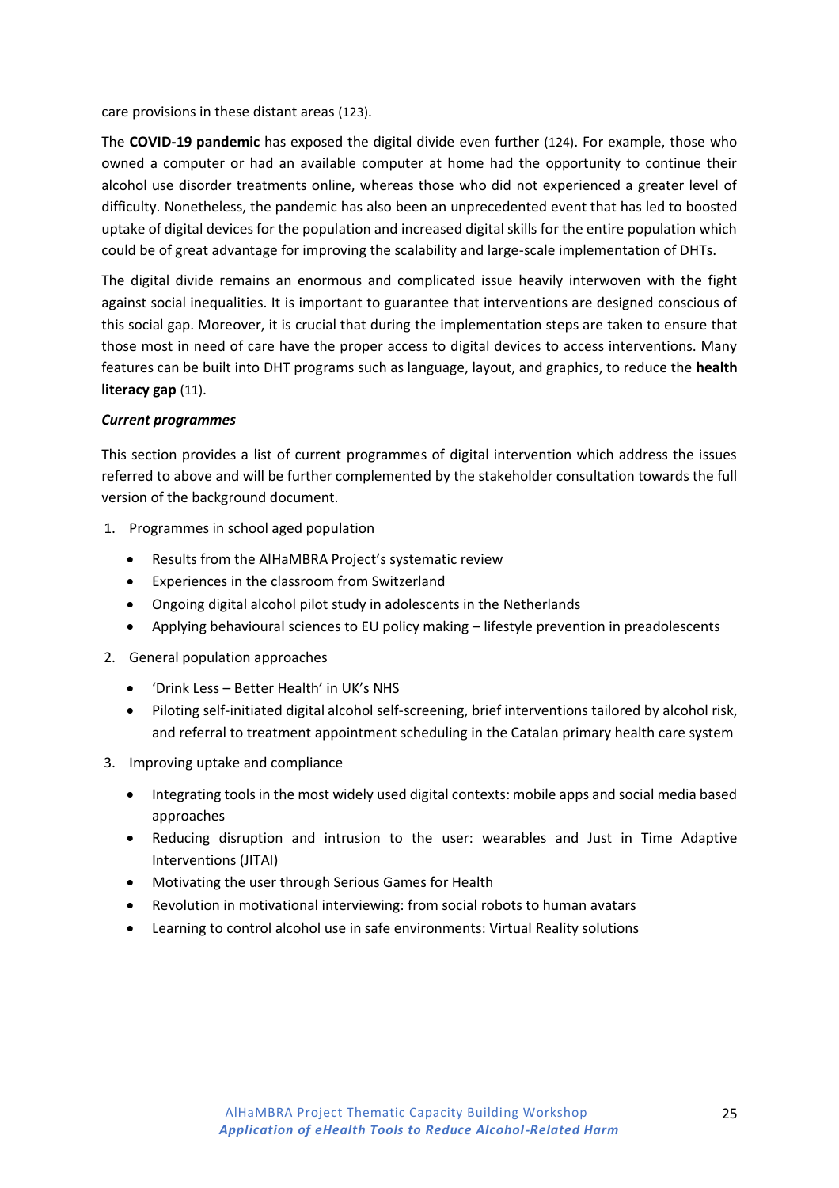care provisions in these distant areas (123).

The **COVID-19 pandemic** has exposed the digital divide even further (124). For example, those who owned a computer or had an available computer at home had the opportunity to continue their alcohol use disorder treatments online, whereas those who did not experienced a greater level of difficulty. Nonetheless, the pandemic has also been an unprecedented event that has led to boosted uptake of digital devices for the population and increased digital skills for the entire population which could be of great advantage for improving the scalability and large-scale implementation of DHTs.

The digital divide remains an enormous and complicated issue heavily interwoven with the fight against social inequalities. It is important to guarantee that interventions are designed conscious of this social gap. Moreover, it is crucial that during the implementation steps are taken to ensure that those most in need of care have the proper access to digital devices to access interventions. Many features can be built into DHT programs such as language, layout, and graphics, to reduce the **health literacy gap** (11).

***Current programmes***

This section provides a list of current programmes of digital intervention which address the issues referred to above and will be further complemented by the stakeholder consultation towards the full version of the background document.

1. Programmes in school aged population
   - Results from the AlHaMBRA Project's systematic review
   - Experiences in the classroom from Switzerland
   - Ongoing digital alcohol pilot study in adolescents in the Netherlands
   - Applying behavioural sciences to EU policy making – lifestyle prevention in preadolescents
2. General population approaches
   - 'Drink Less – Better Health' in UK's NHS
   - Piloting self-initiated digital alcohol self-screening, brief interventions tailored by alcohol risk, and referral to treatment appointment scheduling in the Catalan primary health care system
3. Improving uptake and compliance
   - Integrating tools in the most widely used digital contexts: mobile apps and social media based approaches
   - Reducing disruption and intrusion to the user: wearables and Just in Time Adaptive Interventions (JITAI)
   - Motivating the user through Serious Games for Health
   - Revolution in motivational interviewing: from social robots to human avatars
   - Learning to control alcohol use in safe environments: Virtual Reality solutions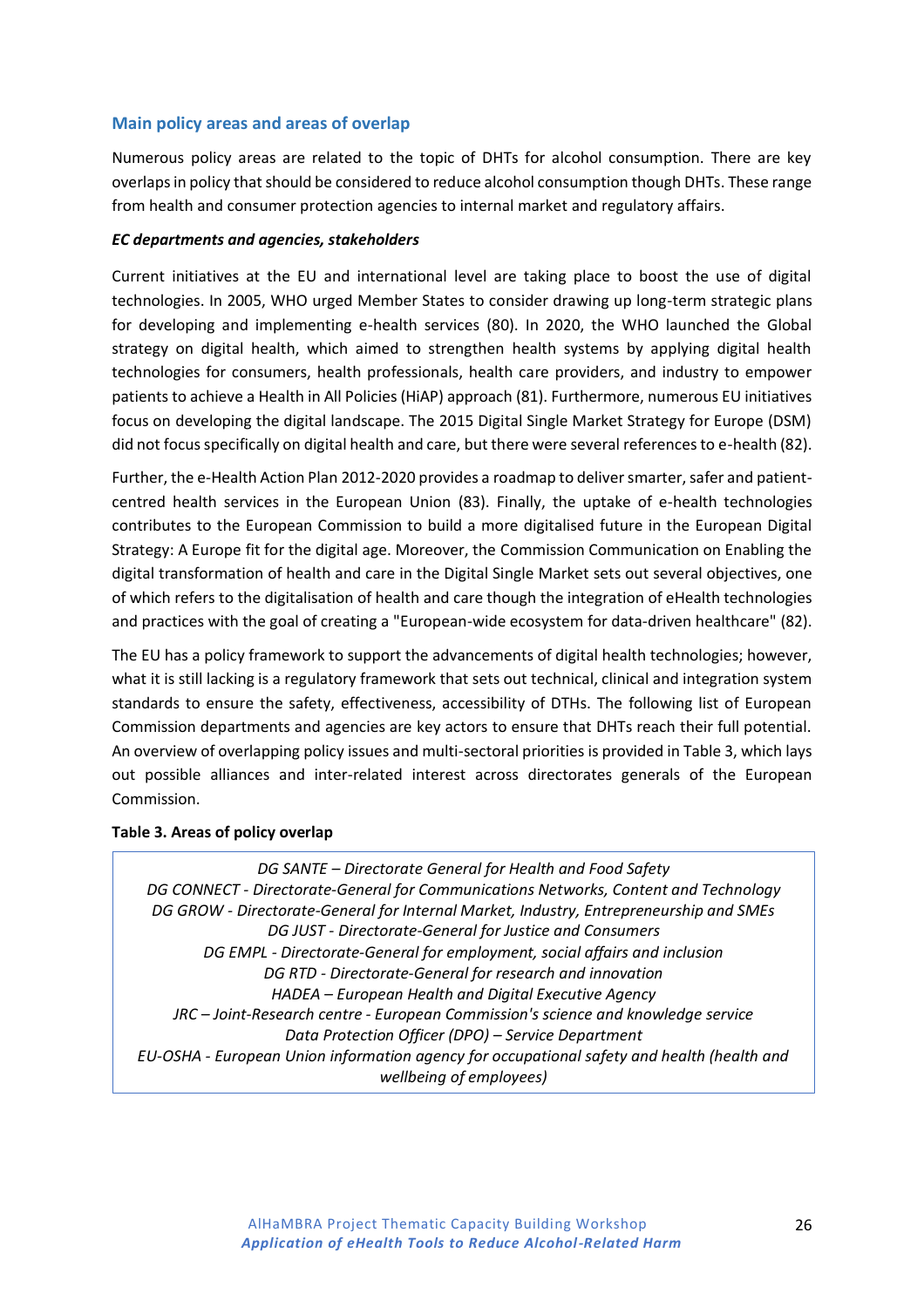### Main policy areas and areas of overlap

Numerous policy areas are related to the topic of DHTs for alcohol consumption. There are key overlaps in policy that should be considered to reduce alcohol consumption though DHTs. These range from health and consumer protection agencies to internal market and regulatory affairs.

***EC departments and agencies, stakeholders***

Current initiatives at the EU and international level are taking place to boost the use of digital technologies. In 2005, WHO urged Member States to consider drawing up long-term strategic plans for developing and implementing e-health services (80). In 2020, the WHO launched the Global strategy on digital health, which aimed to strengthen health systems by applying digital health technologies for consumers, health professionals, health care providers, and industry to empower patients to achieve a Health in All Policies (HiAP) approach (81). Furthermore, numerous EU initiatives focus on developing the digital landscape. The 2015 Digital Single Market Strategy for Europe (DSM) did not focus specifically on digital health and care, but there were several references to e-health (82).

Further, the e-Health Action Plan 2012-2020 provides a roadmap to deliver smarter, safer and patient-centred health services in the European Union (83). Finally, the uptake of e-health technologies contributes to the European Commission to build a more digitalised future in the European Digital Strategy: A Europe fit for the digital age. Moreover, the Commission Communication on Enabling the digital transformation of health and care in the Digital Single Market sets out several objectives, one of which refers to the digitalisation of health and care though the integration of eHealth technologies and practices with the goal of creating a "European-wide ecosystem for data-driven healthcare" (82).

The EU has a policy framework to support the advancements of digital health technologies; however, what it is still lacking is a regulatory framework that sets out technical, clinical and integration system standards to ensure the safety, effectiveness, accessibility of DTHs. The following list of European Commission departments and agencies are key actors to ensure that DHTs reach their full potential. An overview of overlapping policy issues and multi-sectoral priorities is provided in Table 3, which lays out possible alliances and inter-related interest across directorates generals of the European Commission.

**Table 3. Areas of policy overlap**

| |
|---|
| *DG SANTE – Directorate General for Health and Food Safety* |
| *DG CONNECT - Directorate-General for Communications Networks, Content and Technology* |
| *DG GROW - Directorate-General for Internal Market, Industry, Entrepreneurship and SMEs* |
| *DG JUST - Directorate-General for Justice and Consumers* |
| *DG EMPL - Directorate-General for employment, social affairs and inclusion* |
| *DG RTD - Directorate-General for research and innovation* |
| *HADEA – European Health and Digital Executive Agency* |
| *JRC – Joint-Research centre - European Commission's science and knowledge service* |
| *Data Protection Officer (DPO) – Service Department* |
| *EU-OSHA - European Union information agency for occupational safety and health (health and wellbeing of employees)* |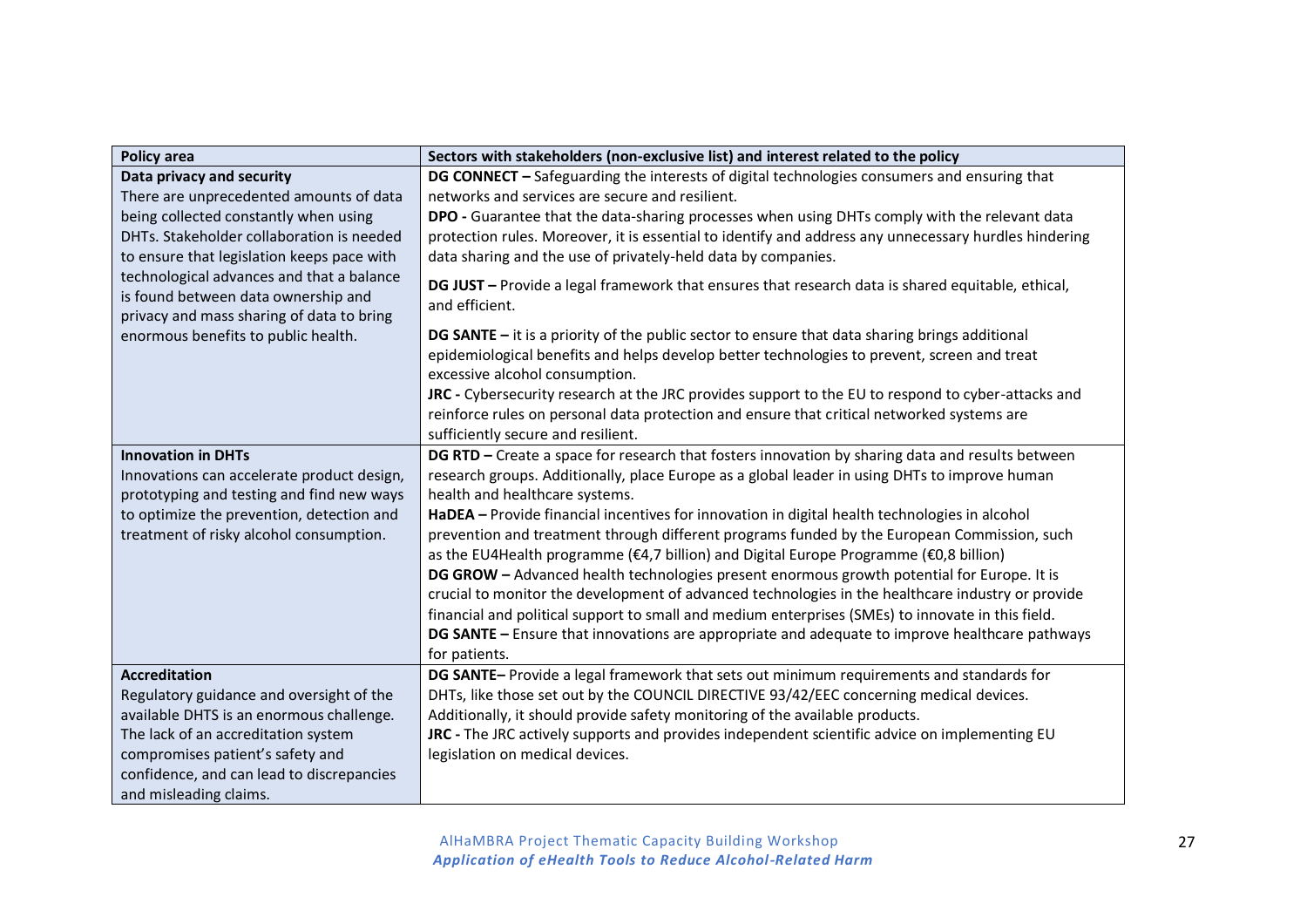| Policy area | Sectors with stakeholders (non-exclusive list) and interest related to the policy |
|---|---|
| **Data privacy and security**<br>There are unprecedented amounts of data being collected constantly when using DHTs. Stakeholder collaboration is needed to ensure that legislation keeps pace with technological advances and that a balance is found between data ownership and privacy and mass sharing of data to bring enormous benefits to public health. | **DG CONNECT –** Safeguarding the interests of digital technologies consumers and ensuring that networks and services are secure and resilient.<br>**DPO -** Guarantee that the data-sharing processes when using DHTs comply with the relevant data protection rules. Moreover, it is essential to identify and address any unnecessary hurdles hindering data sharing and the use of privately-held data by companies.<br>**DG JUST –** Provide a legal framework that ensures that research data is shared equitable, ethical, and efficient.<br>**DG SANTE –** it is a priority of the public sector to ensure that data sharing brings additional epidemiological benefits and helps develop better technologies to prevent, screen and treat excessive alcohol consumption.<br>**JRC -** Cybersecurity research at the JRC provides support to the EU to respond to cyber-attacks and reinforce rules on personal data protection and ensure that critical networked systems are sufficiently secure and resilient. |
| **Innovation in DHTs**<br>Innovations can accelerate product design, prototyping and testing and find new ways to optimize the prevention, detection and treatment of risky alcohol consumption. | **DG RTD –** Create a space for research that fosters innovation by sharing data and results between research groups. Additionally, place Europe as a global leader in using DHTs to improve human health and healthcare systems.<br>**HaDEA –** Provide financial incentives for innovation in digital health technologies in alcohol prevention and treatment through different programs funded by the European Commission, such as the EU4Health programme (€4,7 billion) and Digital Europe Programme (€0,8 billion)<br>**DG GROW –** Advanced health technologies present enormous growth potential for Europe. It is crucial to monitor the development of advanced technologies in the healthcare industry or provide financial and political support to small and medium enterprises (SMEs) to innovate in this field.<br>**DG SANTE –** Ensure that innovations are appropriate and adequate to improve healthcare pathways for patients. |
| **Accreditation**<br>Regulatory guidance and oversight of the available DHTS is an enormous challenge. The lack of an accreditation system compromises patient's safety and confidence, and can lead to discrepancies and misleading claims. | **DG SANTE–** Provide a legal framework that sets out minimum requirements and standards for DHTs, like those set out by the COUNCIL DIRECTIVE 93/42/EEC concerning medical devices. Additionally, it should provide safety monitoring of the available products.<br>**JRC -** The JRC actively supports and provides independent scientific advice on implementing EU legislation on medical devices. |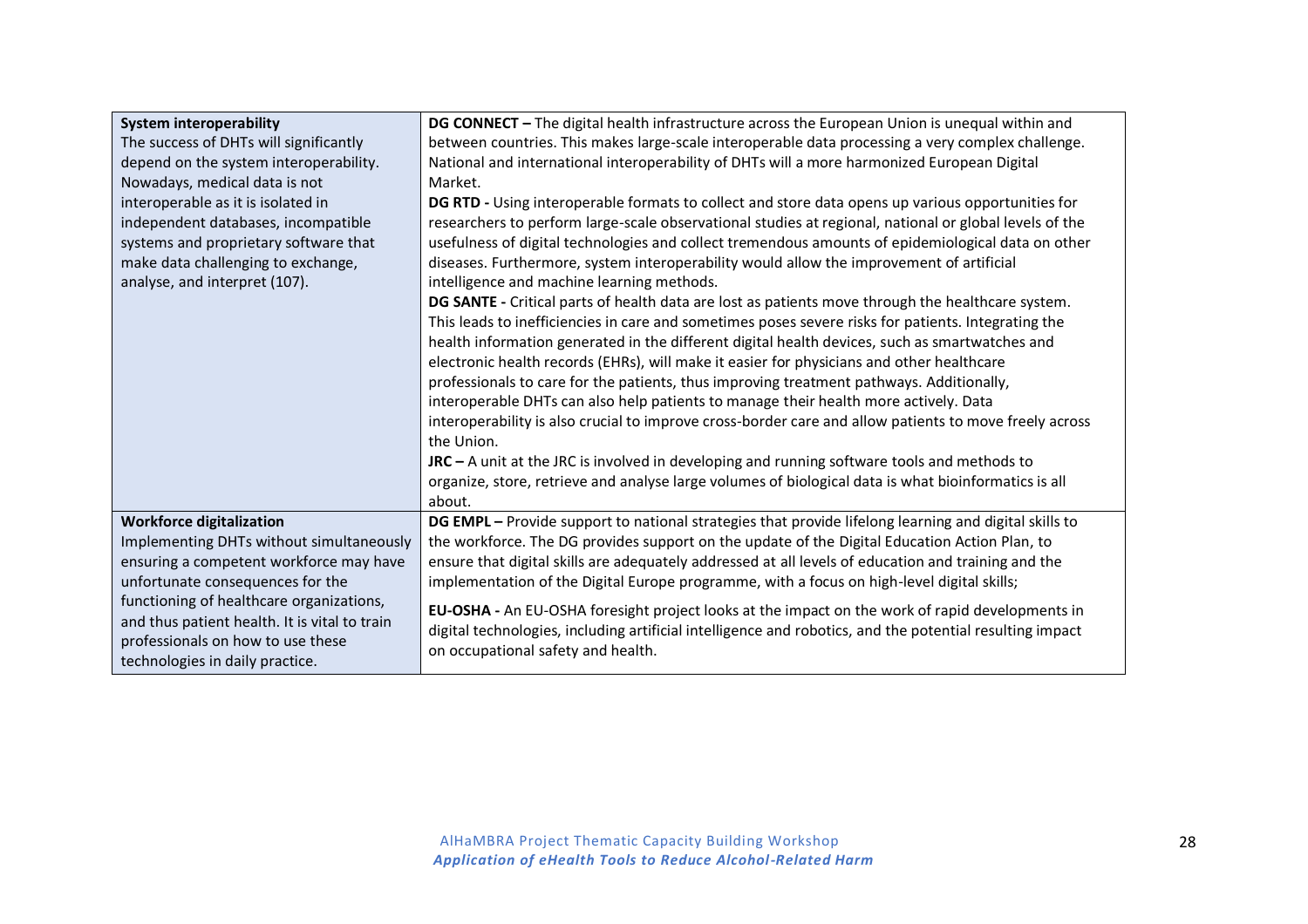| | |
|---|---|
| **System interoperability**<br>The success of DHTs will significantly depend on the system interoperability. Nowadays, medical data is not interoperable as it is isolated in independent databases, incompatible systems and proprietary software that make data challenging to exchange, analyse, and interpret (107). | **DG CONNECT –** The digital health infrastructure across the European Union is unequal within and between countries. This makes large-scale interoperable data processing a very complex challenge. National and international interoperability of DHTs will a more harmonized European Digital Market.<br>**DG RTD -** Using interoperable formats to collect and store data opens up various opportunities for researchers to perform large-scale observational studies at regional, national or global levels of the usefulness of digital technologies and collect tremendous amounts of epidemiological data on other diseases. Furthermore, system interoperability would allow the improvement of artificial intelligence and machine learning methods.<br>**DG SANTE -** Critical parts of health data are lost as patients move through the healthcare system. This leads to inefficiencies in care and sometimes poses severe risks for patients. Integrating the health information generated in the different digital health devices, such as smartwatches and electronic health records (EHRs), will make it easier for physicians and other healthcare professionals to care for the patients, thus improving treatment pathways. Additionally, interoperable DHTs can also help patients to manage their health more actively. Data interoperability is also crucial to improve cross-border care and allow patients to move freely across the Union.<br>**JRC –** A unit at the JRC is involved in developing and running software tools and methods to organize, store, retrieve and analyse large volumes of biological data is what bioinformatics is all about. |
| **Workforce digitalization**<br>Implementing DHTs without simultaneously ensuring a competent workforce may have unfortunate consequences for the functioning of healthcare organizations, and thus patient health. It is vital to train professionals on how to use these technologies in daily practice. | **DG EMPL –** Provide support to national strategies that provide lifelong learning and digital skills to the workforce. The DG provides support on the update of the Digital Education Action Plan, to ensure that digital skills are adequately addressed at all levels of education and training and the implementation of the Digital Europe programme, with a focus on high-level digital skills;<br>**EU-OSHA -** An EU-OSHA foresight project looks at the impact on the work of rapid developments in digital technologies, including artificial intelligence and robotics, and the potential resulting impact on occupational safety and health. |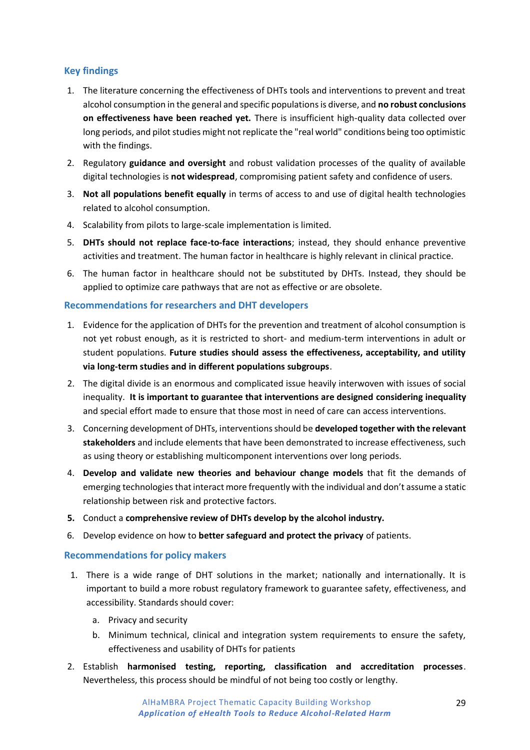## Key findings

1. The literature concerning the effectiveness of DHTs tools and interventions to prevent and treat alcohol consumption in the general and specific populations is diverse, and **no robust conclusions on effectiveness have been reached yet.** There is insufficient high-quality data collected over long periods, and pilot studies might not replicate the "real world" conditions being too optimistic with the findings.
2. Regulatory **guidance and oversight** and robust validation processes of the quality of available digital technologies is **not widespread**, compromising patient safety and confidence of users.
3. **Not all populations benefit equally** in terms of access to and use of digital health technologies related to alcohol consumption.
4. Scalability from pilots to large-scale implementation is limited.
5. **DHTs should not replace face-to-face interactions**; instead, they should enhance preventive activities and treatment. The human factor in healthcare is highly relevant in clinical practice.
6. The human factor in healthcare should not be substituted by DHTs. Instead, they should be applied to optimize care pathways that are not as effective or are obsolete.

## Recommendations for researchers and DHT developers

1. Evidence for the application of DHTs for the prevention and treatment of alcohol consumption is not yet robust enough, as it is restricted to short- and medium-term interventions in adult or student populations. **Future studies should assess the effectiveness, acceptability, and utility via long-term studies and in different populations subgroups**.
2. The digital divide is an enormous and complicated issue heavily interwoven with issues of social inequality. **It is important to guarantee that interventions are designed considering inequality** and special effort made to ensure that those most in need of care can access interventions.
3. Concerning development of DHTs, interventions should be **developed together with the relevant stakeholders** and include elements that have been demonstrated to increase effectiveness, such as using theory or establishing multicomponent interventions over long periods.
4. **Develop and validate new theories and behaviour change models** that fit the demands of emerging technologies that interact more frequently with the individual and don't assume a static relationship between risk and protective factors.
5. Conduct a **comprehensive review of DHTs develop by the alcohol industry.**
6. Develop evidence on how to **better safeguard and protect the privacy** of patients.

## Recommendations for policy makers

1. There is a wide range of DHT solutions in the market; nationally and internationally. It is important to build a more robust regulatory framework to guarantee safety, effectiveness, and accessibility. Standards should cover:
   a. Privacy and security
   b. Minimum technical, clinical and integration system requirements to ensure the safety, effectiveness and usability of DHTs for patients
2. Establish **harmonised testing, reporting, classification and accreditation processes**. Nevertheless, this process should be mindful of not being too costly or lengthy.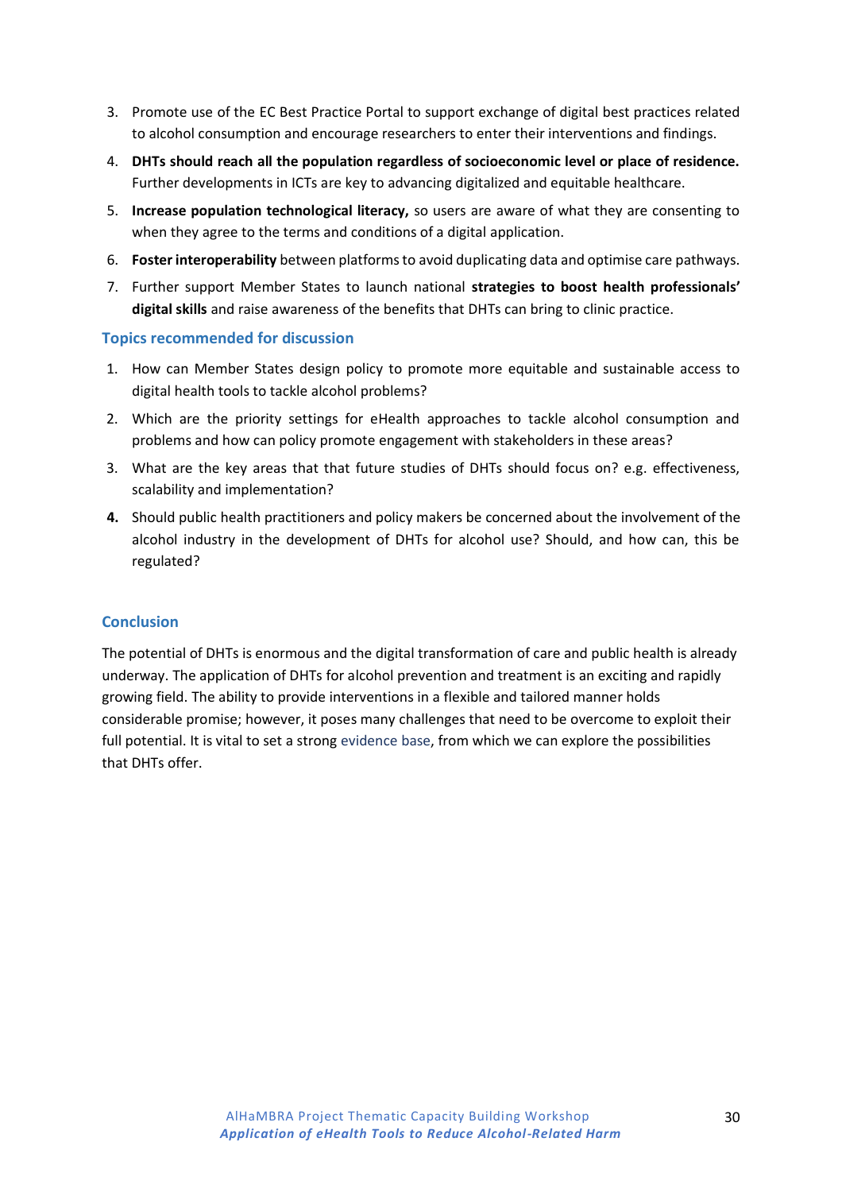3. Promote use of the EC Best Practice Portal to support exchange of digital best practices related to alcohol consumption and encourage researchers to enter their interventions and findings.
4. **DHTs should reach all the population regardless of socioeconomic level or place of residence.** Further developments in ICTs are key to advancing digitalized and equitable healthcare.
5. **Increase population technological literacy,** so users are aware of what they are consenting to when they agree to the terms and conditions of a digital application.
6. **Foster interoperability** between platforms to avoid duplicating data and optimise care pathways.
7. Further support Member States to launch national **strategies to boost health professionals' digital skills** and raise awareness of the benefits that DHTs can bring to clinic practice.

### Topics recommended for discussion

1. How can Member States design policy to promote more equitable and sustainable access to digital health tools to tackle alcohol problems?
2. Which are the priority settings for eHealth approaches to tackle alcohol consumption and problems and how can policy promote engagement with stakeholders in these areas?
3. What are the key areas that that future studies of DHTs should focus on? e.g. effectiveness, scalability and implementation?
4. Should public health practitioners and policy makers be concerned about the involvement of the alcohol industry in the development of DHTs for alcohol use? Should, and how can, this be regulated?

### Conclusion

The potential of DHTs is enormous and the digital transformation of care and public health is already underway. The application of DHTs for alcohol prevention and treatment is an exciting and rapidly growing field. The ability to provide interventions in a flexible and tailored manner holds considerable promise; however, it poses many challenges that need to be overcome to exploit their full potential. It is vital to set a strong evidence base, from which we can explore the possibilities that DHTs offer.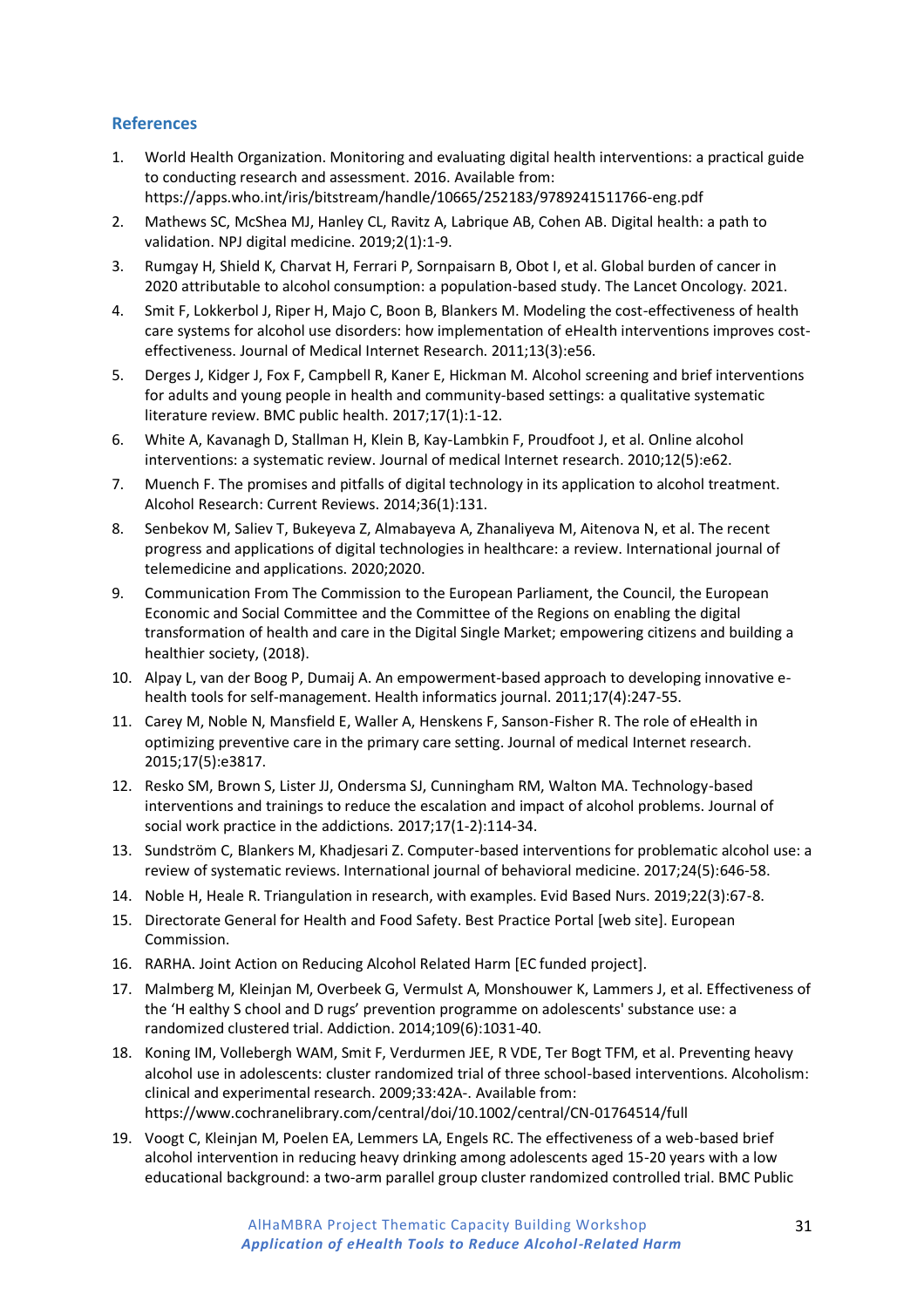## References

1. World Health Organization. Monitoring and evaluating digital health interventions: a practical guide to conducting research and assessment. 2016. Available from: https://apps.who.int/iris/bitstream/handle/10665/252183/9789241511766-eng.pdf
2. Mathews SC, McShea MJ, Hanley CL, Ravitz A, Labrique AB, Cohen AB. Digital health: a path to validation. NPJ digital medicine. 2019;2(1):1-9.
3. Rumgay H, Shield K, Charvat H, Ferrari P, Sornpaisarn B, Obot I, et al. Global burden of cancer in 2020 attributable to alcohol consumption: a population-based study. The Lancet Oncology. 2021.
4. Smit F, Lokkerbol J, Riper H, Majo C, Boon B, Blankers M. Modeling the cost-effectiveness of health care systems for alcohol use disorders: how implementation of eHealth interventions improves cost-effectiveness. Journal of Medical Internet Research. 2011;13(3):e56.
5. Derges J, Kidger J, Fox F, Campbell R, Kaner E, Hickman M. Alcohol screening and brief interventions for adults and young people in health and community-based settings: a qualitative systematic literature review. BMC public health. 2017;17(1):1-12.
6. White A, Kavanagh D, Stallman H, Klein B, Kay-Lambkin F, Proudfoot J, et al. Online alcohol interventions: a systematic review. Journal of medical Internet research. 2010;12(5):e62.
7. Muench F. The promises and pitfalls of digital technology in its application to alcohol treatment. Alcohol Research: Current Reviews. 2014;36(1):131.
8. Senbekov M, Saliev T, Bukeyeva Z, Almabayeva A, Zhanaliyeva M, Aitenova N, et al. The recent progress and applications of digital technologies in healthcare: a review. International journal of telemedicine and applications. 2020;2020.
9. Communication From The Commission to the European Parliament, the Council, the European Economic and Social Committee and the Committee of the Regions on enabling the digital transformation of health and care in the Digital Single Market; empowering citizens and building a healthier society, (2018).
10. Alpay L, van der Boog P, Dumaij A. An empowerment-based approach to developing innovative e-health tools for self-management. Health informatics journal. 2011;17(4):247-55.
11. Carey M, Noble N, Mansfield E, Waller A, Henskens F, Sanson-Fisher R. The role of eHealth in optimizing preventive care in the primary care setting. Journal of medical Internet research. 2015;17(5):e3817.
12. Resko SM, Brown S, Lister JJ, Ondersma SJ, Cunningham RM, Walton MA. Technology-based interventions and trainings to reduce the escalation and impact of alcohol problems. Journal of social work practice in the addictions. 2017;17(1-2):114-34.
13. Sundström C, Blankers M, Khadjesari Z. Computer-based interventions for problematic alcohol use: a review of systematic reviews. International journal of behavioral medicine. 2017;24(5):646-58.
14. Noble H, Heale R. Triangulation in research, with examples. Evid Based Nurs. 2019;22(3):67-8.
15. Directorate General for Health and Food Safety. Best Practice Portal [web site]. European Commission.
16. RARHA. Joint Action on Reducing Alcohol Related Harm [EC funded project].
17. Malmberg M, Kleinjan M, Overbeek G, Vermulst A, Monshouwer K, Lammers J, et al. Effectiveness of the 'H ealthy S chool and D rugs' prevention programme on adolescents' substance use: a randomized clustered trial. Addiction. 2014;109(6):1031-40.
18. Koning IM, Vollebergh WAM, Smit F, Verdurmen JEE, R VDE, Ter Bogt TFM, et al. Preventing heavy alcohol use in adolescents: cluster randomized trial of three school-based interventions. Alcoholism: clinical and experimental research. 2009;33:42A-. Available from: https://www.cochranelibrary.com/central/doi/10.1002/central/CN-01764514/full
19. Voogt C, Kleinjan M, Poelen EA, Lemmers LA, Engels RC. The effectiveness of a web-based brief alcohol intervention in reducing heavy drinking among adolescents aged 15-20 years with a low educational background: a two-arm parallel group cluster randomized controlled trial. BMC Public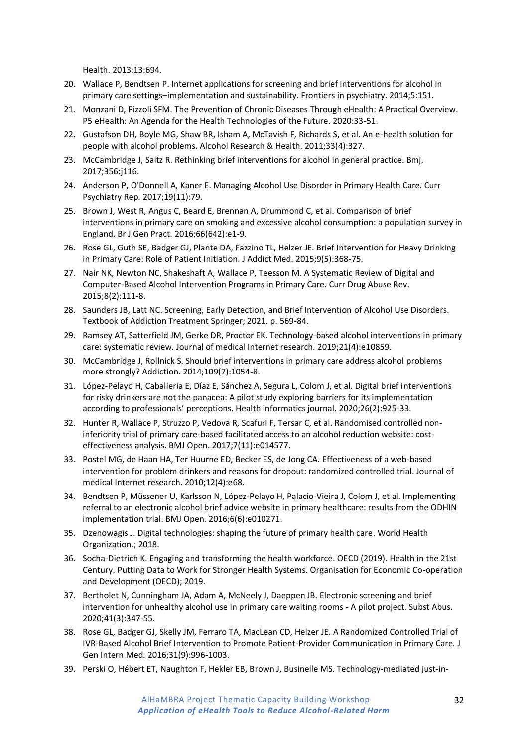Health. 2013;13:694.

20. Wallace P, Bendtsen P. Internet applications for screening and brief interventions for alcohol in primary care settings–implementation and sustainability. Frontiers in psychiatry. 2014;5:151.
21. Monzani D, Pizzoli SFM. The Prevention of Chronic Diseases Through eHealth: A Practical Overview. P5 eHealth: An Agenda for the Health Technologies of the Future. 2020:33-51.
22. Gustafson DH, Boyle MG, Shaw BR, Isham A, McTavish F, Richards S, et al. An e-health solution for people with alcohol problems. Alcohol Research & Health. 2011;33(4):327.
23. McCambridge J, Saitz R. Rethinking brief interventions for alcohol in general practice. Bmj. 2017;356:j116.
24. Anderson P, O'Donnell A, Kaner E. Managing Alcohol Use Disorder in Primary Health Care. Curr Psychiatry Rep. 2017;19(11):79.
25. Brown J, West R, Angus C, Beard E, Brennan A, Drummond C, et al. Comparison of brief interventions in primary care on smoking and excessive alcohol consumption: a population survey in England. Br J Gen Pract. 2016;66(642):e1-9.
26. Rose GL, Guth SE, Badger GJ, Plante DA, Fazzino TL, Helzer JE. Brief Intervention for Heavy Drinking in Primary Care: Role of Patient Initiation. J Addict Med. 2015;9(5):368-75.
27. Nair NK, Newton NC, Shakeshaft A, Wallace P, Teesson M. A Systematic Review of Digital and Computer-Based Alcohol Intervention Programs in Primary Care. Curr Drug Abuse Rev. 2015;8(2):111-8.
28. Saunders JB, Latt NC. Screening, Early Detection, and Brief Intervention of Alcohol Use Disorders. Textbook of Addiction Treatment Springer; 2021. p. 569-84.
29. Ramsey AT, Satterfield JM, Gerke DR, Proctor EK. Technology-based alcohol interventions in primary care: systematic review. Journal of medical Internet research. 2019;21(4):e10859.
30. McCambridge J, Rollnick S. Should brief interventions in primary care address alcohol problems more strongly? Addiction. 2014;109(7):1054-8.
31. López-Pelayo H, Caballeria E, Díaz E, Sánchez A, Segura L, Colom J, et al. Digital brief interventions for risky drinkers are not the panacea: A pilot study exploring barriers for its implementation according to professionals' perceptions. Health informatics journal. 2020;26(2):925-33.
32. Hunter R, Wallace P, Struzzo P, Vedova R, Scafuri F, Tersar C, et al. Randomised controlled non-inferiority trial of primary care-based facilitated access to an alcohol reduction website: cost-effectiveness analysis. BMJ Open. 2017;7(11):e014577.
33. Postel MG, de Haan HA, Ter Huurne ED, Becker ES, de Jong CA. Effectiveness of a web-based intervention for problem drinkers and reasons for dropout: randomized controlled trial. Journal of medical Internet research. 2010;12(4):e68.
34. Bendtsen P, Müssener U, Karlsson N, López-Pelayo H, Palacio-Vieira J, Colom J, et al. Implementing referral to an electronic alcohol brief advice website in primary healthcare: results from the ODHIN implementation trial. BMJ Open. 2016;6(6):e010271.
35. Dzenowagis J. Digital technologies: shaping the future of primary health care. World Health Organization.; 2018.
36. Socha-Dietrich K. Engaging and transforming the health workforce. OECD (2019). Health in the 21st Century. Putting Data to Work for Stronger Health Systems. Organisation for Economic Co-operation and Development (OECD); 2019.
37. Bertholet N, Cunningham JA, Adam A, McNeely J, Daeppen JB. Electronic screening and brief intervention for unhealthy alcohol use in primary care waiting rooms - A pilot project. Subst Abus. 2020;41(3):347-55.
38. Rose GL, Badger GJ, Skelly JM, Ferraro TA, MacLean CD, Helzer JE. A Randomized Controlled Trial of IVR-Based Alcohol Brief Intervention to Promote Patient-Provider Communication in Primary Care. J Gen Intern Med. 2016;31(9):996-1003.
39. Perski O, Hébert ET, Naughton F, Hekler EB, Brown J, Businelle MS. Technology-mediated just-in-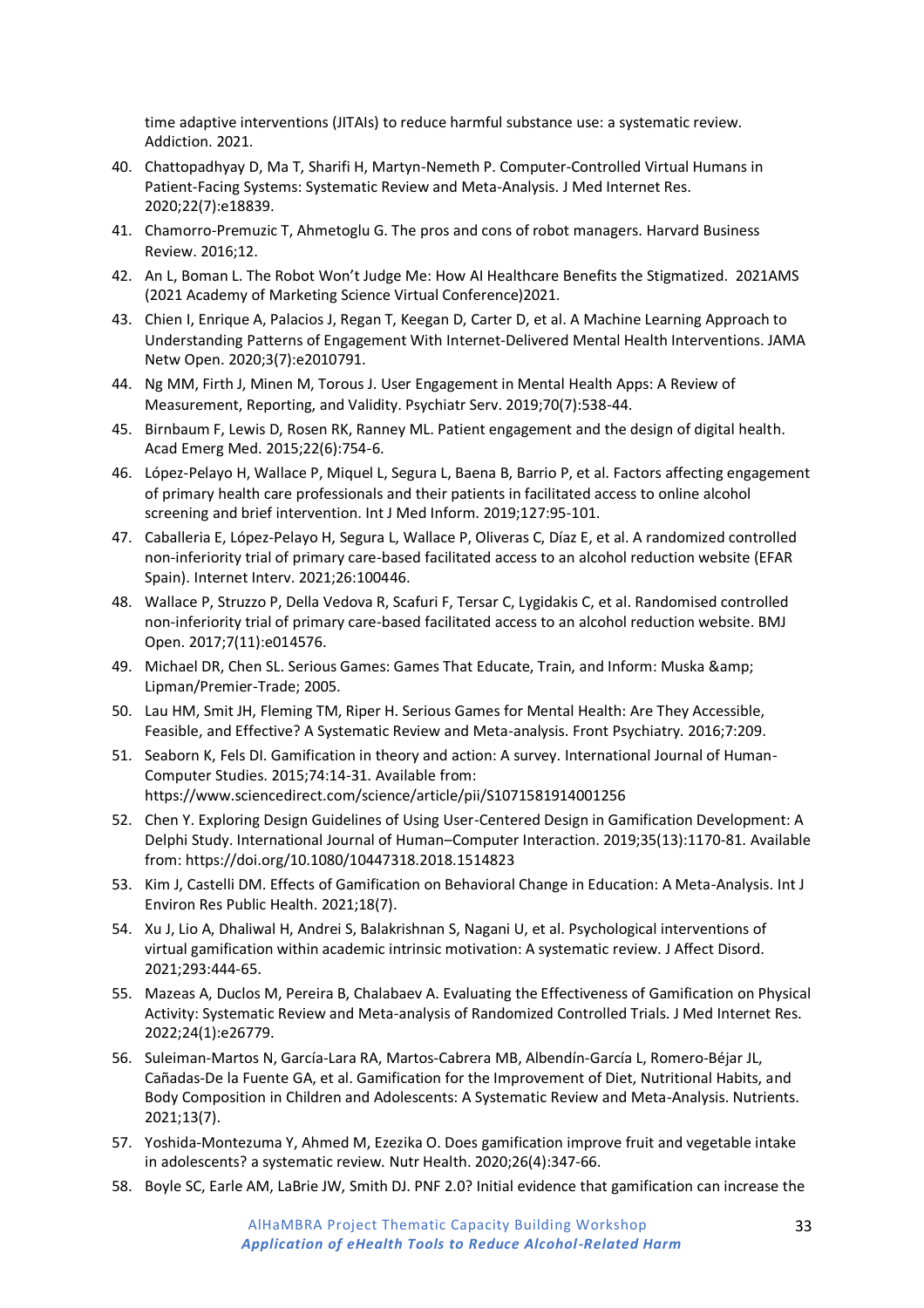time adaptive interventions (JITAIs) to reduce harmful substance use: a systematic review. Addiction. 2021.

40. Chattopadhyay D, Ma T, Sharifi H, Martyn-Nemeth P. Computer-Controlled Virtual Humans in Patient-Facing Systems: Systematic Review and Meta-Analysis. J Med Internet Res. 2020;22(7):e18839.
41. Chamorro-Premuzic T, Ahmetoglu G. The pros and cons of robot managers. Harvard Business Review. 2016;12.
42. An L, Boman L. The Robot Won't Judge Me: How AI Healthcare Benefits the Stigmatized. 2021AMS (2021 Academy of Marketing Science Virtual Conference)2021.
43. Chien I, Enrique A, Palacios J, Regan T, Keegan D, Carter D, et al. A Machine Learning Approach to Understanding Patterns of Engagement With Internet-Delivered Mental Health Interventions. JAMA Netw Open. 2020;3(7):e2010791.
44. Ng MM, Firth J, Minen M, Torous J. User Engagement in Mental Health Apps: A Review of Measurement, Reporting, and Validity. Psychiatr Serv. 2019;70(7):538-44.
45. Birnbaum F, Lewis D, Rosen RK, Ranney ML. Patient engagement and the design of digital health. Acad Emerg Med. 2015;22(6):754-6.
46. López-Pelayo H, Wallace P, Miquel L, Segura L, Baena B, Barrio P, et al. Factors affecting engagement of primary health care professionals and their patients in facilitated access to online alcohol screening and brief intervention. Int J Med Inform. 2019;127:95-101.
47. Caballeria E, López-Pelayo H, Segura L, Wallace P, Oliveras C, Díaz E, et al. A randomized controlled non-inferiority trial of primary care-based facilitated access to an alcohol reduction website (EFAR Spain). Internet Interv. 2021;26:100446.
48. Wallace P, Struzzo P, Della Vedova R, Scafuri F, Tersar C, Lygidakis C, et al. Randomised controlled non-inferiority trial of primary care-based facilitated access to an alcohol reduction website. BMJ Open. 2017;7(11):e014576.
49. Michael DR, Chen SL. Serious Games: Games That Educate, Train, and Inform: Muska &amp; Lipman/Premier-Trade; 2005.
50. Lau HM, Smit JH, Fleming TM, Riper H. Serious Games for Mental Health: Are They Accessible, Feasible, and Effective? A Systematic Review and Meta-analysis. Front Psychiatry. 2016;7:209.
51. Seaborn K, Fels DI. Gamification in theory and action: A survey. International Journal of Human-Computer Studies. 2015;74:14-31. Available from: https://www.sciencedirect.com/science/article/pii/S1071581914001256
52. Chen Y. Exploring Design Guidelines of Using User-Centered Design in Gamification Development: A Delphi Study. International Journal of Human–Computer Interaction. 2019;35(13):1170-81. Available from: https://doi.org/10.1080/10447318.2018.1514823
53. Kim J, Castelli DM. Effects of Gamification on Behavioral Change in Education: A Meta-Analysis. Int J Environ Res Public Health. 2021;18(7).
54. Xu J, Lio A, Dhaliwal H, Andrei S, Balakrishnan S, Nagani U, et al. Psychological interventions of virtual gamification within academic intrinsic motivation: A systematic review. J Affect Disord. 2021;293:444-65.
55. Mazeas A, Duclos M, Pereira B, Chalabaev A. Evaluating the Effectiveness of Gamification on Physical Activity: Systematic Review and Meta-analysis of Randomized Controlled Trials. J Med Internet Res. 2022;24(1):e26779.
56. Suleiman-Martos N, García-Lara RA, Martos-Cabrera MB, Albendín-García L, Romero-Béjar JL, Cañadas-De la Fuente GA, et al. Gamification for the Improvement of Diet, Nutritional Habits, and Body Composition in Children and Adolescents: A Systematic Review and Meta-Analysis. Nutrients. 2021;13(7).
57. Yoshida-Montezuma Y, Ahmed M, Ezezika O. Does gamification improve fruit and vegetable intake in adolescents? a systematic review. Nutr Health. 2020;26(4):347-66.
58. Boyle SC, Earle AM, LaBrie JW, Smith DJ. PNF 2.0? Initial evidence that gamification can increase the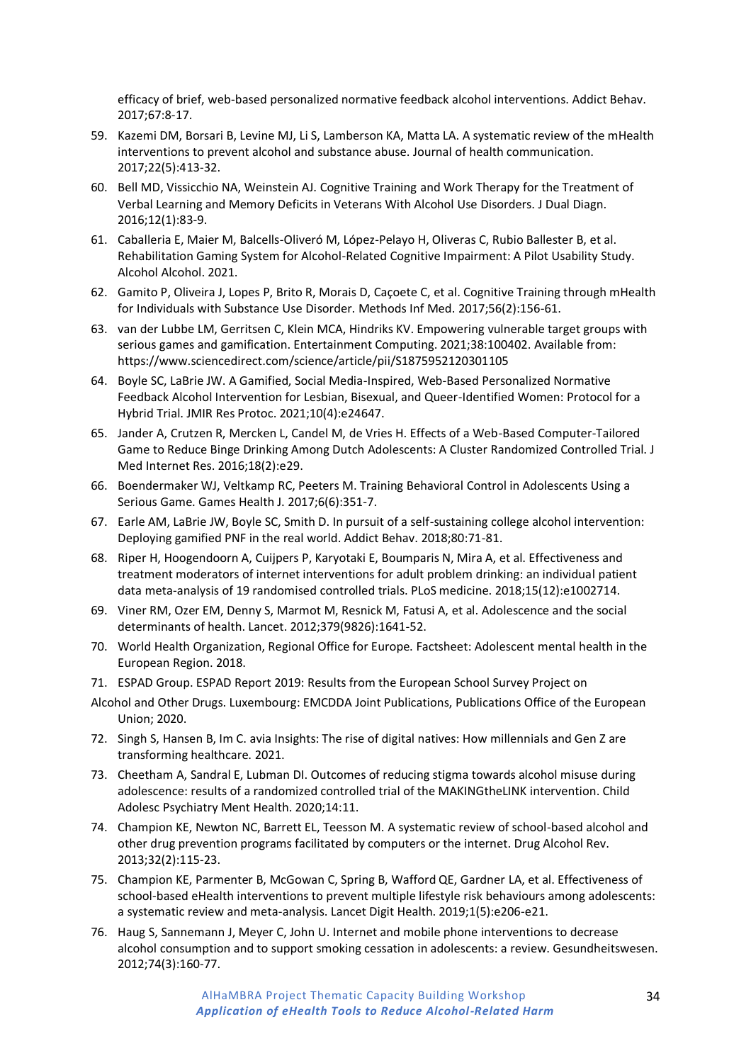efficacy of brief, web-based personalized normative feedback alcohol interventions. Addict Behav. 2017;67:8-17.

59. Kazemi DM, Borsari B, Levine MJ, Li S, Lamberson KA, Matta LA. A systematic review of the mHealth interventions to prevent alcohol and substance abuse. Journal of health communication. 2017;22(5):413-32.
60. Bell MD, Vissicchio NA, Weinstein AJ. Cognitive Training and Work Therapy for the Treatment of Verbal Learning and Memory Deficits in Veterans With Alcohol Use Disorders. J Dual Diagn. 2016;12(1):83-9.
61. Caballeria E, Maier M, Balcells-Oliveró M, López-Pelayo H, Oliveras C, Rubio Ballester B, et al. Rehabilitation Gaming System for Alcohol-Related Cognitive Impairment: A Pilot Usability Study. Alcohol Alcohol. 2021.
62. Gamito P, Oliveira J, Lopes P, Brito R, Morais D, Caçoete C, et al. Cognitive Training through mHealth for Individuals with Substance Use Disorder. Methods Inf Med. 2017;56(2):156-61.
63. van der Lubbe LM, Gerritsen C, Klein MCA, Hindriks KV. Empowering vulnerable target groups with serious games and gamification. Entertainment Computing. 2021;38:100402. Available from: https://www.sciencedirect.com/science/article/pii/S1875952120301105
64. Boyle SC, LaBrie JW. A Gamified, Social Media-Inspired, Web-Based Personalized Normative Feedback Alcohol Intervention for Lesbian, Bisexual, and Queer-Identified Women: Protocol for a Hybrid Trial. JMIR Res Protoc. 2021;10(4):e24647.
65. Jander A, Crutzen R, Mercken L, Candel M, de Vries H. Effects of a Web-Based Computer-Tailored Game to Reduce Binge Drinking Among Dutch Adolescents: A Cluster Randomized Controlled Trial. J Med Internet Res. 2016;18(2):e29.
66. Boendermaker WJ, Veltkamp RC, Peeters M. Training Behavioral Control in Adolescents Using a Serious Game. Games Health J. 2017;6(6):351-7.
67. Earle AM, LaBrie JW, Boyle SC, Smith D. In pursuit of a self-sustaining college alcohol intervention: Deploying gamified PNF in the real world. Addict Behav. 2018;80:71-81.
68. Riper H, Hoogendoorn A, Cuijpers P, Karyotaki E, Boumparis N, Mira A, et al. Effectiveness and treatment moderators of internet interventions for adult problem drinking: an individual patient data meta-analysis of 19 randomised controlled trials. PLoS medicine. 2018;15(12):e1002714.
69. Viner RM, Ozer EM, Denny S, Marmot M, Resnick M, Fatusi A, et al. Adolescence and the social determinants of health. Lancet. 2012;379(9826):1641-52.
70. World Health Organization, Regional Office for Europe. Factsheet: Adolescent mental health in the European Region. 2018.
71. ESPAD Group. ESPAD Report 2019: Results from the European School Survey Project on Alcohol and Other Drugs. Luxembourg: EMCDDA Joint Publications, Publications Office of the European Union; 2020.
72. Singh S, Hansen B, Im C. avia Insights: The rise of digital natives: How millennials and Gen Z are transforming healthcare. 2021.
73. Cheetham A, Sandral E, Lubman DI. Outcomes of reducing stigma towards alcohol misuse during adolescence: results of a randomized controlled trial of the MAKINGtheLINK intervention. Child Adolesc Psychiatry Ment Health. 2020;14:11.
74. Champion KE, Newton NC, Barrett EL, Teesson M. A systematic review of school-based alcohol and other drug prevention programs facilitated by computers or the internet. Drug Alcohol Rev. 2013;32(2):115-23.
75. Champion KE, Parmenter B, McGowan C, Spring B, Wafford QE, Gardner LA, et al. Effectiveness of school-based eHealth interventions to prevent multiple lifestyle risk behaviours among adolescents: a systematic review and meta-analysis. Lancet Digit Health. 2019;1(5):e206-e21.
76. Haug S, Sannemann J, Meyer C, John U. Internet and mobile phone interventions to decrease alcohol consumption and to support smoking cessation in adolescents: a review. Gesundheitswesen. 2012;74(3):160-77.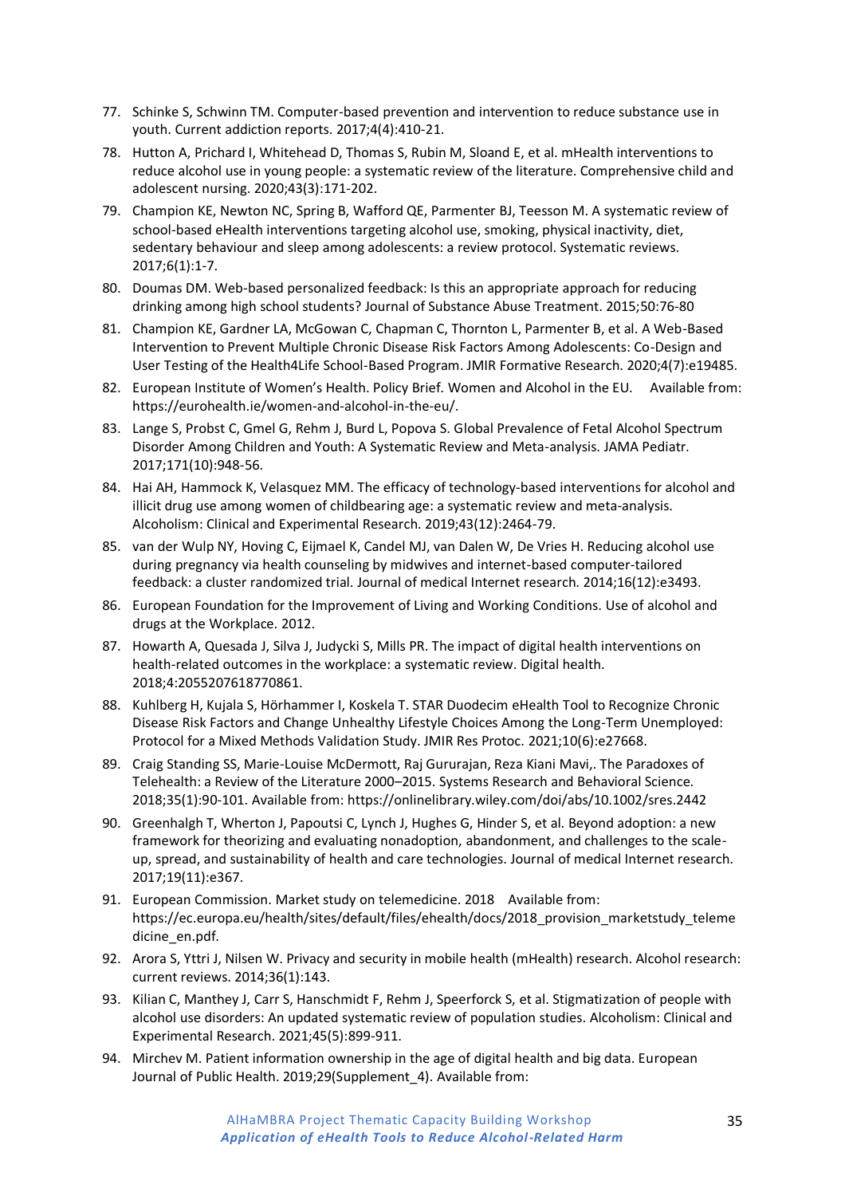77. Schinke S, Schwinn TM. Computer-based prevention and intervention to reduce substance use in youth. Current addiction reports. 2017;4(4):410-21.
78. Hutton A, Prichard I, Whitehead D, Thomas S, Rubin M, Sloand E, et al. mHealth interventions to reduce alcohol use in young people: a systematic review of the literature. Comprehensive child and adolescent nursing. 2020;43(3):171-202.
79. Champion KE, Newton NC, Spring B, Wafford QE, Parmenter BJ, Teesson M. A systematic review of school-based eHealth interventions targeting alcohol use, smoking, physical inactivity, diet, sedentary behaviour and sleep among adolescents: a review protocol. Systematic reviews. 2017;6(1):1-7.
80. Doumas DM. Web-based personalized feedback: Is this an appropriate approach for reducing drinking among high school students? Journal of Substance Abuse Treatment. 2015;50:76-80
81. Champion KE, Gardner LA, McGowan C, Chapman C, Thornton L, Parmenter B, et al. A Web-Based Intervention to Prevent Multiple Chronic Disease Risk Factors Among Adolescents: Co-Design and User Testing of the Health4Life School-Based Program. JMIR Formative Research. 2020;4(7):e19485.
82. European Institute of Women's Health. Policy Brief. Women and Alcohol in the EU. Available from: https://eurohealth.ie/women-and-alcohol-in-the-eu/.
83. Lange S, Probst C, Gmel G, Rehm J, Burd L, Popova S. Global Prevalence of Fetal Alcohol Spectrum Disorder Among Children and Youth: A Systematic Review and Meta-analysis. JAMA Pediatr. 2017;171(10):948-56.
84. Hai AH, Hammock K, Velasquez MM. The efficacy of technology-based interventions for alcohol and illicit drug use among women of childbearing age: a systematic review and meta-analysis. Alcoholism: Clinical and Experimental Research. 2019;43(12):2464-79.
85. van der Wulp NY, Hoving C, Eijmael K, Candel MJ, van Dalen W, De Vries H. Reducing alcohol use during pregnancy via health counseling by midwives and internet-based computer-tailored feedback: a cluster randomized trial. Journal of medical Internet research. 2014;16(12):e3493.
86. European Foundation for the Improvement of Living and Working Conditions. Use of alcohol and drugs at the Workplace. 2012.
87. Howarth A, Quesada J, Silva J, Judycki S, Mills PR. The impact of digital health interventions on health-related outcomes in the workplace: a systematic review. Digital health. 2018;4:2055207618770861.
88. Kuhlberg H, Kujala S, Hörhammer I, Koskela T. STAR Duodecim eHealth Tool to Recognize Chronic Disease Risk Factors and Change Unhealthy Lifestyle Choices Among the Long-Term Unemployed: Protocol for a Mixed Methods Validation Study. JMIR Res Protoc. 2021;10(6):e27668.
89. Craig Standing SS, Marie-Louise McDermott, Raj Gururajan, Reza Kiani Mavi,. The Paradoxes of Telehealth: a Review of the Literature 2000–2015. Systems Research and Behavioral Science. 2018;35(1):90-101. Available from: https://onlinelibrary.wiley.com/doi/abs/10.1002/sres.2442
90. Greenhalgh T, Wherton J, Papoutsi C, Lynch J, Hughes G, Hinder S, et al. Beyond adoption: a new framework for theorizing and evaluating nonadoption, abandonment, and challenges to the scale-up, spread, and sustainability of health and care technologies. Journal of medical Internet research. 2017;19(11):e367.
91. European Commission. Market study on telemedicine. 2018 Available from: https://ec.europa.eu/health/sites/default/files/ehealth/docs/2018_provision_marketstudy_telemedicine_en.pdf.
92. Arora S, Yttri J, Nilsen W. Privacy and security in mobile health (mHealth) research. Alcohol research: current reviews. 2014;36(1):143.
93. Kilian C, Manthey J, Carr S, Hanschmidt F, Rehm J, Speerforck S, et al. Stigmatization of people with alcohol use disorders: An updated systematic review of population studies. Alcoholism: Clinical and Experimental Research. 2021;45(5):899-911.
94. Mirchev M. Patient information ownership in the age of digital health and big data. European Journal of Public Health. 2019;29(Supplement_4). Available from: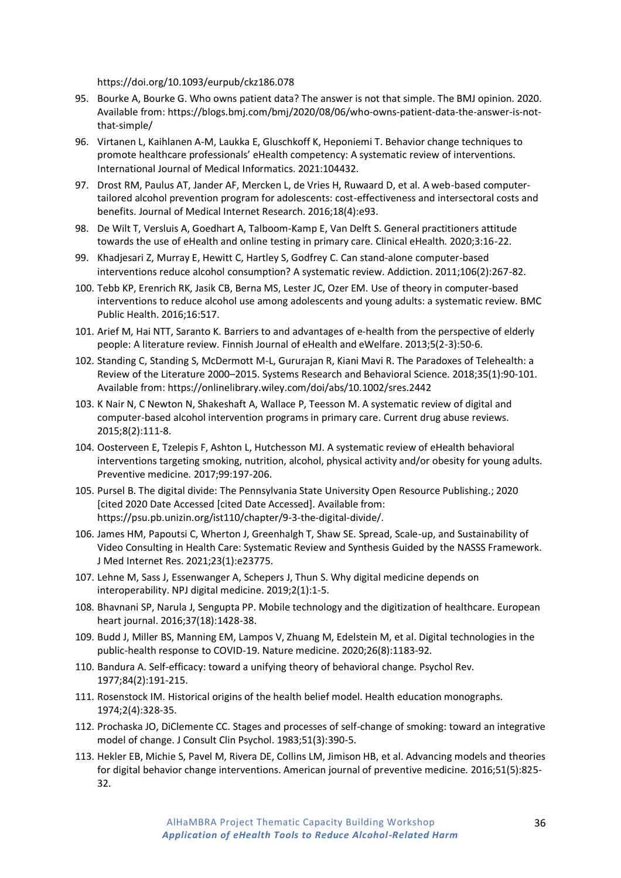https://doi.org/10.1093/eurpub/ckz186.078

95. Bourke A, Bourke G. Who owns patient data? The answer is not that simple. The BMJ opinion. 2020. Available from: https://blogs.bmj.com/bmj/2020/08/06/who-owns-patient-data-the-answer-is-not-that-simple/
96. Virtanen L, Kaihlanen A-M, Laukka E, Gluschkoff K, Heponiemi T. Behavior change techniques to promote healthcare professionals' eHealth competency: A systematic review of interventions. International Journal of Medical Informatics. 2021:104432.
97. Drost RM, Paulus AT, Jander AF, Mercken L, de Vries H, Ruwaard D, et al. A web-based computer-tailored alcohol prevention program for adolescents: cost-effectiveness and intersectoral costs and benefits. Journal of Medical Internet Research. 2016;18(4):e93.
98. De Wilt T, Versluis A, Goedhart A, Talboom-Kamp E, Van Delft S. General practitioners attitude towards the use of eHealth and online testing in primary care. Clinical eHealth. 2020;3:16-22.
99. Khadjesari Z, Murray E, Hewitt C, Hartley S, Godfrey C. Can stand-alone computer-based interventions reduce alcohol consumption? A systematic review. Addiction. 2011;106(2):267-82.
100. Tebb KP, Erenrich RK, Jasik CB, Berna MS, Lester JC, Ozer EM. Use of theory in computer-based interventions to reduce alcohol use among adolescents and young adults: a systematic review. BMC Public Health. 2016;16:517.
101. Arief M, Hai NTT, Saranto K. Barriers to and advantages of e-health from the perspective of elderly people: A literature review. Finnish Journal of eHealth and eWelfare. 2013;5(2-3):50-6.
102. Standing C, Standing S, McDermott M-L, Gururajan R, Kiani Mavi R. The Paradoxes of Telehealth: a Review of the Literature 2000–2015. Systems Research and Behavioral Science. 2018;35(1):90-101. Available from: https://onlinelibrary.wiley.com/doi/abs/10.1002/sres.2442
103. K Nair N, C Newton N, Shakeshaft A, Wallace P, Teesson M. A systematic review of digital and computer-based alcohol intervention programs in primary care. Current drug abuse reviews. 2015;8(2):111-8.
104. Oosterveen E, Tzelepis F, Ashton L, Hutchesson MJ. A systematic review of eHealth behavioral interventions targeting smoking, nutrition, alcohol, physical activity and/or obesity for young adults. Preventive medicine. 2017;99:197-206.
105. Pursel B. The digital divide: The Pennsylvania State University Open Resource Publishing.; 2020 [cited 2020 Date Accessed [cited Date Accessed]. Available from: https://psu.pb.unizin.org/ist110/chapter/9-3-the-digital-divide/.
106. James HM, Papoutsi C, Wherton J, Greenhalgh T, Shaw SE. Spread, Scale-up, and Sustainability of Video Consulting in Health Care: Systematic Review and Synthesis Guided by the NASSS Framework. J Med Internet Res. 2021;23(1):e23775.
107. Lehne M, Sass J, Essenwanger A, Schepers J, Thun S. Why digital medicine depends on interoperability. NPJ digital medicine. 2019;2(1):1-5.
108. Bhavnani SP, Narula J, Sengupta PP. Mobile technology and the digitization of healthcare. European heart journal. 2016;37(18):1428-38.
109. Budd J, Miller BS, Manning EM, Lampos V, Zhuang M, Edelstein M, et al. Digital technologies in the public-health response to COVID-19. Nature medicine. 2020;26(8):1183-92.
110. Bandura A. Self-efficacy: toward a unifying theory of behavioral change. Psychol Rev. 1977;84(2):191-215.
111. Rosenstock IM. Historical origins of the health belief model. Health education monographs. 1974;2(4):328-35.
112. Prochaska JO, DiClemente CC. Stages and processes of self-change of smoking: toward an integrative model of change. J Consult Clin Psychol. 1983;51(3):390-5.
113. Hekler EB, Michie S, Pavel M, Rivera DE, Collins LM, Jimison HB, et al. Advancing models and theories for digital behavior change interventions. American journal of preventive medicine. 2016;51(5):825-32.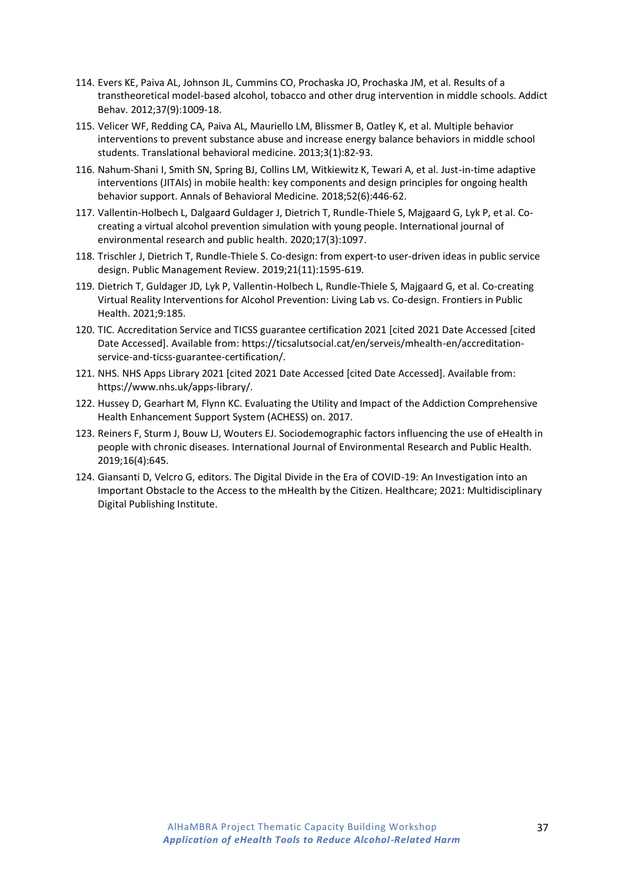114. Evers KE, Paiva AL, Johnson JL, Cummins CO, Prochaska JO, Prochaska JM, et al. Results of a transtheoretical model-based alcohol, tobacco and other drug intervention in middle schools. Addict Behav. 2012;37(9):1009-18.
115. Velicer WF, Redding CA, Paiva AL, Mauriello LM, Blissmer B, Oatley K, et al. Multiple behavior interventions to prevent substance abuse and increase energy balance behaviors in middle school students. Translational behavioral medicine. 2013;3(1):82-93.
116. Nahum-Shani I, Smith SN, Spring BJ, Collins LM, Witkiewitz K, Tewari A, et al. Just-in-time adaptive interventions (JITAIs) in mobile health: key components and design principles for ongoing health behavior support. Annals of Behavioral Medicine. 2018;52(6):446-62.
117. Vallentin-Holbech L, Dalgaard Guldager J, Dietrich T, Rundle-Thiele S, Majgaard G, Lyk P, et al. Co-creating a virtual alcohol prevention simulation with young people. International journal of environmental research and public health. 2020;17(3):1097.
118. Trischler J, Dietrich T, Rundle-Thiele S. Co-design: from expert-to user-driven ideas in public service design. Public Management Review. 2019;21(11):1595-619.
119. Dietrich T, Guldager JD, Lyk P, Vallentin-Holbech L, Rundle-Thiele S, Majgaard G, et al. Co-creating Virtual Reality Interventions for Alcohol Prevention: Living Lab vs. Co-design. Frontiers in Public Health. 2021;9:185.
120. TIC. Accreditation Service and TICSS guarantee certification 2021 [cited 2021 Date Accessed [cited Date Accessed]. Available from: https://ticsalutsocial.cat/en/serveis/mhealth-en/accreditation-service-and-ticss-guarantee-certification/.
121. NHS. NHS Apps Library 2021 [cited 2021 Date Accessed [cited Date Accessed]. Available from: https://www.nhs.uk/apps-library/.
122. Hussey D, Gearhart M, Flynn KC. Evaluating the Utility and Impact of the Addiction Comprehensive Health Enhancement Support System (ACHESS) on. 2017.
123. Reiners F, Sturm J, Bouw LJ, Wouters EJ. Sociodemographic factors influencing the use of eHealth in people with chronic diseases. International Journal of Environmental Research and Public Health. 2019;16(4):645.
124. Giansanti D, Velcro G, editors. The Digital Divide in the Era of COVID-19: An Investigation into an Important Obstacle to the Access to the mHealth by the Citizen. Healthcare; 2021: Multidisciplinary Digital Publishing Institute.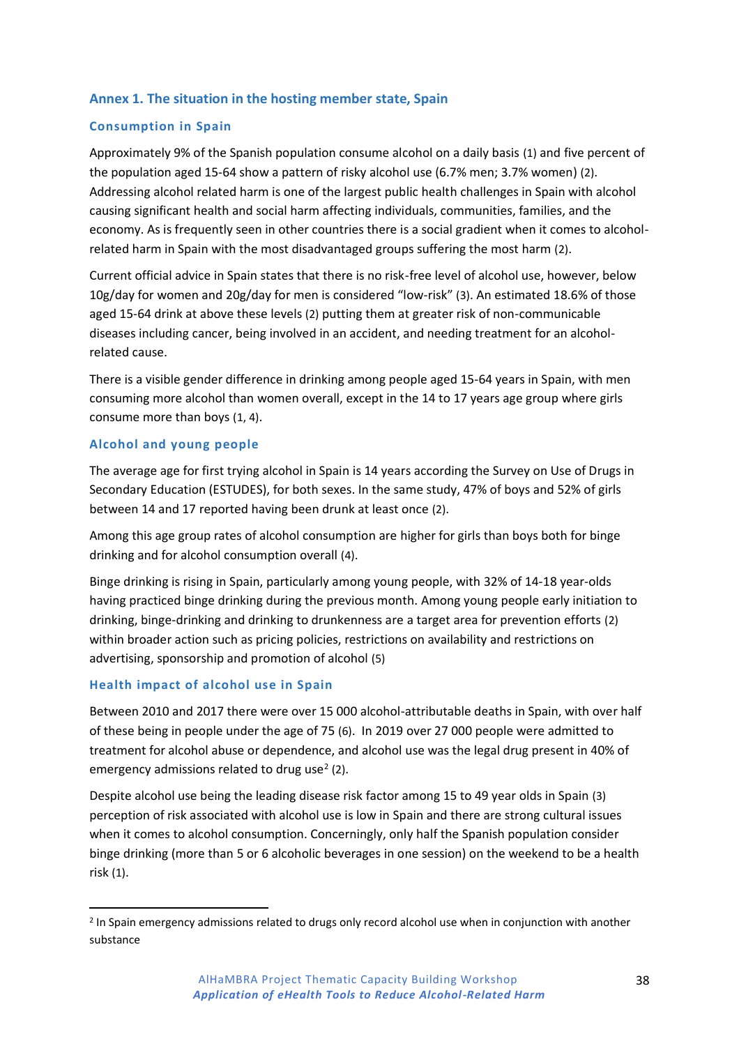## Annex 1. The situation in the hosting member state, Spain

### Consumption in Spain

Approximately 9% of the Spanish population consume alcohol on a daily basis (1) and five percent of the population aged 15-64 show a pattern of risky alcohol use (6.7% men; 3.7% women) (2). Addressing alcohol related harm is one of the largest public health challenges in Spain with alcohol causing significant health and social harm affecting individuals, communities, families, and the economy. As is frequently seen in other countries there is a social gradient when it comes to alcohol-related harm in Spain with the most disadvantaged groups suffering the most harm (2).

Current official advice in Spain states that there is no risk-free level of alcohol use, however, below 10g/day for women and 20g/day for men is considered "low-risk" (3). An estimated 18.6% of those aged 15-64 drink at above these levels (2) putting them at greater risk of non-communicable diseases including cancer, being involved in an accident, and needing treatment for an alcohol-related cause.

There is a visible gender difference in drinking among people aged 15-64 years in Spain, with men consuming more alcohol than women overall, except in the 14 to 17 years age group where girls consume more than boys (1, 4).

### Alcohol and young people

The average age for first trying alcohol in Spain is 14 years according the Survey on Use of Drugs in Secondary Education (ESTUDES), for both sexes. In the same study, 47% of boys and 52% of girls between 14 and 17 reported having been drunk at least once (2).

Among this age group rates of alcohol consumption are higher for girls than boys both for binge drinking and for alcohol consumption overall (4).

Binge drinking is rising in Spain, particularly among young people, with 32% of 14-18 year-olds having practiced binge drinking during the previous month. Among young people early initiation to drinking, binge-drinking and drinking to drunkenness are a target area for prevention efforts (2) within broader action such as pricing policies, restrictions on availability and restrictions on advertising, sponsorship and promotion of alcohol (5)

### Health impact of alcohol use in Spain

Between 2010 and 2017 there were over 15 000 alcohol-attributable deaths in Spain, with over half of these being in people under the age of 75 (6). In 2019 over 27 000 people were admitted to treatment for alcohol abuse or dependence, and alcohol use was the legal drug present in 40% of emergency admissions related to drug use[2] (2).

Despite alcohol use being the leading disease risk factor among 15 to 49 year olds in Spain (3) perception of risk associated with alcohol use is low in Spain and there are strong cultural issues when it comes to alcohol consumption. Concerningly, only half the Spanish population consider binge drinking (more than 5 or 6 alcoholic beverages in one session) on the weekend to be a health risk (1).

---

[2] In Spain emergency admissions related to drugs only record alcohol use when in conjunction with another substance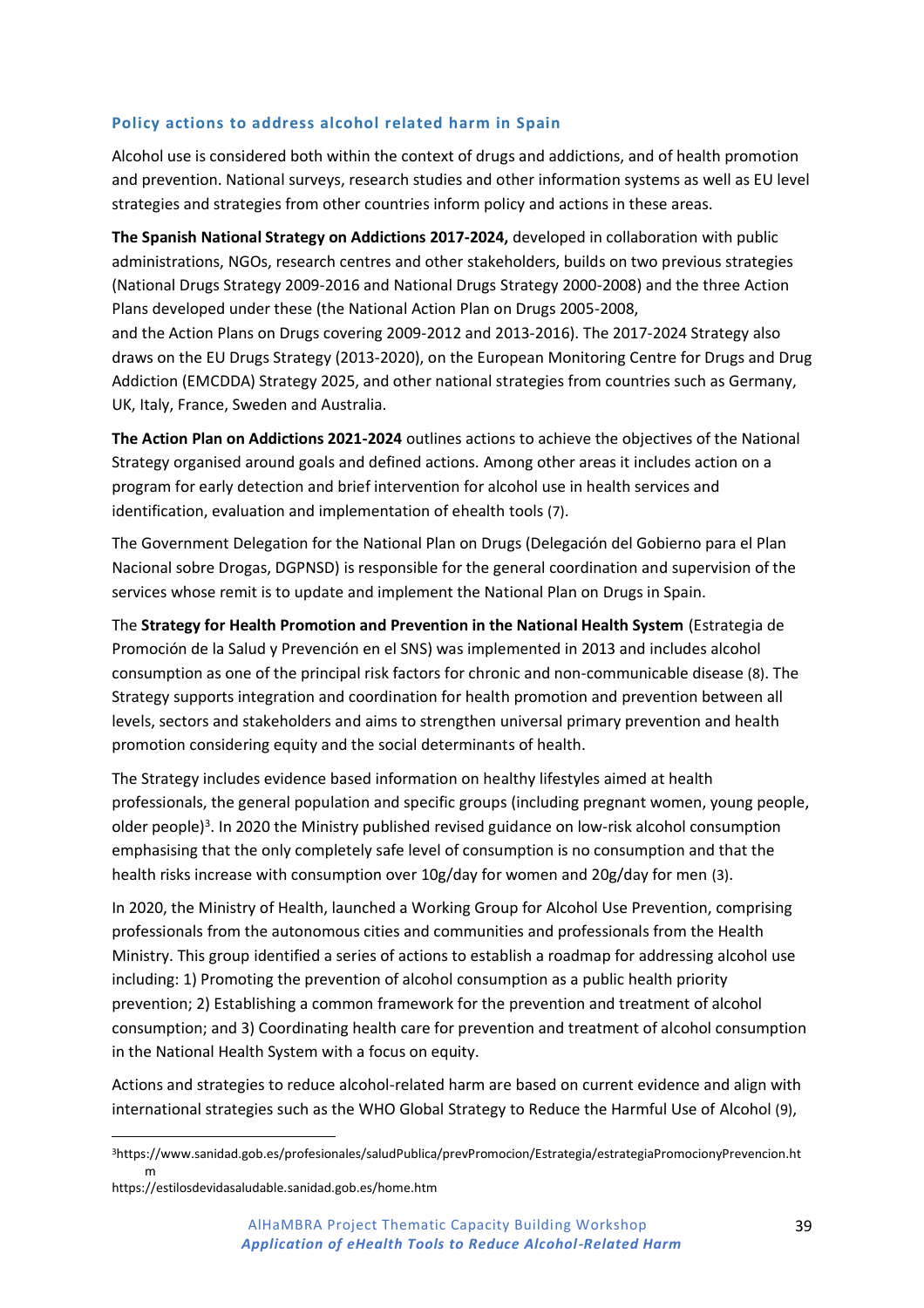### Policy actions to address alcohol related harm in Spain

Alcohol use is considered both within the context of drugs and addictions, and of health promotion and prevention. National surveys, research studies and other information systems as well as EU level strategies and strategies from other countries inform policy and actions in these areas.

**The Spanish National Strategy on Addictions 2017-2024,** developed in collaboration with public administrations, NGOs, research centres and other stakeholders, builds on two previous strategies (National Drugs Strategy 2009-2016 and National Drugs Strategy 2000-2008) and the three Action Plans developed under these (the National Action Plan on Drugs 2005-2008, and the Action Plans on Drugs covering 2009-2012 and 2013-2016). The 2017-2024 Strategy also draws on the EU Drugs Strategy (2013-2020), on the European Monitoring Centre for Drugs and Drug Addiction (EMCDDA) Strategy 2025, and other national strategies from countries such as Germany, UK, Italy, France, Sweden and Australia.

**The Action Plan on Addictions 2021-2024** outlines actions to achieve the objectives of the National Strategy organised around goals and defined actions. Among other areas it includes action on a program for early detection and brief intervention for alcohol use in health services and identification, evaluation and implementation of ehealth tools (7).

The Government Delegation for the National Plan on Drugs (Delegación del Gobierno para el Plan Nacional sobre Drogas, DGPNSD) is responsible for the general coordination and supervision of the services whose remit is to update and implement the National Plan on Drugs in Spain.

The **Strategy for Health Promotion and Prevention in the National Health System** (Estrategia de Promoción de la Salud y Prevención en el SNS) was implemented in 2013 and includes alcohol consumption as one of the principal risk factors for chronic and non-communicable disease (8). The Strategy supports integration and coordination for health promotion and prevention between all levels, sectors and stakeholders and aims to strengthen universal primary prevention and health promotion considering equity and the social determinants of health.

The Strategy includes evidence based information on healthy lifestyles aimed at health professionals, the general population and specific groups (including pregnant women, young people, older people)[3]. In 2020 the Ministry published revised guidance on low-risk alcohol consumption emphasising that the only completely safe level of consumption is no consumption and that the health risks increase with consumption over 10g/day for women and 20g/day for men (3).

In 2020, the Ministry of Health, launched a Working Group for Alcohol Use Prevention, comprising professionals from the autonomous cities and communities and professionals from the Health Ministry. This group identified a series of actions to establish a roadmap for addressing alcohol use including: 1) Promoting the prevention of alcohol consumption as a public health priority prevention; 2) Establishing a common framework for the prevention and treatment of alcohol consumption; and 3) Coordinating health care for prevention and treatment of alcohol consumption in the National Health System with a focus on equity.

Actions and strategies to reduce alcohol-related harm are based on current evidence and align with international strategies such as the WHO Global Strategy to Reduce the Harmful Use of Alcohol (9),

---

[3] https://www.sanidad.gob.es/profesionales/saludPublica/prevPromocion/Estrategia/estrategiaPromocionyPrevencion.htm
https://estilosdevidasaludable.sanidad.gob.es/home.htm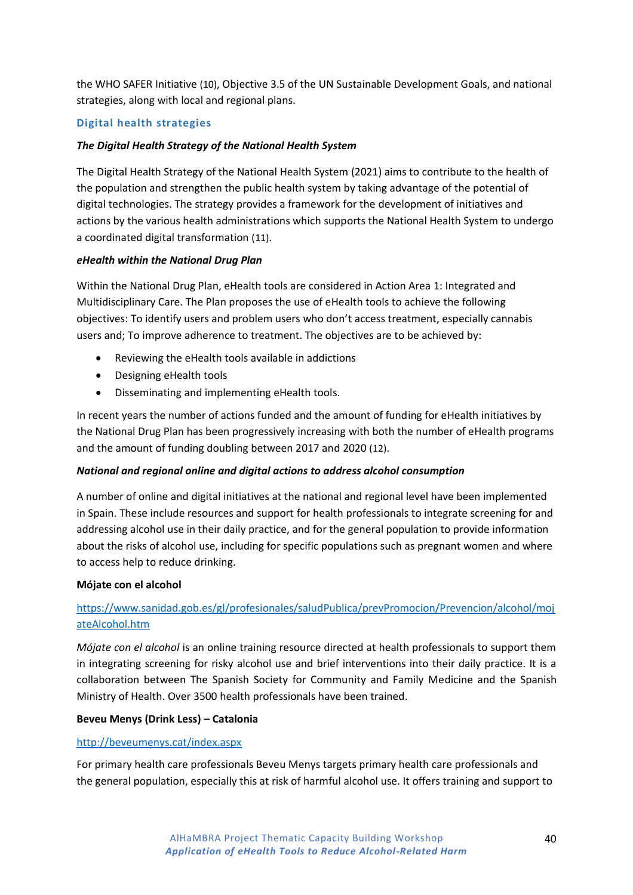the WHO SAFER Initiative (10), Objective 3.5 of the UN Sustainable Development Goals, and national strategies, along with local and regional plans.

## Digital health strategies

### *The Digital Health Strategy of the National Health System*

The Digital Health Strategy of the National Health System (2021) aims to contribute to the health of the population and strengthen the public health system by taking advantage of the potential of digital technologies. The strategy provides a framework for the development of initiatives and actions by the various health administrations which supports the National Health System to undergo a coordinated digital transformation (11).

### *eHealth within the National Drug Plan*

Within the National Drug Plan, eHealth tools are considered in Action Area 1: Integrated and Multidisciplinary Care. The Plan proposes the use of eHealth tools to achieve the following objectives: To identify users and problem users who don't access treatment, especially cannabis users and; To improve adherence to treatment. The objectives are to be achieved by:

- Reviewing the eHealth tools available in addictions
- Designing eHealth tools
- Disseminating and implementing eHealth tools.

In recent years the number of actions funded and the amount of funding for eHealth initiatives by the National Drug Plan has been progressively increasing with both the number of eHealth programs and the amount of funding doubling between 2017 and 2020 (12).

### *National and regional online and digital actions to address alcohol consumption*

A number of online and digital initiatives at the national and regional level have been implemented in Spain. These include resources and support for health professionals to integrate screening for and addressing alcohol use in their daily practice, and for the general population to provide information about the risks of alcohol use, including for specific populations such as pregnant women and where to access help to reduce drinking.

**Mójate con el alcohol**

https://www.sanidad.gob.es/gl/profesionales/saludPublica/prevPromocion/Prevencion/alcohol/mojateAlcohol.htm

*Mójate con el alcohol* is an online training resource directed at health professionals to support them in integrating screening for risky alcohol use and brief interventions into their daily practice. It is a collaboration between The Spanish Society for Community and Family Medicine and the Spanish Ministry of Health. Over 3500 health professionals have been trained.

**Beveu Menys (Drink Less) – Catalonia**

http://beveumenys.cat/index.aspx

For primary health care professionals Beveu Menys targets primary health care professionals and the general population, especially this at risk of harmful alcohol use. It offers training and support to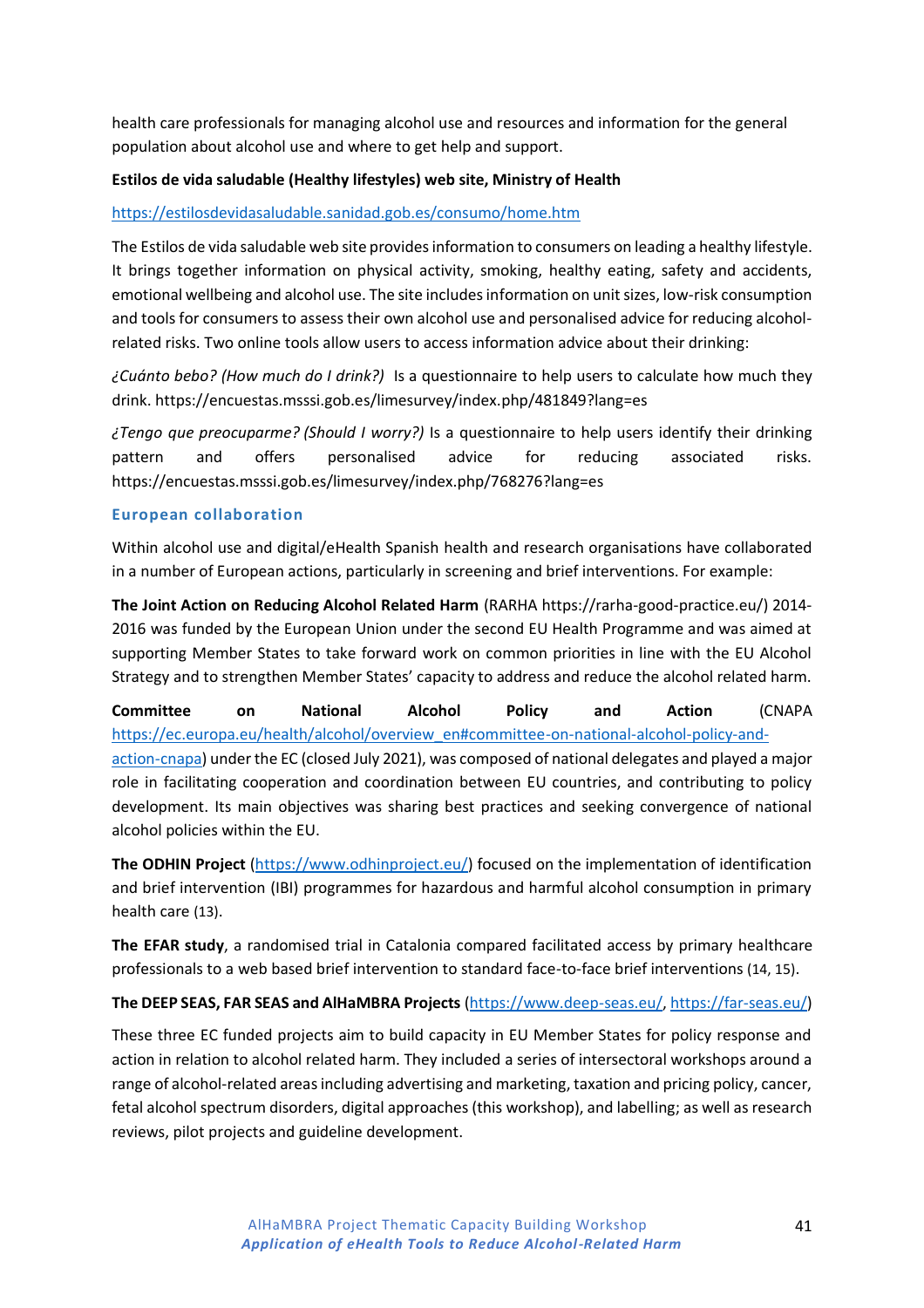health care professionals for managing alcohol use and resources and information for the general population about alcohol use and where to get help and support.

**Estilos de vida saludable (Healthy lifestyles) web site, Ministry of Health**

https://estilosdevidasaludable.sanidad.gob.es/consumo/home.htm

The Estilos de vida saludable web site provides information to consumers on leading a healthy lifestyle. It brings together information on physical activity, smoking, healthy eating, safety and accidents, emotional wellbeing and alcohol use. The site includes information on unit sizes, low-risk consumption and tools for consumers to assess their own alcohol use and personalised advice for reducing alcohol-related risks. Two online tools allow users to access information advice about their drinking:

*¿Cuánto bebo? (How much do I drink?)* Is a questionnaire to help users to calculate how much they drink. https://encuestas.msssi.gob.es/limesurvey/index.php/481849?lang=es

*¿Tengo que preocuparme? (Should I worry?)* Is a questionnaire to help users identify their drinking pattern and offers personalised advice for reducing associated risks. https://encuestas.msssi.gob.es/limesurvey/index.php/768276?lang=es

### European collaboration

Within alcohol use and digital/eHealth Spanish health and research organisations have collaborated in a number of European actions, particularly in screening and brief interventions. For example:

**The Joint Action on Reducing Alcohol Related Harm** (RARHA https://rarha-good-practice.eu/) 2014-2016 was funded by the European Union under the second EU Health Programme and was aimed at supporting Member States to take forward work on common priorities in line with the EU Alcohol Strategy and to strengthen Member States' capacity to address and reduce the alcohol related harm.

**Committee on National Alcohol Policy and Action** (CNAPA https://ec.europa.eu/health/alcohol/overview_en#committee-on-national-alcohol-policy-and-action-cnapa) under the EC (closed July 2021), was composed of national delegates and played a major role in facilitating cooperation and coordination between EU countries, and contributing to policy development. Its main objectives was sharing best practices and seeking convergence of national alcohol policies within the EU.

**The ODHIN Project** (https://www.odhinproject.eu/) focused on the implementation of identification and brief intervention (IBI) programmes for hazardous and harmful alcohol consumption in primary health care (13).

**The EFAR study**, a randomised trial in Catalonia compared facilitated access by primary healthcare professionals to a web based brief intervention to standard face-to-face brief interventions (14, 15).

**The DEEP SEAS, FAR SEAS and AlHaMBRA Projects** (https://www.deep-seas.eu/, https://far-seas.eu/)

These three EC funded projects aim to build capacity in EU Member States for policy response and action in relation to alcohol related harm. They included a series of intersectoral workshops around a range of alcohol-related areas including advertising and marketing, taxation and pricing policy, cancer, fetal alcohol spectrum disorders, digital approaches (this workshop), and labelling; as well as research reviews, pilot projects and guideline development.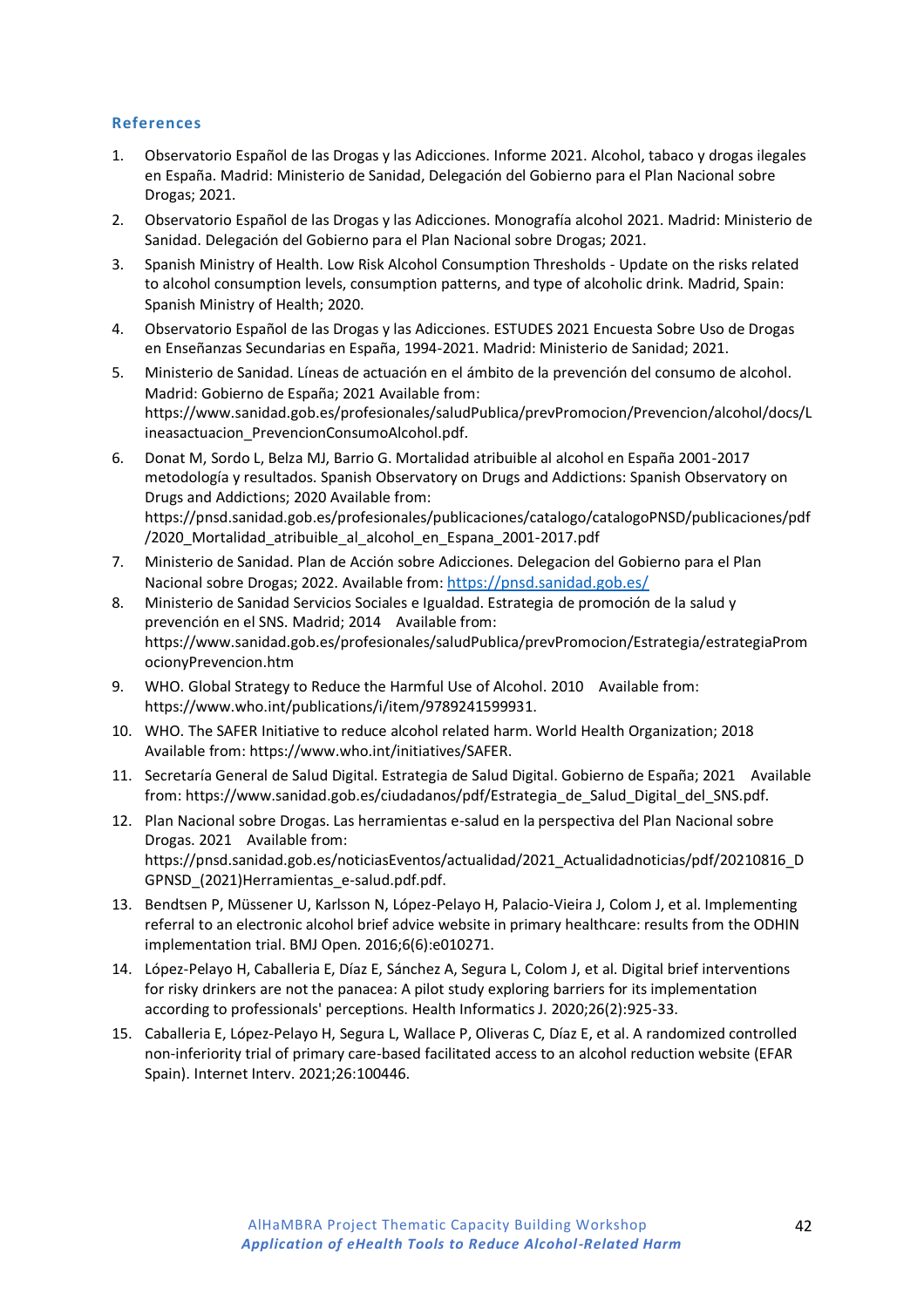### References

1. Observatorio Español de las Drogas y las Adicciones. Informe 2021. Alcohol, tabaco y drogas ilegales en España. Madrid: Ministerio de Sanidad, Delegación del Gobierno para el Plan Nacional sobre Drogas; 2021.
2. Observatorio Español de las Drogas y las Adicciones. Monografía alcohol 2021. Madrid: Ministerio de Sanidad. Delegación del Gobierno para el Plan Nacional sobre Drogas; 2021.
3. Spanish Ministry of Health. Low Risk Alcohol Consumption Thresholds - Update on the risks related to alcohol consumption levels, consumption patterns, and type of alcoholic drink. Madrid, Spain: Spanish Ministry of Health; 2020.
4. Observatorio Español de las Drogas y las Adicciones. ESTUDES 2021 Encuesta Sobre Uso de Drogas en Enseñanzas Secundarias en España, 1994-2021. Madrid: Ministerio de Sanidad; 2021.
5. Ministerio de Sanidad. Líneas de actuación en el ámbito de la prevención del consumo de alcohol. Madrid: Gobierno de España; 2021 Available from: https://www.sanidad.gob.es/profesionales/saludPublica/prevPromocion/Prevencion/alcohol/docs/Lineasactuacion_PrevencionConsumoAlcohol.pdf.
6. Donat M, Sordo L, Belza MJ, Barrio G. Mortalidad atribuible al alcohol en España 2001-2017 metodología y resultados. Spanish Observatory on Drugs and Addictions: Spanish Observatory on Drugs and Addictions; 2020 Available from: https://pnsd.sanidad.gob.es/profesionales/publicaciones/catalogo/catalogoPNSD/publicaciones/pdf/2020_Mortalidad_atribuible_al_alcohol_en_Espana_2001-2017.pdf
7. Ministerio de Sanidad. Plan de Acción sobre Adicciones. Delegacion del Gobierno para el Plan Nacional sobre Drogas; 2022. Available from: https://pnsd.sanidad.gob.es/
8. Ministerio de Sanidad Servicios Sociales e Igualdad. Estrategia de promoción de la salud y prevención en el SNS. Madrid; 2014 Available from: https://www.sanidad.gob.es/profesionales/saludPublica/prevPromocion/Estrategia/estrategiaPromocionyPrevencion.htm
9. WHO. Global Strategy to Reduce the Harmful Use of Alcohol. 2010 Available from: https://www.who.int/publications/i/item/9789241599931.
10. WHO. The SAFER Initiative to reduce alcohol related harm. World Health Organization; 2018 Available from: https://www.who.int/initiatives/SAFER.
11. Secretaría General de Salud Digital. Estrategia de Salud Digital. Gobierno de España; 2021 Available from: https://www.sanidad.gob.es/ciudadanos/pdf/Estrategia_de_Salud_Digital_del_SNS.pdf.
12. Plan Nacional sobre Drogas. Las herramientas e-salud en la perspectiva del Plan Nacional sobre Drogas. 2021 Available from: https://pnsd.sanidad.gob.es/noticiasEventos/actualidad/2021_Actualidadnoticias/pdf/20210816_DGPNSD_(2021)Herramientas_e-salud.pdf.
13. Bendtsen P, Müssener U, Karlsson N, López-Pelayo H, Palacio-Vieira J, Colom J, et al. Implementing referral to an electronic alcohol brief advice website in primary healthcare: results from the ODHIN implementation trial. BMJ Open. 2016;6(6):e010271.
14. López-Pelayo H, Caballeria E, Díaz E, Sánchez A, Segura L, Colom J, et al. Digital brief interventions for risky drinkers are not the panacea: A pilot study exploring barriers for its implementation according to professionals' perceptions. Health Informatics J. 2020;26(2):925-33.
15. Caballeria E, López-Pelayo H, Segura L, Wallace P, Oliveras C, Díaz E, et al. A randomized controlled non-inferiority trial of primary care-based facilitated access to an alcohol reduction website (EFAR Spain). Internet Interv. 2021;26:100446.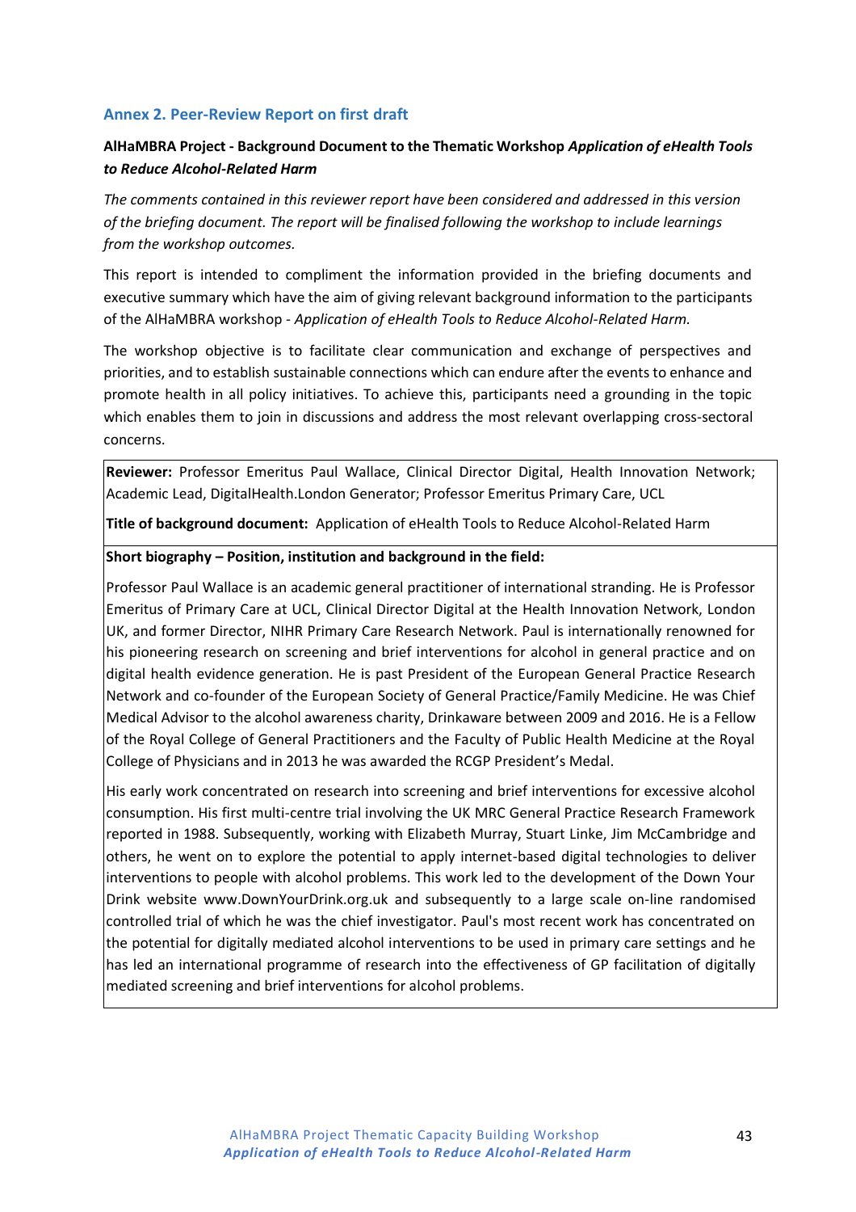## Annex 2. Peer-Review Report on first draft

**AlHaMBRA Project - Background Document to the Thematic Workshop *Application of eHealth Tools to Reduce Alcohol-Related Harm***

*The comments contained in this reviewer report have been considered and addressed in this version of the briefing document. The report will be finalised following the workshop to include learnings from the workshop outcomes.*

This report is intended to compliment the information provided in the briefing documents and executive summary which have the aim of giving relevant background information to the participants of the AlHaMBRA workshop - *Application of eHealth Tools to Reduce Alcohol-Related Harm.*

The workshop objective is to facilitate clear communication and exchange of perspectives and priorities, and to establish sustainable connections which can endure after the events to enhance and promote health in all policy initiatives. To achieve this, participants need a grounding in the topic which enables them to join in discussions and address the most relevant overlapping cross-sectoral concerns.

**Reviewer:** Professor Emeritus Paul Wallace, Clinical Director Digital, Health Innovation Network; Academic Lead, DigitalHealth.London Generator; Professor Emeritus Primary Care, UCL

**Title of background document:** Application of eHealth Tools to Reduce Alcohol-Related Harm

**Short biography – Position, institution and background in the field:**

Professor Paul Wallace is an academic general practitioner of international stranding. He is Professor Emeritus of Primary Care at UCL, Clinical Director Digital at the Health Innovation Network, London UK, and former Director, NIHR Primary Care Research Network. Paul is internationally renowned for his pioneering research on screening and brief interventions for alcohol in general practice and on digital health evidence generation. He is past President of the European General Practice Research Network and co-founder of the European Society of General Practice/Family Medicine. He was Chief Medical Advisor to the alcohol awareness charity, Drinkaware between 2009 and 2016. He is a Fellow of the Royal College of General Practitioners and the Faculty of Public Health Medicine at the Royal College of Physicians and in 2013 he was awarded the RCGP President's Medal.

His early work concentrated on research into screening and brief interventions for excessive alcohol consumption. His first multi-centre trial involving the UK MRC General Practice Research Framework reported in 1988. Subsequently, working with Elizabeth Murray, Stuart Linke, Jim McCambridge and others, he went on to explore the potential to apply internet-based digital technologies to deliver interventions to people with alcohol problems. This work led to the development of the Down Your Drink website www.DownYourDrink.org.uk and subsequently to a large scale on-line randomised controlled trial of which he was the chief investigator. Paul's most recent work has concentrated on the potential for digitally mediated alcohol interventions to be used in primary care settings and he has led an international programme of research into the effectiveness of GP facilitation of digitally mediated screening and brief interventions for alcohol problems.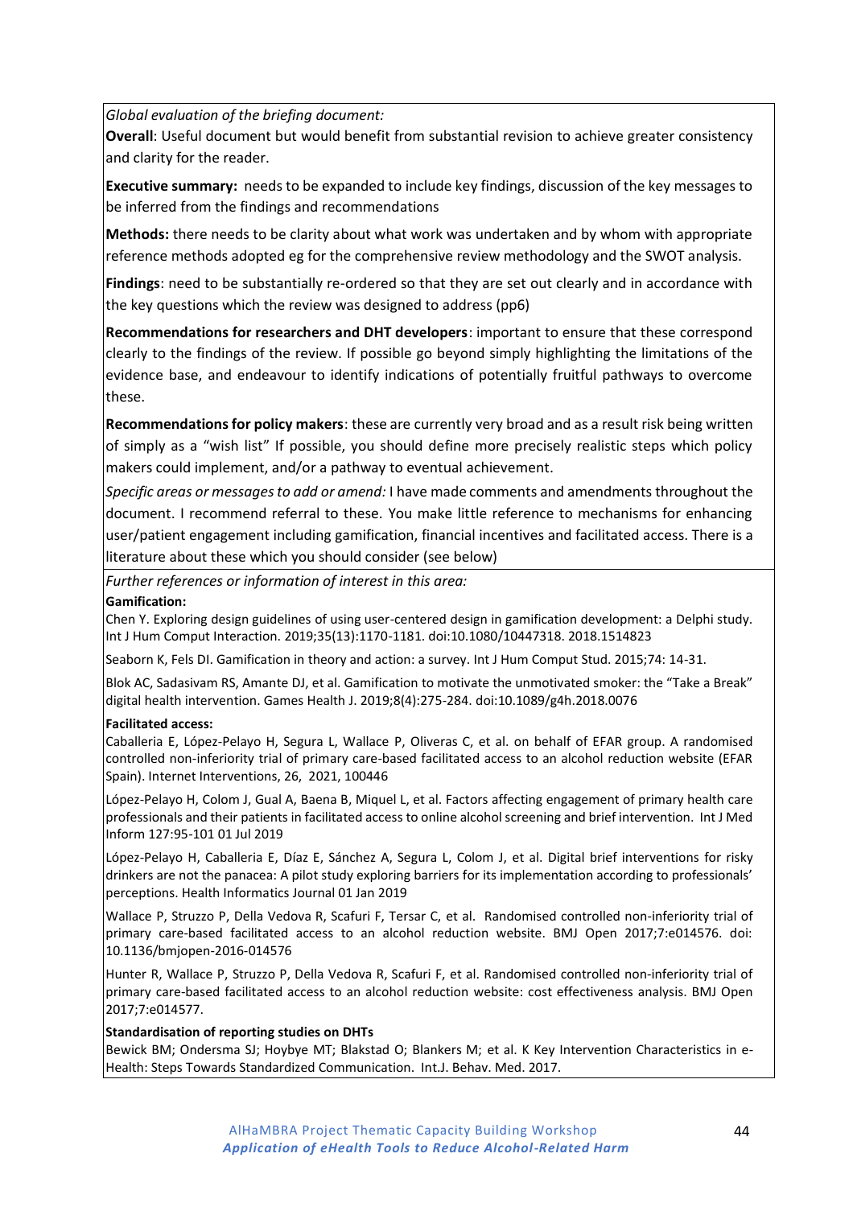*Global evaluation of the briefing document:*

**Overall**: Useful document but would benefit from substantial revision to achieve greater consistency and clarity for the reader.

**Executive summary:** needs to be expanded to include key findings, discussion of the key messages to be inferred from the findings and recommendations

**Methods:** there needs to be clarity about what work was undertaken and by whom with appropriate reference methods adopted eg for the comprehensive review methodology and the SWOT analysis.

**Findings**: need to be substantially re-ordered so that they are set out clearly and in accordance with the key questions which the review was designed to address (pp6)

**Recommendations for researchers and DHT developers**: important to ensure that these correspond clearly to the findings of the review. If possible go beyond simply highlighting the limitations of the evidence base, and endeavour to identify indications of potentially fruitful pathways to overcome these.

**Recommendations for policy makers**: these are currently very broad and as a result risk being written of simply as a "wish list" If possible, you should define more precisely realistic steps which policy makers could implement, and/or a pathway to eventual achievement.

*Specific areas or messages to add or amend:* I have made comments and amendments throughout the document. I recommend referral to these. You make little reference to mechanisms for enhancing user/patient engagement including gamification, financial incentives and facilitated access. There is a literature about these which you should consider (see below)

*Further references or information of interest in this area:*

**Gamification:**

Chen Y. Exploring design guidelines of using user-centered design in gamification development: a Delphi study. Int J Hum Comput Interaction. 2019;35(13):1170-1181. doi:10.1080/10447318. 2018.1514823

Seaborn K, Fels DI. Gamification in theory and action: a survey. Int J Hum Comput Stud. 2015;74: 14-31.

Blok AC, Sadasivam RS, Amante DJ, et al. Gamification to motivate the unmotivated smoker: the "Take a Break" digital health intervention. Games Health J. 2019;8(4):275-284. doi:10.1089/g4h.2018.0076

**Facilitated access:**

Caballeria E, López-Pelayo H, Segura L, Wallace P, Oliveras C, et al. on behalf of EFAR group. A randomised controlled non-inferiority trial of primary care-based facilitated access to an alcohol reduction website (EFAR Spain). Internet Interventions, 26, 2021, 100446

López-Pelayo H, Colom J, Gual A, Baena B, Miquel L, et al. Factors affecting engagement of primary health care professionals and their patients in facilitated access to online alcohol screening and brief intervention. Int J Med Inform 127:95-101 01 Jul 2019

López-Pelayo H, Caballeria E, Díaz E, Sánchez A, Segura L, Colom J, et al. Digital brief interventions for risky drinkers are not the panacea: A pilot study exploring barriers for its implementation according to professionals' perceptions. Health Informatics Journal 01 Jan 2019

Wallace P, Struzzo P, Della Vedova R, Scafuri F, Tersar C, et al. Randomised controlled non-inferiority trial of primary care-based facilitated access to an alcohol reduction website. BMJ Open 2017;7:e014576. doi: 10.1136/bmjopen-2016-014576

Hunter R, Wallace P, Struzzo P, Della Vedova R, Scafuri F, et al. Randomised controlled non-inferiority trial of primary care-based facilitated access to an alcohol reduction website: cost effectiveness analysis. BMJ Open 2017;7:e014577.

**Standardisation of reporting studies on DHTs**

Bewick BM; Ondersma SJ; Hoybye MT; Blakstad O; Blankers M; et al. K Key Intervention Characteristics in e-Health: Steps Towards Standardized Communication. Int.J. Behav. Med. 2017.